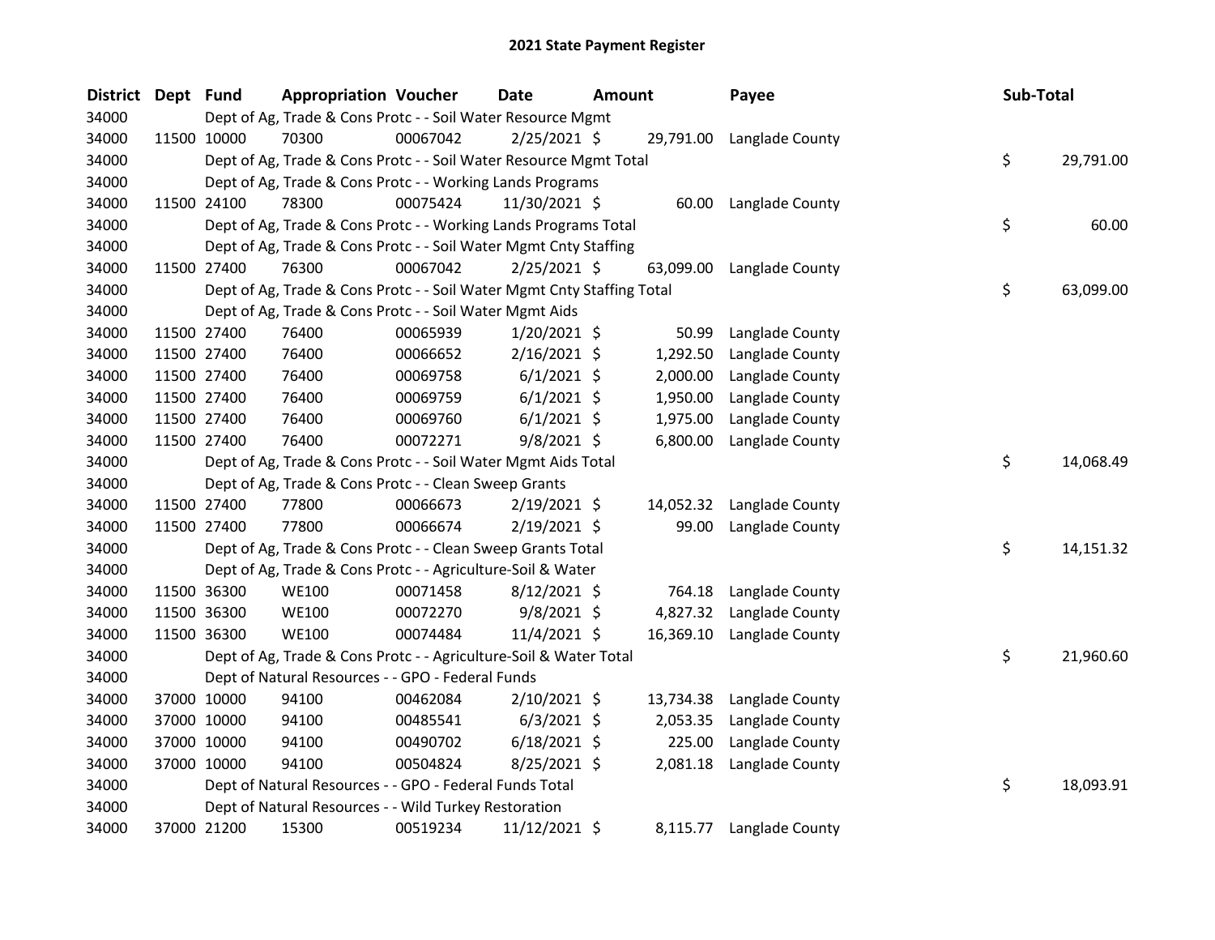# 2021 State Payment Register

| District | Dept | Fund | Appropriation | Voucher | Date | Amount | Payee | Sub-Total |
|---|---|---|---|---|---|---|---|---|
| 34000 | | Dept of Ag, Trade & Cons Protc - - Soil Water Resource Mgmt | | | | | | |
| 34000 | 11500 | 10000 | 70300 | 00067042 | 2/25/2021 | $ 29,791.00 | Langlade County | |
| 34000 | | Dept of Ag, Trade & Cons Protc - - Soil Water Resource Mgmt Total | | | | | | $ 29,791.00 |
| 34000 | | Dept of Ag, Trade & Cons Protc - - Working Lands Programs | | | | | | |
| 34000 | 11500 | 24100 | 78300 | 00075424 | 11/30/2021 | $ 60.00 | Langlade County | |
| 34000 | | Dept of Ag, Trade & Cons Protc - - Working Lands Programs Total | | | | | | $ 60.00 |
| 34000 | | Dept of Ag, Trade & Cons Protc - - Soil Water Mgmt Cnty Staffing | | | | | | |
| 34000 | 11500 | 27400 | 76300 | 00067042 | 2/25/2021 | $ 63,099.00 | Langlade County | |
| 34000 | | Dept of Ag, Trade & Cons Protc - - Soil Water Mgmt Cnty Staffing Total | | | | | | $ 63,099.00 |
| 34000 | | Dept of Ag, Trade & Cons Protc - - Soil Water Mgmt Aids | | | | | | |
| 34000 | 11500 | 27400 | 76400 | 00065939 | 1/20/2021 | $ 50.99 | Langlade County | |
| 34000 | 11500 | 27400 | 76400 | 00066652 | 2/16/2021 | $ 1,292.50 | Langlade County | |
| 34000 | 11500 | 27400 | 76400 | 00069758 | 6/1/2021 | $ 2,000.00 | Langlade County | |
| 34000 | 11500 | 27400 | 76400 | 00069759 | 6/1/2021 | $ 1,950.00 | Langlade County | |
| 34000 | 11500 | 27400 | 76400 | 00069760 | 6/1/2021 | $ 1,975.00 | Langlade County | |
| 34000 | 11500 | 27400 | 76400 | 00072271 | 9/8/2021 | $ 6,800.00 | Langlade County | |
| 34000 | | Dept of Ag, Trade & Cons Protc - - Soil Water Mgmt Aids Total | | | | | | $ 14,068.49 |
| 34000 | | Dept of Ag, Trade & Cons Protc - - Clean Sweep Grants | | | | | | |
| 34000 | 11500 | 27400 | 77800 | 00066673 | 2/19/2021 | $ 14,052.32 | Langlade County | |
| 34000 | 11500 | 27400 | 77800 | 00066674 | 2/19/2021 | $ 99.00 | Langlade County | |
| 34000 | | Dept of Ag, Trade & Cons Protc - - Clean Sweep Grants Total | | | | | | $ 14,151.32 |
| 34000 | | Dept of Ag, Trade & Cons Protc - - Agriculture-Soil & Water | | | | | | |
| 34000 | 11500 | 36300 | WE100 | 00071458 | 8/12/2021 | $ 764.18 | Langlade County | |
| 34000 | 11500 | 36300 | WE100 | 00072270 | 9/8/2021 | $ 4,827.32 | Langlade County | |
| 34000 | 11500 | 36300 | WE100 | 00074484 | 11/4/2021 | $ 16,369.10 | Langlade County | |
| 34000 | | Dept of Ag, Trade & Cons Protc - - Agriculture-Soil & Water Total | | | | | | $ 21,960.60 |
| 34000 | | Dept of Natural Resources - - GPO - Federal Funds | | | | | | |
| 34000 | 37000 | 10000 | 94100 | 00462084 | 2/10/2021 | $ 13,734.38 | Langlade County | |
| 34000 | 37000 | 10000 | 94100 | 00485541 | 6/3/2021 | $ 2,053.35 | Langlade County | |
| 34000 | 37000 | 10000 | 94100 | 00490702 | 6/18/2021 | $ 225.00 | Langlade County | |
| 34000 | 37000 | 10000 | 94100 | 00504824 | 8/25/2021 | $ 2,081.18 | Langlade County | |
| 34000 | | Dept of Natural Resources - - GPO - Federal Funds Total | | | | | | $ 18,093.91 |
| 34000 | | Dept of Natural Resources - - Wild Turkey Restoration | | | | | | |
| 34000 | 37000 | 21200 | 15300 | 00519234 | 11/12/2021 | $ 8,115.77 | Langlade County | |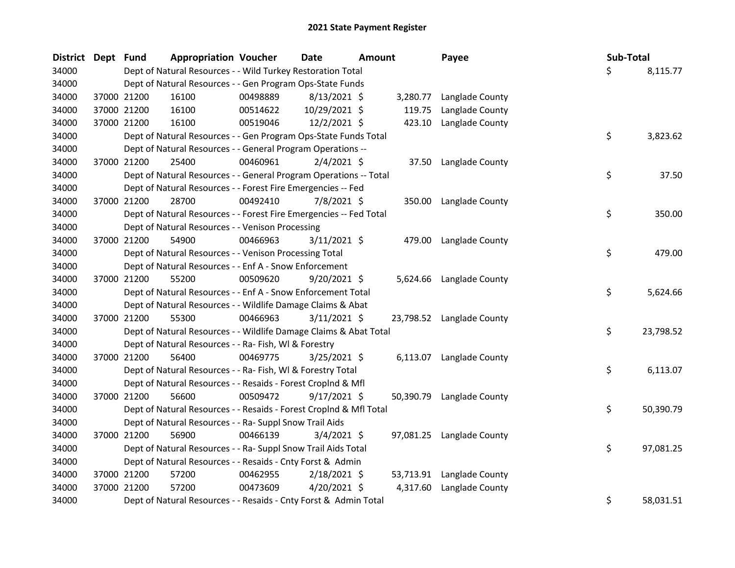# 2021 State Payment Register

| District | Dept | Fund | Appropriation | Voucher | Date | Amount | Payee | Sub-Total |
|---|---|---|---|---|---|---|---|---|
| 34000 | | | Dept of Natural Resources - - Wild Turkey Restoration Total | | | | | $ 8,115.77 |
| 34000 | | | Dept of Natural Resources - - Gen Program Ops-State Funds | | | | | |
| 34000 | 37000 | 21200 | 16100 | 00498889 | 8/13/2021 | $ 3,280.77 | Langlade County | |
| 34000 | 37000 | 21200 | 16100 | 00514622 | 10/29/2021 | $ 119.75 | Langlade County | |
| 34000 | 37000 | 21200 | 16100 | 00519046 | 12/2/2021 | $ 423.10 | Langlade County | |
| 34000 | | | Dept of Natural Resources - - Gen Program Ops-State Funds Total | | | | | $ 3,823.62 |
| 34000 | | | Dept of Natural Resources - - General Program Operations -- | | | | | |
| 34000 | 37000 | 21200 | 25400 | 00460961 | 2/4/2021 | $ 37.50 | Langlade County | |
| 34000 | | | Dept of Natural Resources - - General Program Operations -- Total | | | | | $ 37.50 |
| 34000 | | | Dept of Natural Resources - - Forest Fire Emergencies -- Fed | | | | | |
| 34000 | 37000 | 21200 | 28700 | 00492410 | 7/8/2021 | $ 350.00 | Langlade County | |
| 34000 | | | Dept of Natural Resources - - Forest Fire Emergencies -- Fed Total | | | | | $ 350.00 |
| 34000 | | | Dept of Natural Resources - - Venison Processing | | | | | |
| 34000 | 37000 | 21200 | 54900 | 00466963 | 3/11/2021 | $ 479.00 | Langlade County | |
| 34000 | | | Dept of Natural Resources - - Venison Processing Total | | | | | $ 479.00 |
| 34000 | | | Dept of Natural Resources - - Enf A - Snow Enforcement | | | | | |
| 34000 | 37000 | 21200 | 55200 | 00509620 | 9/20/2021 | $ 5,624.66 | Langlade County | |
| 34000 | | | Dept of Natural Resources - - Enf A - Snow Enforcement Total | | | | | $ 5,624.66 |
| 34000 | | | Dept of Natural Resources - - Wildlife Damage Claims & Abat | | | | | |
| 34000 | 37000 | 21200 | 55300 | 00466963 | 3/11/2021 | $ 23,798.52 | Langlade County | |
| 34000 | | | Dept of Natural Resources - - Wildlife Damage Claims & Abat Total | | | | | $ 23,798.52 |
| 34000 | | | Dept of Natural Resources - - Ra- Fish, Wl & Forestry | | | | | |
| 34000 | 37000 | 21200 | 56400 | 00469775 | 3/25/2021 | $ 6,113.07 | Langlade County | |
| 34000 | | | Dept of Natural Resources - - Ra- Fish, Wl & Forestry Total | | | | | $ 6,113.07 |
| 34000 | | | Dept of Natural Resources - - Resaids - Forest Croplnd & Mfl | | | | | |
| 34000 | 37000 | 21200 | 56600 | 00509472 | 9/17/2021 | $ 50,390.79 | Langlade County | |
| 34000 | | | Dept of Natural Resources - - Resaids - Forest Croplnd & Mfl Total | | | | | $ 50,390.79 |
| 34000 | | | Dept of Natural Resources - - Ra- Suppl Snow Trail Aids | | | | | |
| 34000 | 37000 | 21200 | 56900 | 00466139 | 3/4/2021 | $ 97,081.25 | Langlade County | |
| 34000 | | | Dept of Natural Resources - - Ra- Suppl Snow Trail Aids Total | | | | | $ 97,081.25 |
| 34000 | | | Dept of Natural Resources - - Resaids - Cnty Forst & Admin | | | | | |
| 34000 | 37000 | 21200 | 57200 | 00462955 | 2/18/2021 | $ 53,713.91 | Langlade County | |
| 34000 | 37000 | 21200 | 57200 | 00473609 | 4/20/2021 | $ 4,317.60 | Langlade County | |
| 34000 | | | Dept of Natural Resources - - Resaids - Cnty Forst & Admin Total | | | | | $ 58,031.51 |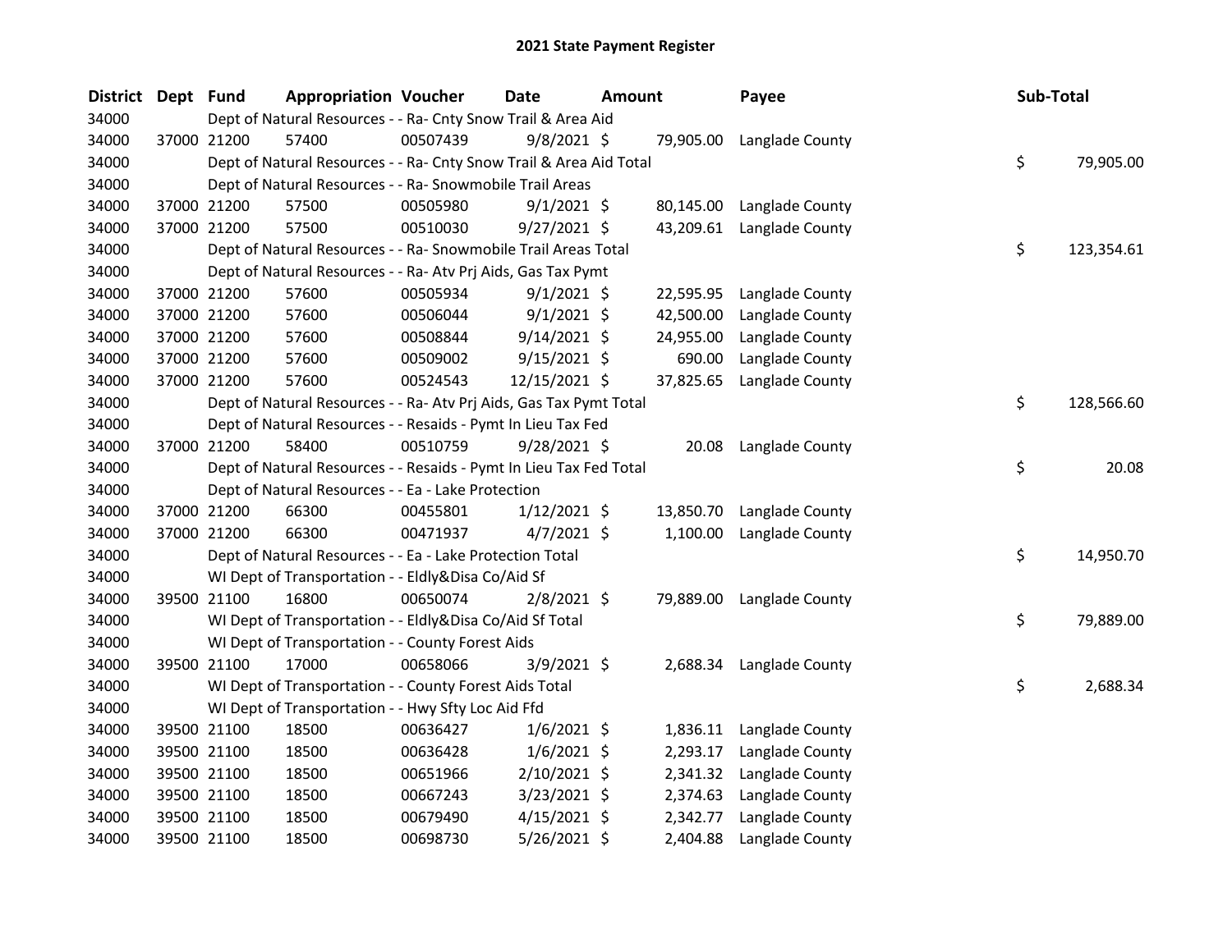# 2021 State Payment Register

| District | Dept | Fund | Appropriation | Voucher | Date | Amount | Payee | Sub-Total |
|---|---|---|---|---|---|---|---|---|
| 34000 | | Dept of Natural Resources - - Ra- Cnty Snow Trail & Area Aid | | | | | | |
| 34000 | 37000 | 21200 | 57400 | 00507439 | 9/8/2021 | $ 79,905.00 | Langlade County | |
| 34000 | | Dept of Natural Resources - - Ra- Cnty Snow Trail & Area Aid Total | | | | | | $ 79,905.00 |
| 34000 | | Dept of Natural Resources - - Ra- Snowmobile Trail Areas | | | | | | |
| 34000 | 37000 | 21200 | 57500 | 00505980 | 9/1/2021 | $ 80,145.00 | Langlade County | |
| 34000 | 37000 | 21200 | 57500 | 00510030 | 9/27/2021 | $ 43,209.61 | Langlade County | |
| 34000 | | Dept of Natural Resources - - Ra- Snowmobile Trail Areas Total | | | | | | $ 123,354.61 |
| 34000 | | Dept of Natural Resources - - Ra- Atv Prj Aids, Gas Tax Pymt | | | | | | |
| 34000 | 37000 | 21200 | 57600 | 00505934 | 9/1/2021 | $ 22,595.95 | Langlade County | |
| 34000 | 37000 | 21200 | 57600 | 00506044 | 9/1/2021 | $ 42,500.00 | Langlade County | |
| 34000 | 37000 | 21200 | 57600 | 00508844 | 9/14/2021 | $ 24,955.00 | Langlade County | |
| 34000 | 37000 | 21200 | 57600 | 00509002 | 9/15/2021 | $ 690.00 | Langlade County | |
| 34000 | 37000 | 21200 | 57600 | 00524543 | 12/15/2021 | $ 37,825.65 | Langlade County | |
| 34000 | | Dept of Natural Resources - - Ra- Atv Prj Aids, Gas Tax Pymt Total | | | | | | $ 128,566.60 |
| 34000 | | Dept of Natural Resources - - Resaids - Pymt In Lieu Tax Fed | | | | | | |
| 34000 | 37000 | 21200 | 58400 | 00510759 | 9/28/2021 | $ 20.08 | Langlade County | |
| 34000 | | Dept of Natural Resources - - Resaids - Pymt In Lieu Tax Fed Total | | | | | | $ 20.08 |
| 34000 | | Dept of Natural Resources - - Ea - Lake Protection | | | | | | |
| 34000 | 37000 | 21200 | 66300 | 00455801 | 1/12/2021 | $ 13,850.70 | Langlade County | |
| 34000 | 37000 | 21200 | 66300 | 00471937 | 4/7/2021 | $ 1,100.00 | Langlade County | |
| 34000 | | Dept of Natural Resources - - Ea - Lake Protection Total | | | | | | $ 14,950.70 |
| 34000 | | WI Dept of Transportation - - Eldly&Disa Co/Aid Sf | | | | | | |
| 34000 | 39500 | 21100 | 16800 | 00650074 | 2/8/2021 | $ 79,889.00 | Langlade County | |
| 34000 | | WI Dept of Transportation - - Eldly&Disa Co/Aid Sf Total | | | | | | $ 79,889.00 |
| 34000 | | WI Dept of Transportation - - County Forest Aids | | | | | | |
| 34000 | 39500 | 21100 | 17000 | 00658066 | 3/9/2021 | $ 2,688.34 | Langlade County | |
| 34000 | | WI Dept of Transportation - - County Forest Aids Total | | | | | | $ 2,688.34 |
| 34000 | | WI Dept of Transportation - - Hwy Sfty Loc Aid Ffd | | | | | | |
| 34000 | 39500 | 21100 | 18500 | 00636427 | 1/6/2021 | $ 1,836.11 | Langlade County | |
| 34000 | 39500 | 21100 | 18500 | 00636428 | 1/6/2021 | $ 2,293.17 | Langlade County | |
| 34000 | 39500 | 21100 | 18500 | 00651966 | 2/10/2021 | $ 2,341.32 | Langlade County | |
| 34000 | 39500 | 21100 | 18500 | 00667243 | 3/23/2021 | $ 2,374.63 | Langlade County | |
| 34000 | 39500 | 21100 | 18500 | 00679490 | 4/15/2021 | $ 2,342.77 | Langlade County | |
| 34000 | 39500 | 21100 | 18500 | 00698730 | 5/26/2021 | $ 2,404.88 | Langlade County | |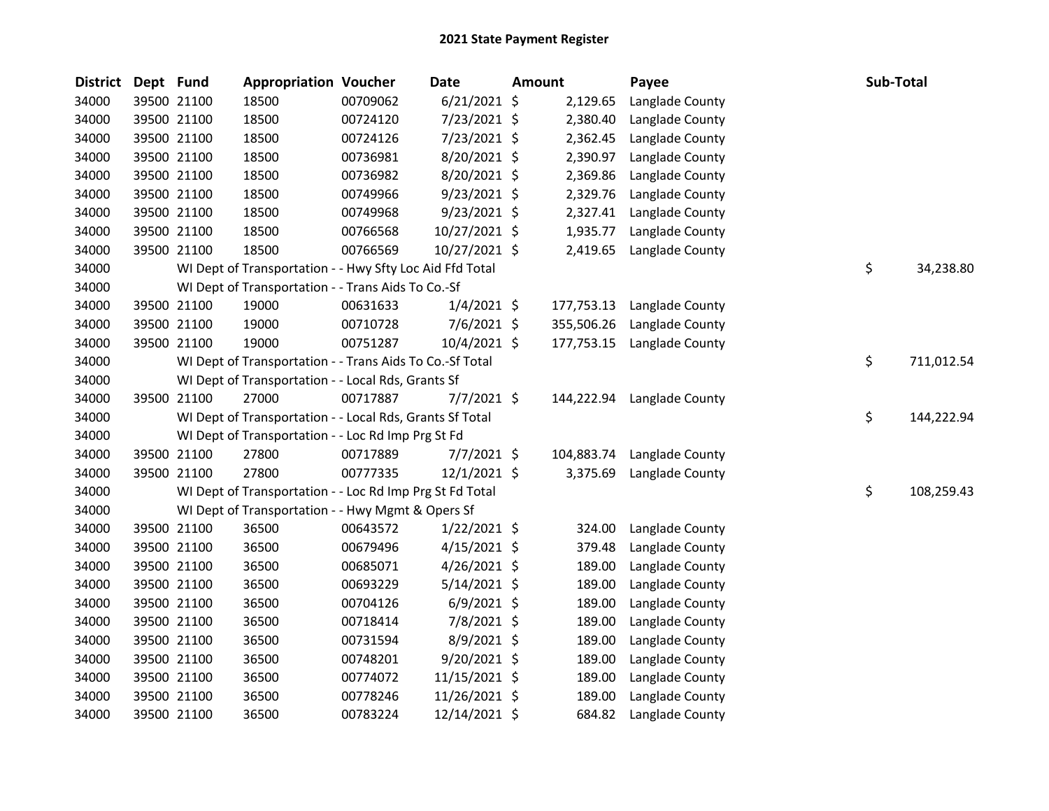# 2021 State Payment Register

| District | Dept | Fund | Appropriation | Voucher | Date | Amount | Payee | Sub-Total |
|---|---|---|---|---|---|---|---|---|
| 34000 | 39500 | 21100 | 18500 | 00709062 | 6/21/2021 | $ 2,129.65 | Langlade County | |
| 34000 | 39500 | 21100 | 18500 | 00724120 | 7/23/2021 | $ 2,380.40 | Langlade County | |
| 34000 | 39500 | 21100 | 18500 | 00724126 | 7/23/2021 | $ 2,362.45 | Langlade County | |
| 34000 | 39500 | 21100 | 18500 | 00736981 | 8/20/2021 | $ 2,390.97 | Langlade County | |
| 34000 | 39500 | 21100 | 18500 | 00736982 | 8/20/2021 | $ 2,369.86 | Langlade County | |
| 34000 | 39500 | 21100 | 18500 | 00749966 | 9/23/2021 | $ 2,329.76 | Langlade County | |
| 34000 | 39500 | 21100 | 18500 | 00749968 | 9/23/2021 | $ 2,327.41 | Langlade County | |
| 34000 | 39500 | 21100 | 18500 | 00766568 | 10/27/2021 | $ 1,935.77 | Langlade County | |
| 34000 | 39500 | 21100 | 18500 | 00766569 | 10/27/2021 | $ 2,419.65 | Langlade County | |
| 34000 | | WI Dept of Transportation - - Hwy Sfty Loc Aid Ffd Total | | | | | | $ 34,238.80 |
| 34000 | | WI Dept of Transportation - - Trans Aids To Co.-Sf | | | | | | |
| 34000 | 39500 | 21100 | 19000 | 00631633 | 1/4/2021 | $ 177,753.13 | Langlade County | |
| 34000 | 39500 | 21100 | 19000 | 00710728 | 7/6/2021 | $ 355,506.26 | Langlade County | |
| 34000 | 39500 | 21100 | 19000 | 00751287 | 10/4/2021 | $ 177,753.15 | Langlade County | |
| 34000 | | WI Dept of Transportation - - Trans Aids To Co.-Sf Total | | | | | | $ 711,012.54 |
| 34000 | | WI Dept of Transportation - - Local Rds, Grants Sf | | | | | | |
| 34000 | 39500 | 21100 | 27000 | 00717887 | 7/7/2021 | $ 144,222.94 | Langlade County | |
| 34000 | | WI Dept of Transportation - - Local Rds, Grants Sf Total | | | | | | $ 144,222.94 |
| 34000 | | WI Dept of Transportation - - Loc Rd Imp Prg St Fd | | | | | | |
| 34000 | 39500 | 21100 | 27800 | 00717889 | 7/7/2021 | $ 104,883.74 | Langlade County | |
| 34000 | 39500 | 21100 | 27800 | 00777335 | 12/1/2021 | $ 3,375.69 | Langlade County | |
| 34000 | | WI Dept of Transportation - - Loc Rd Imp Prg St Fd Total | | | | | | $ 108,259.43 |
| 34000 | | WI Dept of Transportation - - Hwy Mgmt & Opers Sf | | | | | | |
| 34000 | 39500 | 21100 | 36500 | 00643572 | 1/22/2021 | $ 324.00 | Langlade County | |
| 34000 | 39500 | 21100 | 36500 | 00679496 | 4/15/2021 | $ 379.48 | Langlade County | |
| 34000 | 39500 | 21100 | 36500 | 00685071 | 4/26/2021 | $ 189.00 | Langlade County | |
| 34000 | 39500 | 21100 | 36500 | 00693229 | 5/14/2021 | $ 189.00 | Langlade County | |
| 34000 | 39500 | 21100 | 36500 | 00704126 | 6/9/2021 | $ 189.00 | Langlade County | |
| 34000 | 39500 | 21100 | 36500 | 00718414 | 7/8/2021 | $ 189.00 | Langlade County | |
| 34000 | 39500 | 21100 | 36500 | 00731594 | 8/9/2021 | $ 189.00 | Langlade County | |
| 34000 | 39500 | 21100 | 36500 | 00748201 | 9/20/2021 | $ 189.00 | Langlade County | |
| 34000 | 39500 | 21100 | 36500 | 00774072 | 11/15/2021 | $ 189.00 | Langlade County | |
| 34000 | 39500 | 21100 | 36500 | 00778246 | 11/26/2021 | $ 189.00 | Langlade County | |
| 34000 | 39500 | 21100 | 36500 | 00783224 | 12/14/2021 | $ 684.82 | Langlade County | |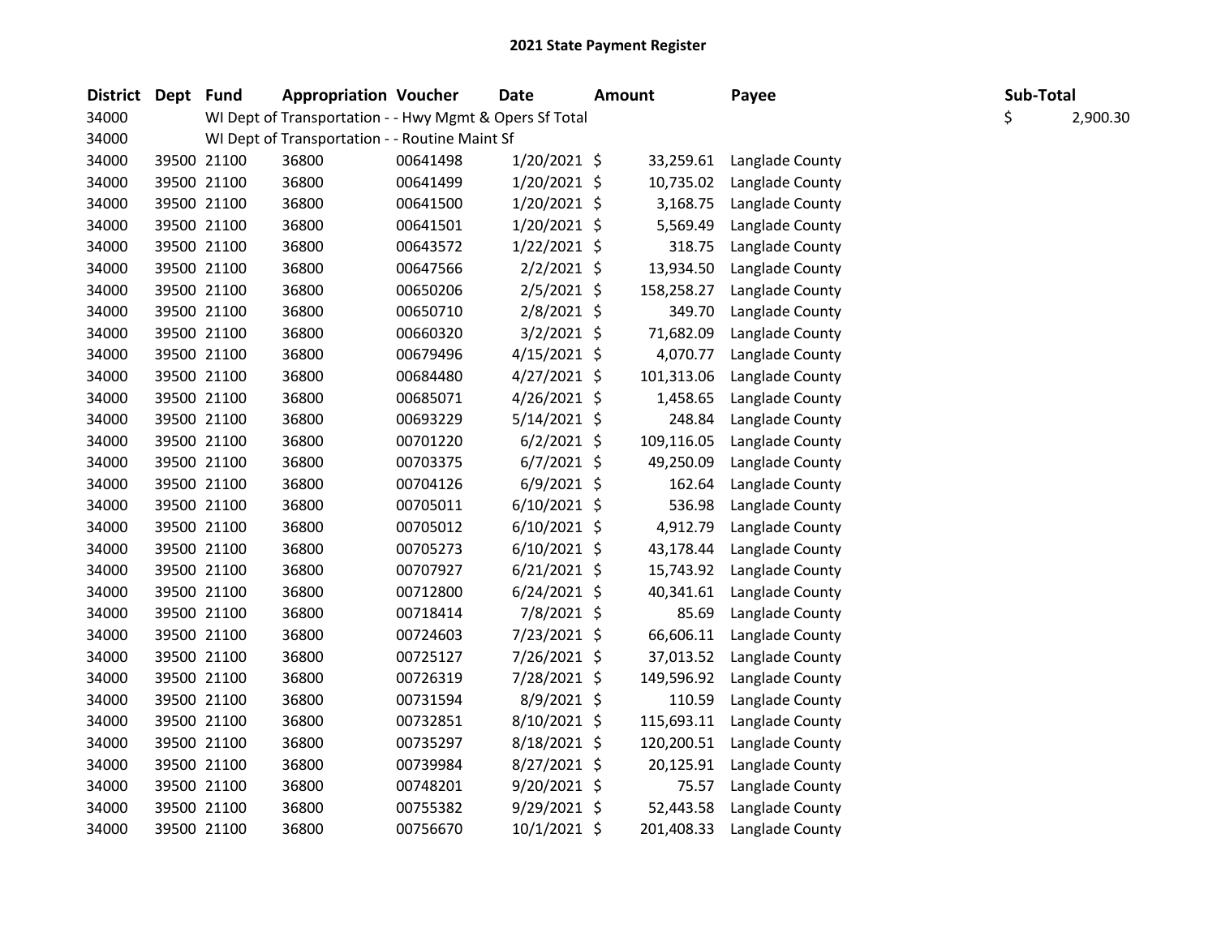# 2021 State Payment Register

| District | Dept | Fund | Appropriation | Voucher | Date | Amount | Payee | Sub-Total |
|---|---|---|---|---|---|---|---|---|
| 34000 | | WI Dept of Transportation - - Hwy Mgmt & Opers Sf Total | | | | | | $ 2,900.30 |
| 34000 | | WI Dept of Transportation - - Routine Maint Sf | | | | | | |
| 34000 | 39500 | 21100 | 36800 | 00641498 | 1/20/2021 | $ 33,259.61 | Langlade County | |
| 34000 | 39500 | 21100 | 36800 | 00641499 | 1/20/2021 | $ 10,735.02 | Langlade County | |
| 34000 | 39500 | 21100 | 36800 | 00641500 | 1/20/2021 | $ 3,168.75 | Langlade County | |
| 34000 | 39500 | 21100 | 36800 | 00641501 | 1/20/2021 | $ 5,569.49 | Langlade County | |
| 34000 | 39500 | 21100 | 36800 | 00643572 | 1/22/2021 | $ 318.75 | Langlade County | |
| 34000 | 39500 | 21100 | 36800 | 00647566 | 2/2/2021 | $ 13,934.50 | Langlade County | |
| 34000 | 39500 | 21100 | 36800 | 00650206 | 2/5/2021 | $ 158,258.27 | Langlade County | |
| 34000 | 39500 | 21100 | 36800 | 00650710 | 2/8/2021 | $ 349.70 | Langlade County | |
| 34000 | 39500 | 21100 | 36800 | 00660320 | 3/2/2021 | $ 71,682.09 | Langlade County | |
| 34000 | 39500 | 21100 | 36800 | 00679496 | 4/15/2021 | $ 4,070.77 | Langlade County | |
| 34000 | 39500 | 21100 | 36800 | 00684480 | 4/27/2021 | $ 101,313.06 | Langlade County | |
| 34000 | 39500 | 21100 | 36800 | 00685071 | 4/26/2021 | $ 1,458.65 | Langlade County | |
| 34000 | 39500 | 21100 | 36800 | 00693229 | 5/14/2021 | $ 248.84 | Langlade County | |
| 34000 | 39500 | 21100 | 36800 | 00701220 | 6/2/2021 | $ 109,116.05 | Langlade County | |
| 34000 | 39500 | 21100 | 36800 | 00703375 | 6/7/2021 | $ 49,250.09 | Langlade County | |
| 34000 | 39500 | 21100 | 36800 | 00704126 | 6/9/2021 | $ 162.64 | Langlade County | |
| 34000 | 39500 | 21100 | 36800 | 00705011 | 6/10/2021 | $ 536.98 | Langlade County | |
| 34000 | 39500 | 21100 | 36800 | 00705012 | 6/10/2021 | $ 4,912.79 | Langlade County | |
| 34000 | 39500 | 21100 | 36800 | 00705273 | 6/10/2021 | $ 43,178.44 | Langlade County | |
| 34000 | 39500 | 21100 | 36800 | 00707927 | 6/21/2021 | $ 15,743.92 | Langlade County | |
| 34000 | 39500 | 21100 | 36800 | 00712800 | 6/24/2021 | $ 40,341.61 | Langlade County | |
| 34000 | 39500 | 21100 | 36800 | 00718414 | 7/8/2021 | $ 85.69 | Langlade County | |
| 34000 | 39500 | 21100 | 36800 | 00724603 | 7/23/2021 | $ 66,606.11 | Langlade County | |
| 34000 | 39500 | 21100 | 36800 | 00725127 | 7/26/2021 | $ 37,013.52 | Langlade County | |
| 34000 | 39500 | 21100 | 36800 | 00726319 | 7/28/2021 | $ 149,596.92 | Langlade County | |
| 34000 | 39500 | 21100 | 36800 | 00731594 | 8/9/2021 | $ 110.59 | Langlade County | |
| 34000 | 39500 | 21100 | 36800 | 00732851 | 8/10/2021 | $ 115,693.11 | Langlade County | |
| 34000 | 39500 | 21100 | 36800 | 00735297 | 8/18/2021 | $ 120,200.51 | Langlade County | |
| 34000 | 39500 | 21100 | 36800 | 00739984 | 8/27/2021 | $ 20,125.91 | Langlade County | |
| 34000 | 39500 | 21100 | 36800 | 00748201 | 9/20/2021 | $ 75.57 | Langlade County | |
| 34000 | 39500 | 21100 | 36800 | 00755382 | 9/29/2021 | $ 52,443.58 | Langlade County | |
| 34000 | 39500 | 21100 | 36800 | 00756670 | 10/1/2021 | $ 201,408.33 | Langlade County | |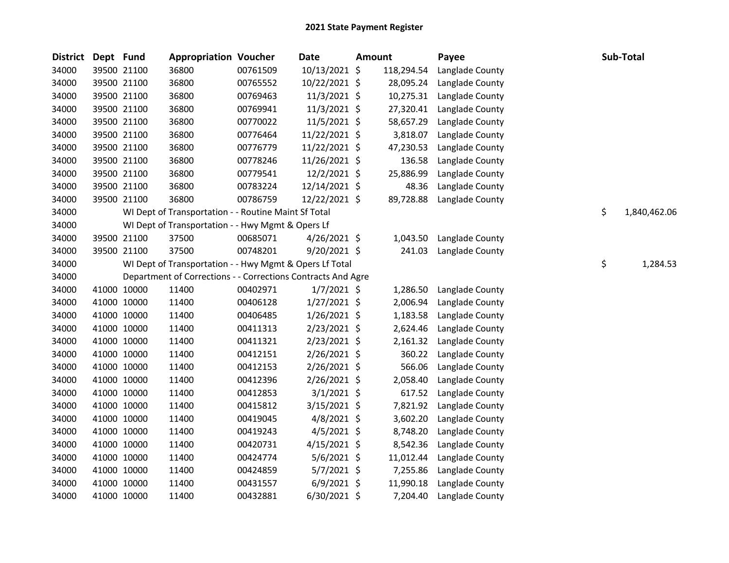# 2021 State Payment Register

| District | Dept | Fund | Appropriation | Voucher | Date | Amount | Payee | Sub-Total |
|---|---|---|---|---|---|---|---|---|
| 34000 | 39500 | 21100 | 36800 | 00761509 | 10/13/2021 | $ 118,294.54 | Langlade County | |
| 34000 | 39500 | 21100 | 36800 | 00765552 | 10/22/2021 | $ 28,095.24 | Langlade County | |
| 34000 | 39500 | 21100 | 36800 | 00769463 | 11/3/2021 | $ 10,275.31 | Langlade County | |
| 34000 | 39500 | 21100 | 36800 | 00769941 | 11/3/2021 | $ 27,320.41 | Langlade County | |
| 34000 | 39500 | 21100 | 36800 | 00770022 | 11/5/2021 | $ 58,657.29 | Langlade County | |
| 34000 | 39500 | 21100 | 36800 | 00776464 | 11/22/2021 | $ 3,818.07 | Langlade County | |
| 34000 | 39500 | 21100 | 36800 | 00776779 | 11/22/2021 | $ 47,230.53 | Langlade County | |
| 34000 | 39500 | 21100 | 36800 | 00778246 | 11/26/2021 | $ 136.58 | Langlade County | |
| 34000 | 39500 | 21100 | 36800 | 00779541 | 12/2/2021 | $ 25,886.99 | Langlade County | |
| 34000 | 39500 | 21100 | 36800 | 00783224 | 12/14/2021 | $ 48.36 | Langlade County | |
| 34000 | 39500 | 21100 | 36800 | 00786759 | 12/22/2021 | $ 89,728.88 | Langlade County | |
| 34000 | WI Dept of Transportation - - Routine Maint Sf Total | | | | | | | $ 1,840,462.06 |
| 34000 | WI Dept of Transportation - - Hwy Mgmt & Opers Lf | | | | | | | |
| 34000 | 39500 | 21100 | 37500 | 00685071 | 4/26/2021 | $ 1,043.50 | Langlade County | |
| 34000 | 39500 | 21100 | 37500 | 00748201 | 9/20/2021 | $ 241.03 | Langlade County | |
| 34000 | WI Dept of Transportation - - Hwy Mgmt & Opers Lf Total | | | | | | | $ 1,284.53 |
| 34000 | Department of Corrections - - Corrections Contracts And Agre | | | | | | | |
| 34000 | 41000 | 10000 | 11400 | 00402971 | 1/7/2021 | $ 1,286.50 | Langlade County | |
| 34000 | 41000 | 10000 | 11400 | 00406128 | 1/27/2021 | $ 2,006.94 | Langlade County | |
| 34000 | 41000 | 10000 | 11400 | 00406485 | 1/26/2021 | $ 1,183.58 | Langlade County | |
| 34000 | 41000 | 10000 | 11400 | 00411313 | 2/23/2021 | $ 2,624.46 | Langlade County | |
| 34000 | 41000 | 10000 | 11400 | 00411321 | 2/23/2021 | $ 2,161.32 | Langlade County | |
| 34000 | 41000 | 10000 | 11400 | 00412151 | 2/26/2021 | $ 360.22 | Langlade County | |
| 34000 | 41000 | 10000 | 11400 | 00412153 | 2/26/2021 | $ 566.06 | Langlade County | |
| 34000 | 41000 | 10000 | 11400 | 00412396 | 2/26/2021 | $ 2,058.40 | Langlade County | |
| 34000 | 41000 | 10000 | 11400 | 00412853 | 3/1/2021 | $ 617.52 | Langlade County | |
| 34000 | 41000 | 10000 | 11400 | 00415812 | 3/15/2021 | $ 7,821.92 | Langlade County | |
| 34000 | 41000 | 10000 | 11400 | 00419045 | 4/8/2021 | $ 3,602.20 | Langlade County | |
| 34000 | 41000 | 10000 | 11400 | 00419243 | 4/5/2021 | $ 8,748.20 | Langlade County | |
| 34000 | 41000 | 10000 | 11400 | 00420731 | 4/15/2021 | $ 8,542.36 | Langlade County | |
| 34000 | 41000 | 10000 | 11400 | 00424774 | 5/6/2021 | $ 11,012.44 | Langlade County | |
| 34000 | 41000 | 10000 | 11400 | 00424859 | 5/7/2021 | $ 7,255.86 | Langlade County | |
| 34000 | 41000 | 10000 | 11400 | 00431557 | 6/9/2021 | $ 11,990.18 | Langlade County | |
| 34000 | 41000 | 10000 | 11400 | 00432881 | 6/30/2021 | $ 7,204.40 | Langlade County | |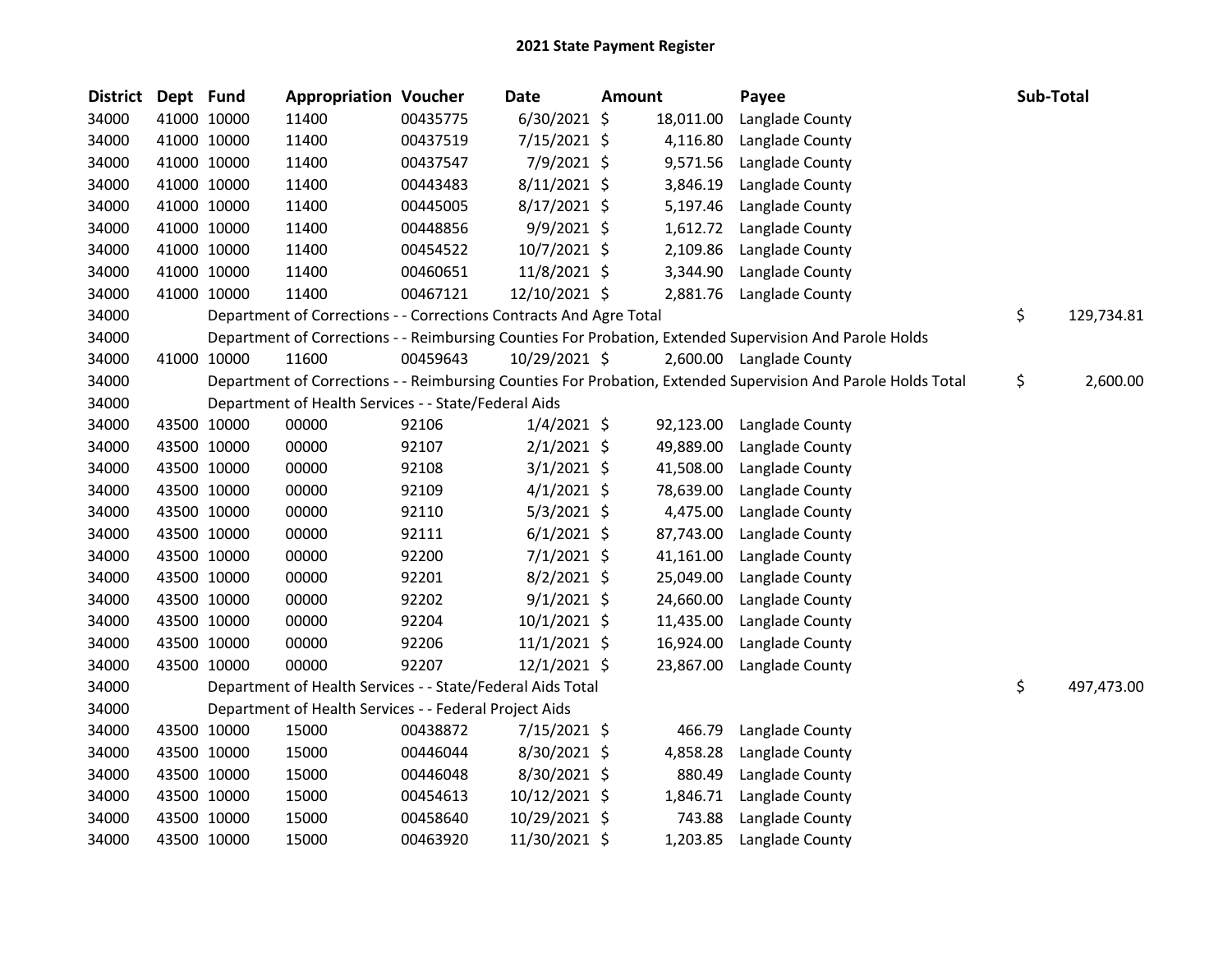# 2021 State Payment Register

| District | Dept | Fund | Appropriation | Voucher | Date | Amount | Payee | Sub-Total |
|---|---|---|---|---|---|---|---|---|
| 34000 | 41000 | 10000 | 11400 | 00435775 | 6/30/2021 | $ 18,011.00 | Langlade County | |
| 34000 | 41000 | 10000 | 11400 | 00437519 | 7/15/2021 | $ 4,116.80 | Langlade County | |
| 34000 | 41000 | 10000 | 11400 | 00437547 | 7/9/2021 | $ 9,571.56 | Langlade County | |
| 34000 | 41000 | 10000 | 11400 | 00443483 | 8/11/2021 | $ 3,846.19 | Langlade County | |
| 34000 | 41000 | 10000 | 11400 | 00445005 | 8/17/2021 | $ 5,197.46 | Langlade County | |
| 34000 | 41000 | 10000 | 11400 | 00448856 | 9/9/2021 | $ 1,612.72 | Langlade County | |
| 34000 | 41000 | 10000 | 11400 | 00454522 | 10/7/2021 | $ 2,109.86 | Langlade County | |
| 34000 | 41000 | 10000 | 11400 | 00460651 | 11/8/2021 | $ 3,344.90 | Langlade County | |
| 34000 | 41000 | 10000 | 11400 | 00467121 | 12/10/2021 | $ 2,881.76 | Langlade County | |
| 34000 | | | Department of Corrections - - Corrections Contracts And Agre Total | | | | | $ 129,734.81 |
| 34000 | | | Department of Corrections - - Reimbursing Counties For Probation, Extended Supervision And Parole Holds | | | | | |
| 34000 | 41000 | 10000 | 11600 | 00459643 | 10/29/2021 | $ 2,600.00 | Langlade County | |
| 34000 | | | Department of Corrections - - Reimbursing Counties For Probation, Extended Supervision And Parole Holds Total | | | | | $ 2,600.00 |
| 34000 | | | Department of Health Services - - State/Federal Aids | | | | | |
| 34000 | 43500 | 10000 | 00000 | 92106 | 1/4/2021 | $ 92,123.00 | Langlade County | |
| 34000 | 43500 | 10000 | 00000 | 92107 | 2/1/2021 | $ 49,889.00 | Langlade County | |
| 34000 | 43500 | 10000 | 00000 | 92108 | 3/1/2021 | $ 41,508.00 | Langlade County | |
| 34000 | 43500 | 10000 | 00000 | 92109 | 4/1/2021 | $ 78,639.00 | Langlade County | |
| 34000 | 43500 | 10000 | 00000 | 92110 | 5/3/2021 | $ 4,475.00 | Langlade County | |
| 34000 | 43500 | 10000 | 00000 | 92111 | 6/1/2021 | $ 87,743.00 | Langlade County | |
| 34000 | 43500 | 10000 | 00000 | 92200 | 7/1/2021 | $ 41,161.00 | Langlade County | |
| 34000 | 43500 | 10000 | 00000 | 92201 | 8/2/2021 | $ 25,049.00 | Langlade County | |
| 34000 | 43500 | 10000 | 00000 | 92202 | 9/1/2021 | $ 24,660.00 | Langlade County | |
| 34000 | 43500 | 10000 | 00000 | 92204 | 10/1/2021 | $ 11,435.00 | Langlade County | |
| 34000 | 43500 | 10000 | 00000 | 92206 | 11/1/2021 | $ 16,924.00 | Langlade County | |
| 34000 | 43500 | 10000 | 00000 | 92207 | 12/1/2021 | $ 23,867.00 | Langlade County | |
| 34000 | | | Department of Health Services - - State/Federal Aids Total | | | | | $ 497,473.00 |
| 34000 | | | Department of Health Services - - Federal Project Aids | | | | | |
| 34000 | 43500 | 10000 | 15000 | 00438872 | 7/15/2021 | $ 466.79 | Langlade County | |
| 34000 | 43500 | 10000 | 15000 | 00446044 | 8/30/2021 | $ 4,858.28 | Langlade County | |
| 34000 | 43500 | 10000 | 15000 | 00446048 | 8/30/2021 | $ 880.49 | Langlade County | |
| 34000 | 43500 | 10000 | 15000 | 00454613 | 10/12/2021 | $ 1,846.71 | Langlade County | |
| 34000 | 43500 | 10000 | 15000 | 00458640 | 10/29/2021 | $ 743.88 | Langlade County | |
| 34000 | 43500 | 10000 | 15000 | 00463920 | 11/30/2021 | $ 1,203.85 | Langlade County | |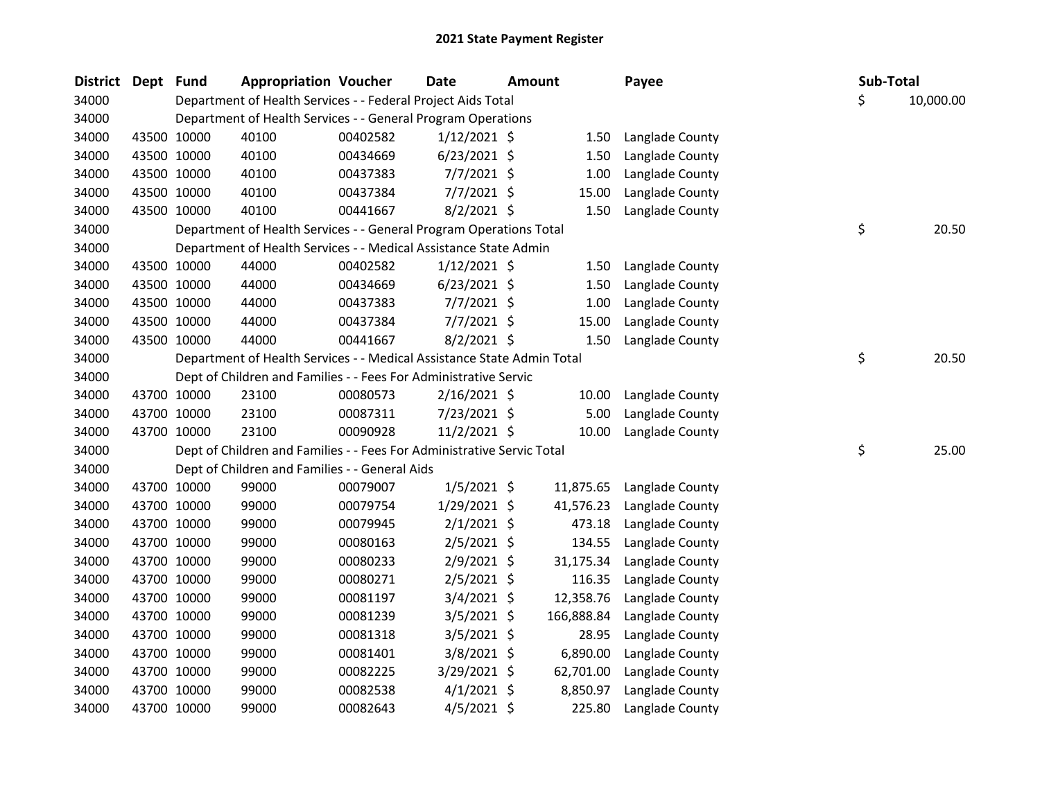# 2021 State Payment Register

| District | Dept | Fund | Appropriation | Voucher | Date | Amount | Payee | Sub-Total |
|---|---|---|---|---|---|---|---|---|
| 34000 | | Department of Health Services - - Federal Project Aids Total | | | | | | $ 10,000.00 |
| 34000 | | Department of Health Services - - General Program Operations | | | | | | |
| 34000 | 43500 | 10000 | 40100 | 00402582 | 1/12/2021 | $ 1.50 | Langlade County | |
| 34000 | 43500 | 10000 | 40100 | 00434669 | 6/23/2021 | $ 1.50 | Langlade County | |
| 34000 | 43500 | 10000 | 40100 | 00437383 | 7/7/2021 | $ 1.00 | Langlade County | |
| 34000 | 43500 | 10000 | 40100 | 00437384 | 7/7/2021 | $ 15.00 | Langlade County | |
| 34000 | 43500 | 10000 | 40100 | 00441667 | 8/2/2021 | $ 1.50 | Langlade County | |
| 34000 | | Department of Health Services - - General Program Operations Total | | | | | | $ 20.50 |
| 34000 | | Department of Health Services - - Medical Assistance State Admin | | | | | | |
| 34000 | 43500 | 10000 | 44000 | 00402582 | 1/12/2021 | $ 1.50 | Langlade County | |
| 34000 | 43500 | 10000 | 44000 | 00434669 | 6/23/2021 | $ 1.50 | Langlade County | |
| 34000 | 43500 | 10000 | 44000 | 00437383 | 7/7/2021 | $ 1.00 | Langlade County | |
| 34000 | 43500 | 10000 | 44000 | 00437384 | 7/7/2021 | $ 15.00 | Langlade County | |
| 34000 | 43500 | 10000 | 44000 | 00441667 | 8/2/2021 | $ 1.50 | Langlade County | |
| 34000 | | Department of Health Services - - Medical Assistance State Admin Total | | | | | | $ 20.50 |
| 34000 | | Dept of Children and Families - - Fees For Administrative Servic | | | | | | |
| 34000 | 43700 | 10000 | 23100 | 00080573 | 2/16/2021 | $ 10.00 | Langlade County | |
| 34000 | 43700 | 10000 | 23100 | 00087311 | 7/23/2021 | $ 5.00 | Langlade County | |
| 34000 | 43700 | 10000 | 23100 | 00090928 | 11/2/2021 | $ 10.00 | Langlade County | |
| 34000 | | Dept of Children and Families - - Fees For Administrative Servic Total | | | | | | $ 25.00 |
| 34000 | | Dept of Children and Families - - General Aids | | | | | | |
| 34000 | 43700 | 10000 | 99000 | 00079007 | 1/5/2021 | $ 11,875.65 | Langlade County | |
| 34000 | 43700 | 10000 | 99000 | 00079754 | 1/29/2021 | $ 41,576.23 | Langlade County | |
| 34000 | 43700 | 10000 | 99000 | 00079945 | 2/1/2021 | $ 473.18 | Langlade County | |
| 34000 | 43700 | 10000 | 99000 | 00080163 | 2/5/2021 | $ 134.55 | Langlade County | |
| 34000 | 43700 | 10000 | 99000 | 00080233 | 2/9/2021 | $ 31,175.34 | Langlade County | |
| 34000 | 43700 | 10000 | 99000 | 00080271 | 2/5/2021 | $ 116.35 | Langlade County | |
| 34000 | 43700 | 10000 | 99000 | 00081197 | 3/4/2021 | $ 12,358.76 | Langlade County | |
| 34000 | 43700 | 10000 | 99000 | 00081239 | 3/5/2021 | $ 166,888.84 | Langlade County | |
| 34000 | 43700 | 10000 | 99000 | 00081318 | 3/5/2021 | $ 28.95 | Langlade County | |
| 34000 | 43700 | 10000 | 99000 | 00081401 | 3/8/2021 | $ 6,890.00 | Langlade County | |
| 34000 | 43700 | 10000 | 99000 | 00082225 | 3/29/2021 | $ 62,701.00 | Langlade County | |
| 34000 | 43700 | 10000 | 99000 | 00082538 | 4/1/2021 | $ 8,850.97 | Langlade County | |
| 34000 | 43700 | 10000 | 99000 | 00082643 | 4/5/2021 | $ 225.80 | Langlade County | |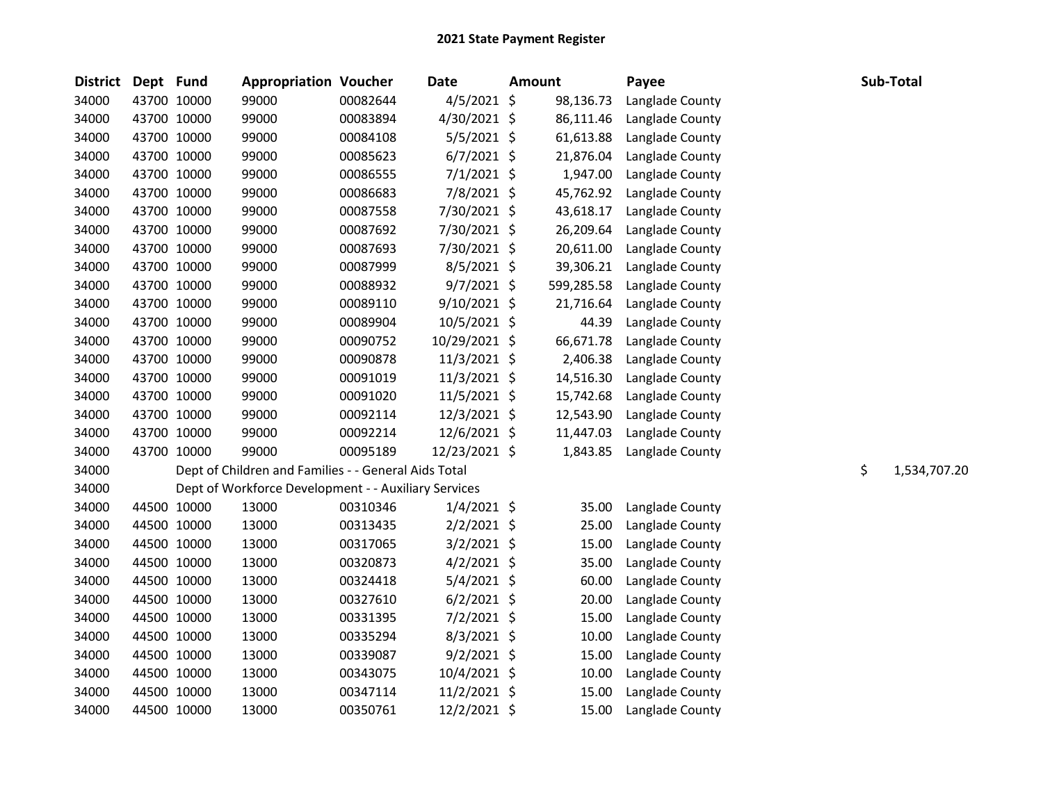# 2021 State Payment Register

| District | Dept | Fund | Appropriation | Voucher | Date | Amount | Payee | Sub-Total |
|---|---|---|---|---|---|---|---|---|
| 34000 | 43700 | 10000 | 99000 | 00082644 | 4/5/2021 | $ 98,136.73 | Langlade County | |
| 34000 | 43700 | 10000 | 99000 | 00083894 | 4/30/2021 | $ 86,111.46 | Langlade County | |
| 34000 | 43700 | 10000 | 99000 | 00084108 | 5/5/2021 | $ 61,613.88 | Langlade County | |
| 34000 | 43700 | 10000 | 99000 | 00085623 | 6/7/2021 | $ 21,876.04 | Langlade County | |
| 34000 | 43700 | 10000 | 99000 | 00086555 | 7/1/2021 | $ 1,947.00 | Langlade County | |
| 34000 | 43700 | 10000 | 99000 | 00086683 | 7/8/2021 | $ 45,762.92 | Langlade County | |
| 34000 | 43700 | 10000 | 99000 | 00087558 | 7/30/2021 | $ 43,618.17 | Langlade County | |
| 34000 | 43700 | 10000 | 99000 | 00087692 | 7/30/2021 | $ 26,209.64 | Langlade County | |
| 34000 | 43700 | 10000 | 99000 | 00087693 | 7/30/2021 | $ 20,611.00 | Langlade County | |
| 34000 | 43700 | 10000 | 99000 | 00087999 | 8/5/2021 | $ 39,306.21 | Langlade County | |
| 34000 | 43700 | 10000 | 99000 | 00088932 | 9/7/2021 | $ 599,285.58 | Langlade County | |
| 34000 | 43700 | 10000 | 99000 | 00089110 | 9/10/2021 | $ 21,716.64 | Langlade County | |
| 34000 | 43700 | 10000 | 99000 | 00089904 | 10/5/2021 | $ 44.39 | Langlade County | |
| 34000 | 43700 | 10000 | 99000 | 00090752 | 10/29/2021 | $ 66,671.78 | Langlade County | |
| 34000 | 43700 | 10000 | 99000 | 00090878 | 11/3/2021 | $ 2,406.38 | Langlade County | |
| 34000 | 43700 | 10000 | 99000 | 00091019 | 11/3/2021 | $ 14,516.30 | Langlade County | |
| 34000 | 43700 | 10000 | 99000 | 00091020 | 11/5/2021 | $ 15,742.68 | Langlade County | |
| 34000 | 43700 | 10000 | 99000 | 00092114 | 12/3/2021 | $ 12,543.90 | Langlade County | |
| 34000 | 43700 | 10000 | 99000 | 00092214 | 12/6/2021 | $ 11,447.03 | Langlade County | |
| 34000 | 43700 | 10000 | 99000 | 00095189 | 12/23/2021 | $ 1,843.85 | Langlade County | |
| 34000 | Dept of Children and Families - - General Aids Total | | | | | | | $ 1,534,707.20 |
| 34000 | Dept of Workforce Development - - Auxiliary Services | | | | | | | |
| 34000 | 44500 | 10000 | 13000 | 00310346 | 1/4/2021 | $ 35.00 | Langlade County | |
| 34000 | 44500 | 10000 | 13000 | 00313435 | 2/2/2021 | $ 25.00 | Langlade County | |
| 34000 | 44500 | 10000 | 13000 | 00317065 | 3/2/2021 | $ 15.00 | Langlade County | |
| 34000 | 44500 | 10000 | 13000 | 00320873 | 4/2/2021 | $ 35.00 | Langlade County | |
| 34000 | 44500 | 10000 | 13000 | 00324418 | 5/4/2021 | $ 60.00 | Langlade County | |
| 34000 | 44500 | 10000 | 13000 | 00327610 | 6/2/2021 | $ 20.00 | Langlade County | |
| 34000 | 44500 | 10000 | 13000 | 00331395 | 7/2/2021 | $ 15.00 | Langlade County | |
| 34000 | 44500 | 10000 | 13000 | 00335294 | 8/3/2021 | $ 10.00 | Langlade County | |
| 34000 | 44500 | 10000 | 13000 | 00339087 | 9/2/2021 | $ 15.00 | Langlade County | |
| 34000 | 44500 | 10000 | 13000 | 00343075 | 10/4/2021 | $ 10.00 | Langlade County | |
| 34000 | 44500 | 10000 | 13000 | 00347114 | 11/2/2021 | $ 15.00 | Langlade County | |
| 34000 | 44500 | 10000 | 13000 | 00350761 | 12/2/2021 | $ 15.00 | Langlade County | |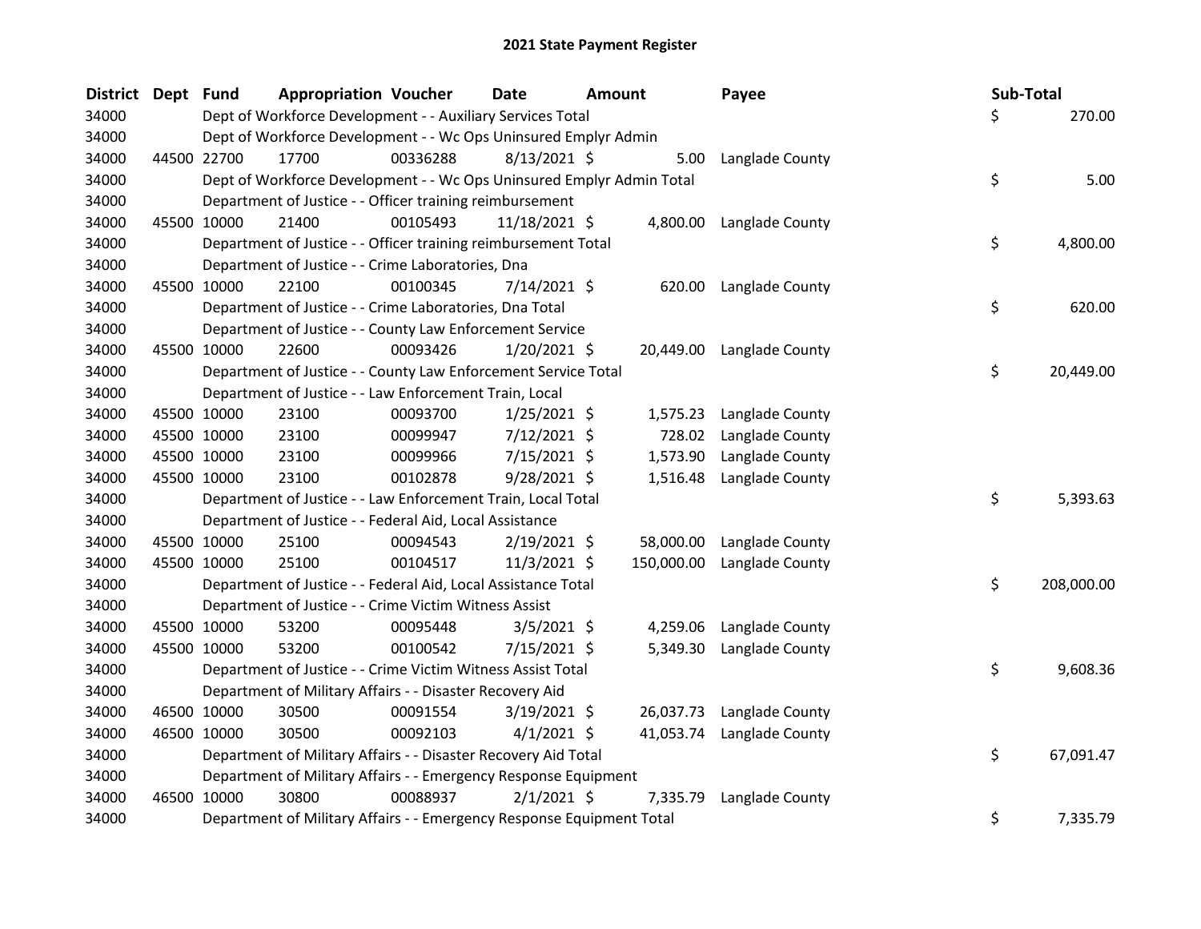# 2021 State Payment Register

| District | Dept | Fund | Appropriation | Voucher | Date | Amount | Payee | Sub-Total |
|---|---|---|---|---|---|---|---|---|
| 34000 | | Dept of Workforce Development - - Auxiliary Services Total | | | | | | $ 270.00 |
| 34000 | | Dept of Workforce Development - - Wc Ops Uninsured Emplyr Admin | | | | | | |
| 34000 | 44500 | 22700 | 17700 | 00336288 | 8/13/2021 | $ 5.00 | Langlade County | |
| 34000 | | Dept of Workforce Development - - Wc Ops Uninsured Emplyr Admin Total | | | | | | $ 5.00 |
| 34000 | | Department of Justice - - Officer training reimbursement | | | | | | |
| 34000 | 45500 | 10000 | 21400 | 00105493 | 11/18/2021 | $ 4,800.00 | Langlade County | |
| 34000 | | Department of Justice - - Officer training reimbursement Total | | | | | | $ 4,800.00 |
| 34000 | | Department of Justice - - Crime Laboratories, Dna | | | | | | |
| 34000 | 45500 | 10000 | 22100 | 00100345 | 7/14/2021 | $ 620.00 | Langlade County | |
| 34000 | | Department of Justice - - Crime Laboratories, Dna Total | | | | | | $ 620.00 |
| 34000 | | Department of Justice - - County Law Enforcement Service | | | | | | |
| 34000 | 45500 | 10000 | 22600 | 00093426 | 1/20/2021 | $ 20,449.00 | Langlade County | |
| 34000 | | Department of Justice - - County Law Enforcement Service Total | | | | | | $ 20,449.00 |
| 34000 | | Department of Justice - - Law Enforcement Train, Local | | | | | | |
| 34000 | 45500 | 10000 | 23100 | 00093700 | 1/25/2021 | $ 1,575.23 | Langlade County | |
| 34000 | 45500 | 10000 | 23100 | 00099947 | 7/12/2021 | $ 728.02 | Langlade County | |
| 34000 | 45500 | 10000 | 23100 | 00099966 | 7/15/2021 | $ 1,573.90 | Langlade County | |
| 34000 | 45500 | 10000 | 23100 | 00102878 | 9/28/2021 | $ 1,516.48 | Langlade County | |
| 34000 | | Department of Justice - - Law Enforcement Train, Local Total | | | | | | $ 5,393.63 |
| 34000 | | Department of Justice - - Federal Aid, Local Assistance | | | | | | |
| 34000 | 45500 | 10000 | 25100 | 00094543 | 2/19/2021 | $ 58,000.00 | Langlade County | |
| 34000 | 45500 | 10000 | 25100 | 00104517 | 11/3/2021 | $ 150,000.00 | Langlade County | |
| 34000 | | Department of Justice - - Federal Aid, Local Assistance Total | | | | | | $ 208,000.00 |
| 34000 | | Department of Justice - - Crime Victim Witness Assist | | | | | | |
| 34000 | 45500 | 10000 | 53200 | 00095448 | 3/5/2021 | $ 4,259.06 | Langlade County | |
| 34000 | 45500 | 10000 | 53200 | 00100542 | 7/15/2021 | $ 5,349.30 | Langlade County | |
| 34000 | | Department of Justice - - Crime Victim Witness Assist Total | | | | | | $ 9,608.36 |
| 34000 | | Department of Military Affairs - - Disaster Recovery Aid | | | | | | |
| 34000 | 46500 | 10000 | 30500 | 00091554 | 3/19/2021 | $ 26,037.73 | Langlade County | |
| 34000 | 46500 | 10000 | 30500 | 00092103 | 4/1/2021 | $ 41,053.74 | Langlade County | |
| 34000 | | Department of Military Affairs - - Disaster Recovery Aid Total | | | | | | $ 67,091.47 |
| 34000 | | Department of Military Affairs - - Emergency Response Equipment | | | | | | |
| 34000 | 46500 | 10000 | 30800 | 00088937 | 2/1/2021 | $ 7,335.79 | Langlade County | |
| 34000 | | Department of Military Affairs - - Emergency Response Equipment Total | | | | | | $ 7,335.79 |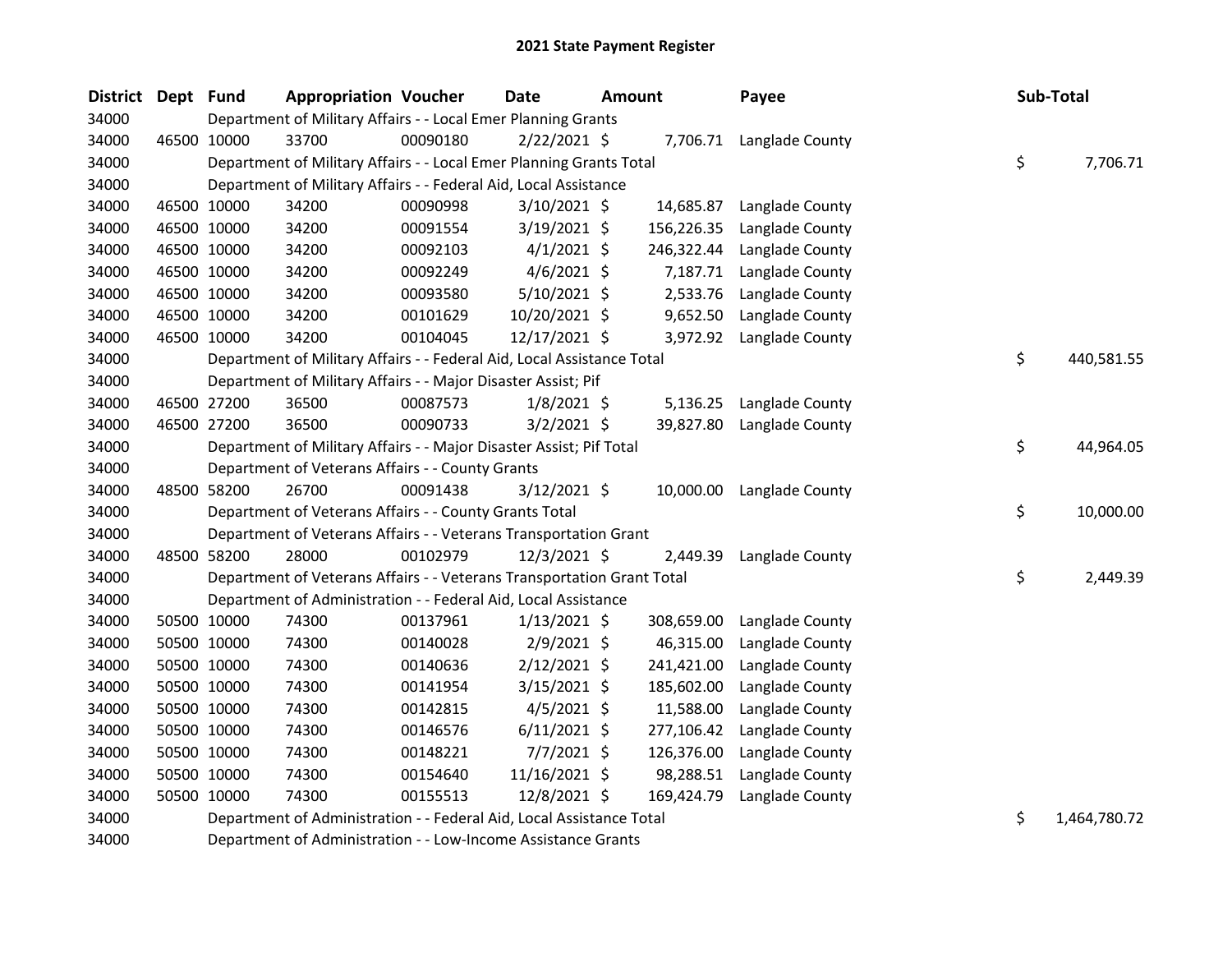# 2021 State Payment Register

| District | Dept | Fund | Appropriation | Voucher | Date | Amount | Payee | Sub-Total |
|---|---|---|---|---|---|---|---|---|
| 34000 | | | Department of Military Affairs - - Local Emer Planning Grants | | | | | |
| 34000 | 46500 | 10000 | 33700 | 00090180 | 2/22/2021 | $ 7,706.71 | Langlade County | |
| 34000 | | | Department of Military Affairs - - Local Emer Planning Grants Total | | | | | $ 7,706.71 |
| 34000 | | | Department of Military Affairs - - Federal Aid, Local Assistance | | | | | |
| 34000 | 46500 | 10000 | 34200 | 00090998 | 3/10/2021 | $ 14,685.87 | Langlade County | |
| 34000 | 46500 | 10000 | 34200 | 00091554 | 3/19/2021 | $ 156,226.35 | Langlade County | |
| 34000 | 46500 | 10000 | 34200 | 00092103 | 4/1/2021 | $ 246,322.44 | Langlade County | |
| 34000 | 46500 | 10000 | 34200 | 00092249 | 4/6/2021 | $ 7,187.71 | Langlade County | |
| 34000 | 46500 | 10000 | 34200 | 00093580 | 5/10/2021 | $ 2,533.76 | Langlade County | |
| 34000 | 46500 | 10000 | 34200 | 00101629 | 10/20/2021 | $ 9,652.50 | Langlade County | |
| 34000 | 46500 | 10000 | 34200 | 00104045 | 12/17/2021 | $ 3,972.92 | Langlade County | |
| 34000 | | | Department of Military Affairs - - Federal Aid, Local Assistance Total | | | | | $ 440,581.55 |
| 34000 | | | Department of Military Affairs - - Major Disaster Assist; Pif | | | | | |
| 34000 | 46500 | 27200 | 36500 | 00087573 | 1/8/2021 | $ 5,136.25 | Langlade County | |
| 34000 | 46500 | 27200 | 36500 | 00090733 | 3/2/2021 | $ 39,827.80 | Langlade County | |
| 34000 | | | Department of Military Affairs - - Major Disaster Assist; Pif Total | | | | | $ 44,964.05 |
| 34000 | | | Department of Veterans Affairs - - County Grants | | | | | |
| 34000 | 48500 | 58200 | 26700 | 00091438 | 3/12/2021 | $ 10,000.00 | Langlade County | |
| 34000 | | | Department of Veterans Affairs - - County Grants Total | | | | | $ 10,000.00 |
| 34000 | | | Department of Veterans Affairs - - Veterans Transportation Grant | | | | | |
| 34000 | 48500 | 58200 | 28000 | 00102979 | 12/3/2021 | $ 2,449.39 | Langlade County | |
| 34000 | | | Department of Veterans Affairs - - Veterans Transportation Grant Total | | | | | $ 2,449.39 |
| 34000 | | | Department of Administration - - Federal Aid, Local Assistance | | | | | |
| 34000 | 50500 | 10000 | 74300 | 00137961 | 1/13/2021 | $ 308,659.00 | Langlade County | |
| 34000 | 50500 | 10000 | 74300 | 00140028 | 2/9/2021 | $ 46,315.00 | Langlade County | |
| 34000 | 50500 | 10000 | 74300 | 00140636 | 2/12/2021 | $ 241,421.00 | Langlade County | |
| 34000 | 50500 | 10000 | 74300 | 00141954 | 3/15/2021 | $ 185,602.00 | Langlade County | |
| 34000 | 50500 | 10000 | 74300 | 00142815 | 4/5/2021 | $ 11,588.00 | Langlade County | |
| 34000 | 50500 | 10000 | 74300 | 00146576 | 6/11/2021 | $ 277,106.42 | Langlade County | |
| 34000 | 50500 | 10000 | 74300 | 00148221 | 7/7/2021 | $ 126,376.00 | Langlade County | |
| 34000 | 50500 | 10000 | 74300 | 00154640 | 11/16/2021 | $ 98,288.51 | Langlade County | |
| 34000 | 50500 | 10000 | 74300 | 00155513 | 12/8/2021 | $ 169,424.79 | Langlade County | |
| 34000 | | | Department of Administration - - Federal Aid, Local Assistance Total | | | | | $ 1,464,780.72 |
| 34000 | | | Department of Administration - - Low-Income Assistance Grants | | | | | |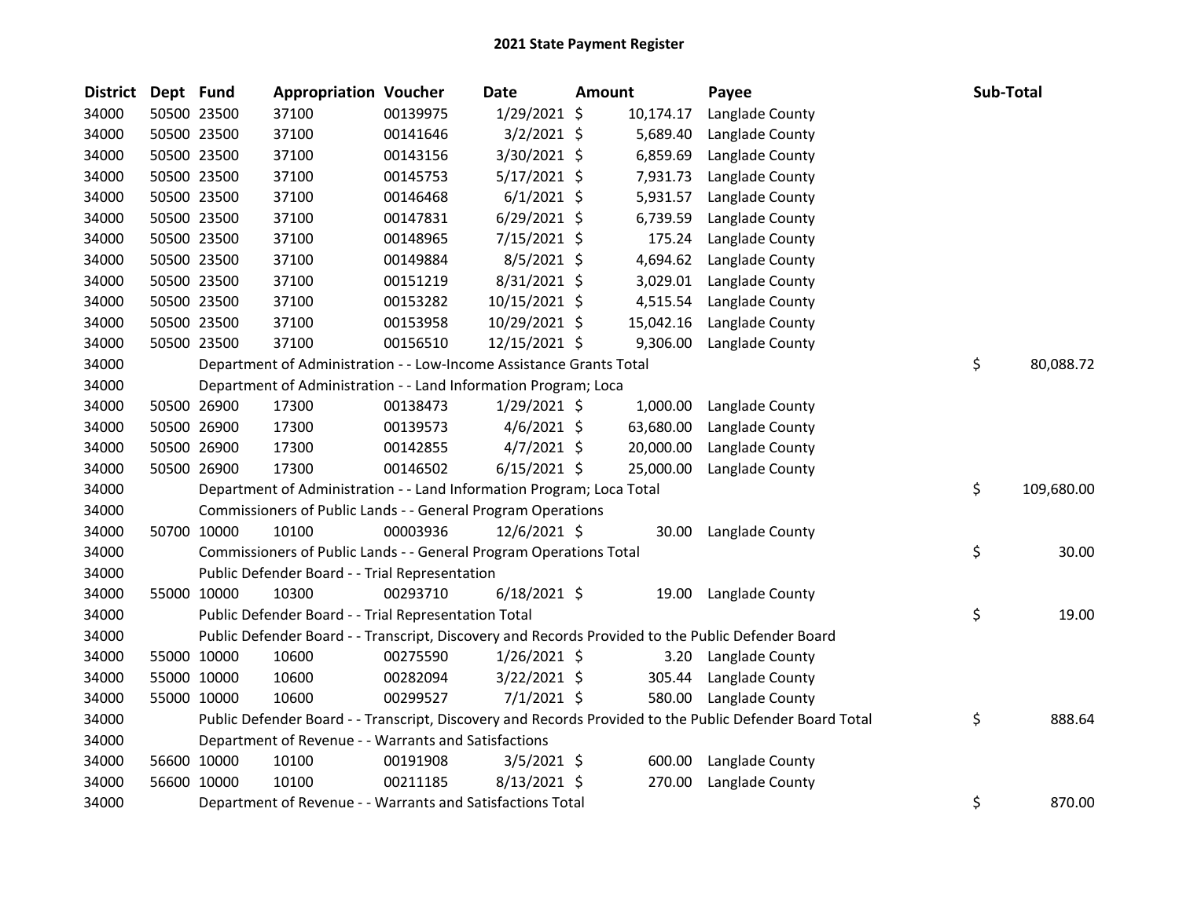# 2021 State Payment Register

| District | Dept | Fund | Appropriation | Voucher | Date | Amount | Payee | Sub-Total |
|---|---|---|---|---|---|---|---|---|
| 34000 | 50500 | 23500 | 37100 | 00139975 | 1/29/2021 | $ 10,174.17 | Langlade County | |
| 34000 | 50500 | 23500 | 37100 | 00141646 | 3/2/2021 | $ 5,689.40 | Langlade County | |
| 34000 | 50500 | 23500 | 37100 | 00143156 | 3/30/2021 | $ 6,859.69 | Langlade County | |
| 34000 | 50500 | 23500 | 37100 | 00145753 | 5/17/2021 | $ 7,931.73 | Langlade County | |
| 34000 | 50500 | 23500 | 37100 | 00146468 | 6/1/2021 | $ 5,931.57 | Langlade County | |
| 34000 | 50500 | 23500 | 37100 | 00147831 | 6/29/2021 | $ 6,739.59 | Langlade County | |
| 34000 | 50500 | 23500 | 37100 | 00148965 | 7/15/2021 | $ 175.24 | Langlade County | |
| 34000 | 50500 | 23500 | 37100 | 00149884 | 8/5/2021 | $ 4,694.62 | Langlade County | |
| 34000 | 50500 | 23500 | 37100 | 00151219 | 8/31/2021 | $ 3,029.01 | Langlade County | |
| 34000 | 50500 | 23500 | 37100 | 00153282 | 10/15/2021 | $ 4,515.54 | Langlade County | |
| 34000 | 50500 | 23500 | 37100 | 00153958 | 10/29/2021 | $ 15,042.16 | Langlade County | |
| 34000 | 50500 | 23500 | 37100 | 00156510 | 12/15/2021 | $ 9,306.00 | Langlade County | |
| 34000 | | | Department of Administration - - Low-Income Assistance Grants Total | | | | | $ 80,088.72 |
| 34000 | | | Department of Administration - - Land Information Program; Loca | | | | | |
| 34000 | 50500 | 26900 | 17300 | 00138473 | 1/29/2021 | $ 1,000.00 | Langlade County | |
| 34000 | 50500 | 26900 | 17300 | 00139573 | 4/6/2021 | $ 63,680.00 | Langlade County | |
| 34000 | 50500 | 26900 | 17300 | 00142855 | 4/7/2021 | $ 20,000.00 | Langlade County | |
| 34000 | 50500 | 26900 | 17300 | 00146502 | 6/15/2021 | $ 25,000.00 | Langlade County | |
| 34000 | | | Department of Administration - - Land Information Program; Loca Total | | | | | $ 109,680.00 |
| 34000 | | | Commissioners of Public Lands - - General Program Operations | | | | | |
| 34000 | 50700 | 10000 | 10100 | 00003936 | 12/6/2021 | $ 30.00 | Langlade County | |
| 34000 | | | Commissioners of Public Lands - - General Program Operations Total | | | | | $ 30.00 |
| 34000 | | | Public Defender Board - - Trial Representation | | | | | |
| 34000 | 55000 | 10000 | 10300 | 00293710 | 6/18/2021 | $ 19.00 | Langlade County | |
| 34000 | | | Public Defender Board - - Trial Representation Total | | | | | $ 19.00 |
| 34000 | | | Public Defender Board - - Transcript, Discovery and Records Provided to the Public Defender Board | | | | | |
| 34000 | 55000 | 10000 | 10600 | 00275590 | 1/26/2021 | $ 3.20 | Langlade County | |
| 34000 | 55000 | 10000 | 10600 | 00282094 | 3/22/2021 | $ 305.44 | Langlade County | |
| 34000 | 55000 | 10000 | 10600 | 00299527 | 7/1/2021 | $ 580.00 | Langlade County | |
| 34000 | | | Public Defender Board - - Transcript, Discovery and Records Provided to the Public Defender Board Total | | | | | $ 888.64 |
| 34000 | | | Department of Revenue - - Warrants and Satisfactions | | | | | |
| 34000 | 56600 | 10000 | 10100 | 00191908 | 3/5/2021 | $ 600.00 | Langlade County | |
| 34000 | 56600 | 10000 | 10100 | 00211185 | 8/13/2021 | $ 270.00 | Langlade County | |
| 34000 | | | Department of Revenue - - Warrants and Satisfactions Total | | | | | $ 870.00 |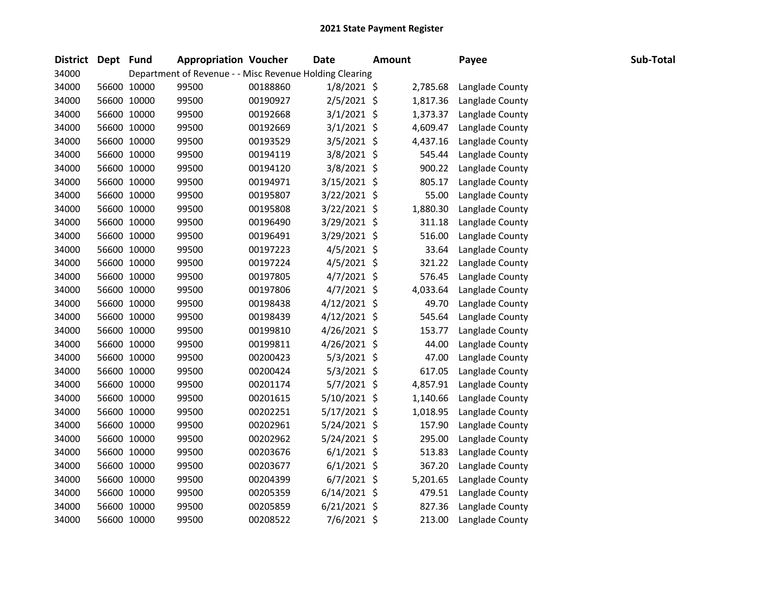## 2021 State Payment Register

| District | Dept | Fund | Appropriation | Voucher | Date | Amount | Payee | Sub-Total |
|---|---|---|---|---|---|---|---|---|
| 34000 | | Department of Revenue - - Misc Revenue Holding Clearing | | | | | | |
| 34000 | 56600 | 10000 | 99500 | 00188860 | 1/8/2021 | $ 2,785.68 | Langlade County | |
| 34000 | 56600 | 10000 | 99500 | 00190927 | 2/5/2021 | $ 1,817.36 | Langlade County | |
| 34000 | 56600 | 10000 | 99500 | 00192668 | 3/1/2021 | $ 1,373.37 | Langlade County | |
| 34000 | 56600 | 10000 | 99500 | 00192669 | 3/1/2021 | $ 4,609.47 | Langlade County | |
| 34000 | 56600 | 10000 | 99500 | 00193529 | 3/5/2021 | $ 4,437.16 | Langlade County | |
| 34000 | 56600 | 10000 | 99500 | 00194119 | 3/8/2021 | $ 545.44 | Langlade County | |
| 34000 | 56600 | 10000 | 99500 | 00194120 | 3/8/2021 | $ 900.22 | Langlade County | |
| 34000 | 56600 | 10000 | 99500 | 00194971 | 3/15/2021 | $ 805.17 | Langlade County | |
| 34000 | 56600 | 10000 | 99500 | 00195807 | 3/22/2021 | $ 55.00 | Langlade County | |
| 34000 | 56600 | 10000 | 99500 | 00195808 | 3/22/2021 | $ 1,880.30 | Langlade County | |
| 34000 | 56600 | 10000 | 99500 | 00196490 | 3/29/2021 | $ 311.18 | Langlade County | |
| 34000 | 56600 | 10000 | 99500 | 00196491 | 3/29/2021 | $ 516.00 | Langlade County | |
| 34000 | 56600 | 10000 | 99500 | 00197223 | 4/5/2021 | $ 33.64 | Langlade County | |
| 34000 | 56600 | 10000 | 99500 | 00197224 | 4/5/2021 | $ 321.22 | Langlade County | |
| 34000 | 56600 | 10000 | 99500 | 00197805 | 4/7/2021 | $ 576.45 | Langlade County | |
| 34000 | 56600 | 10000 | 99500 | 00197806 | 4/7/2021 | $ 4,033.64 | Langlade County | |
| 34000 | 56600 | 10000 | 99500 | 00198438 | 4/12/2021 | $ 49.70 | Langlade County | |
| 34000 | 56600 | 10000 | 99500 | 00198439 | 4/12/2021 | $ 545.64 | Langlade County | |
| 34000 | 56600 | 10000 | 99500 | 00199810 | 4/26/2021 | $ 153.77 | Langlade County | |
| 34000 | 56600 | 10000 | 99500 | 00199811 | 4/26/2021 | $ 44.00 | Langlade County | |
| 34000 | 56600 | 10000 | 99500 | 00200423 | 5/3/2021 | $ 47.00 | Langlade County | |
| 34000 | 56600 | 10000 | 99500 | 00200424 | 5/3/2021 | $ 617.05 | Langlade County | |
| 34000 | 56600 | 10000 | 99500 | 00201174 | 5/7/2021 | $ 4,857.91 | Langlade County | |
| 34000 | 56600 | 10000 | 99500 | 00201615 | 5/10/2021 | $ 1,140.66 | Langlade County | |
| 34000 | 56600 | 10000 | 99500 | 00202251 | 5/17/2021 | $ 1,018.95 | Langlade County | |
| 34000 | 56600 | 10000 | 99500 | 00202961 | 5/24/2021 | $ 157.90 | Langlade County | |
| 34000 | 56600 | 10000 | 99500 | 00202962 | 5/24/2021 | $ 295.00 | Langlade County | |
| 34000 | 56600 | 10000 | 99500 | 00203676 | 6/1/2021 | $ 513.83 | Langlade County | |
| 34000 | 56600 | 10000 | 99500 | 00203677 | 6/1/2021 | $ 367.20 | Langlade County | |
| 34000 | 56600 | 10000 | 99500 | 00204399 | 6/7/2021 | $ 5,201.65 | Langlade County | |
| 34000 | 56600 | 10000 | 99500 | 00205359 | 6/14/2021 | $ 479.51 | Langlade County | |
| 34000 | 56600 | 10000 | 99500 | 00205859 | 6/21/2021 | $ 827.36 | Langlade County | |
| 34000 | 56600 | 10000 | 99500 | 00208522 | 7/6/2021 | $ 213.00 | Langlade County | |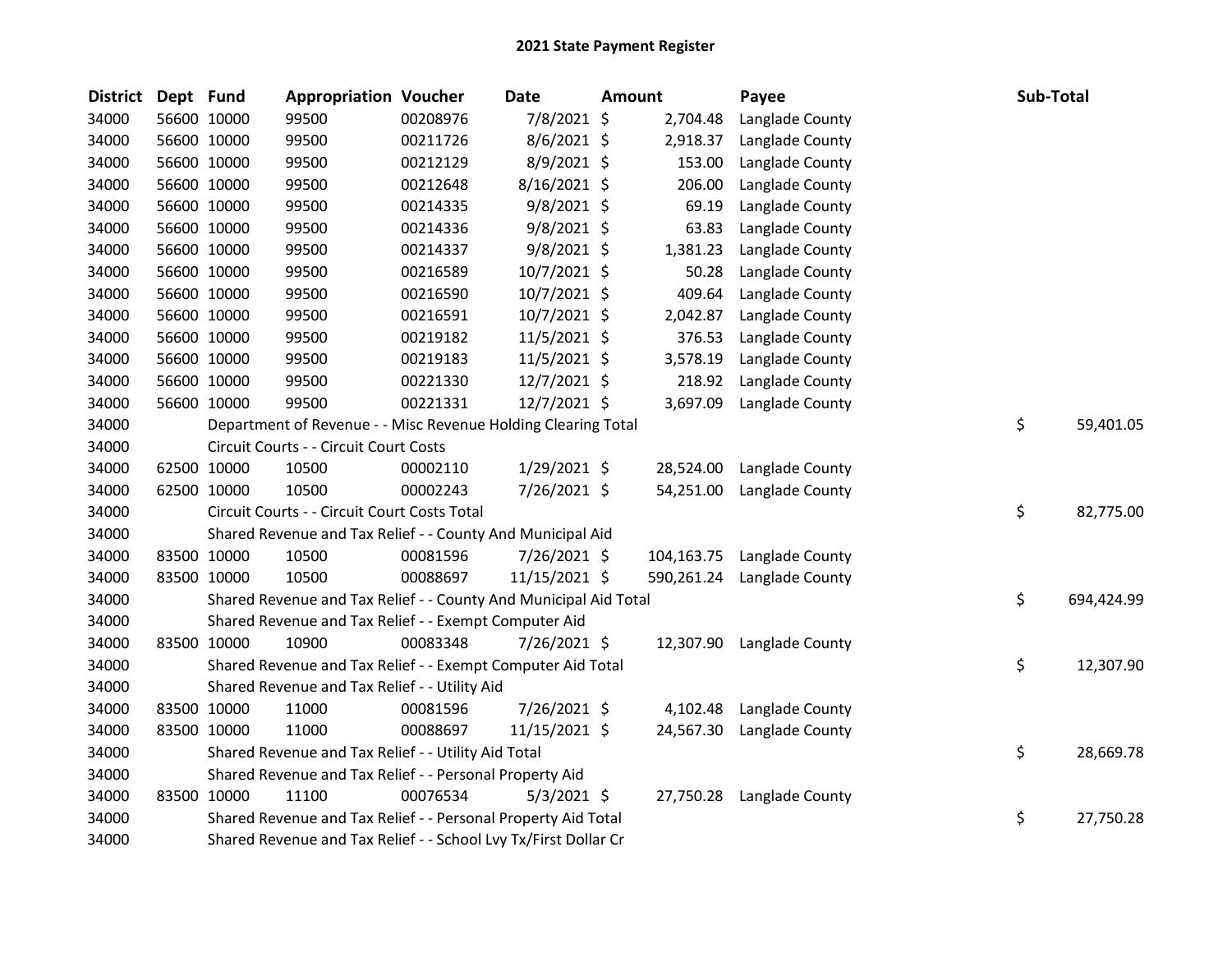# 2021 State Payment Register

| District | Dept | Fund | Appropriation | Voucher | Date | Amount | Payee | Sub-Total |
|---|---|---|---|---|---|---|---|---|
| 34000 | 56600 | 10000 | 99500 | 00208976 | 7/8/2021 | $ 2,704.48 | Langlade County | |
| 34000 | 56600 | 10000 | 99500 | 00211726 | 8/6/2021 | $ 2,918.37 | Langlade County | |
| 34000 | 56600 | 10000 | 99500 | 00212129 | 8/9/2021 | $ 153.00 | Langlade County | |
| 34000 | 56600 | 10000 | 99500 | 00212648 | 8/16/2021 | $ 206.00 | Langlade County | |
| 34000 | 56600 | 10000 | 99500 | 00214335 | 9/8/2021 | $ 69.19 | Langlade County | |
| 34000 | 56600 | 10000 | 99500 | 00214336 | 9/8/2021 | $ 63.83 | Langlade County | |
| 34000 | 56600 | 10000 | 99500 | 00214337 | 9/8/2021 | $ 1,381.23 | Langlade County | |
| 34000 | 56600 | 10000 | 99500 | 00216589 | 10/7/2021 | $ 50.28 | Langlade County | |
| 34000 | 56600 | 10000 | 99500 | 00216590 | 10/7/2021 | $ 409.64 | Langlade County | |
| 34000 | 56600 | 10000 | 99500 | 00216591 | 10/7/2021 | $ 2,042.87 | Langlade County | |
| 34000 | 56600 | 10000 | 99500 | 00219182 | 11/5/2021 | $ 376.53 | Langlade County | |
| 34000 | 56600 | 10000 | 99500 | 00219183 | 11/5/2021 | $ 3,578.19 | Langlade County | |
| 34000 | 56600 | 10000 | 99500 | 00221330 | 12/7/2021 | $ 218.92 | Langlade County | |
| 34000 | 56600 | 10000 | 99500 | 00221331 | 12/7/2021 | $ 3,697.09 | Langlade County | |
| 34000 | | Department of Revenue - - Misc Revenue Holding Clearing Total | | | | | | $ 59,401.05 |
| 34000 | | Circuit Courts - - Circuit Court Costs | | | | | | |
| 34000 | 62500 | 10000 | 10500 | 00002110 | 1/29/2021 | $ 28,524.00 | Langlade County | |
| 34000 | 62500 | 10000 | 10500 | 00002243 | 7/26/2021 | $ 54,251.00 | Langlade County | |
| 34000 | | Circuit Courts - - Circuit Court Costs Total | | | | | | $ 82,775.00 |
| 34000 | | Shared Revenue and Tax Relief - - County And Municipal Aid | | | | | | |
| 34000 | 83500 | 10000 | 10500 | 00081596 | 7/26/2021 | $ 104,163.75 | Langlade County | |
| 34000 | 83500 | 10000 | 10500 | 00088697 | 11/15/2021 | $ 590,261.24 | Langlade County | |
| 34000 | | Shared Revenue and Tax Relief - - County And Municipal Aid Total | | | | | | $ 694,424.99 |
| 34000 | | Shared Revenue and Tax Relief - - Exempt Computer Aid | | | | | | |
| 34000 | 83500 | 10000 | 10900 | 00083348 | 7/26/2021 | $ 12,307.90 | Langlade County | |
| 34000 | | Shared Revenue and Tax Relief - - Exempt Computer Aid Total | | | | | | $ 12,307.90 |
| 34000 | | Shared Revenue and Tax Relief - - Utility Aid | | | | | | |
| 34000 | 83500 | 10000 | 11000 | 00081596 | 7/26/2021 | $ 4,102.48 | Langlade County | |
| 34000 | 83500 | 10000 | 11000 | 00088697 | 11/15/2021 | $ 24,567.30 | Langlade County | |
| 34000 | | Shared Revenue and Tax Relief - - Utility Aid Total | | | | | | $ 28,669.78 |
| 34000 | | Shared Revenue and Tax Relief - - Personal Property Aid | | | | | | |
| 34000 | 83500 | 10000 | 11100 | 00076534 | 5/3/2021 | $ 27,750.28 | Langlade County | |
| 34000 | | Shared Revenue and Tax Relief - - Personal Property Aid Total | | | | | | $ 27,750.28 |
| 34000 | | Shared Revenue and Tax Relief - - School Lvy Tx/First Dollar Cr | | | | | | |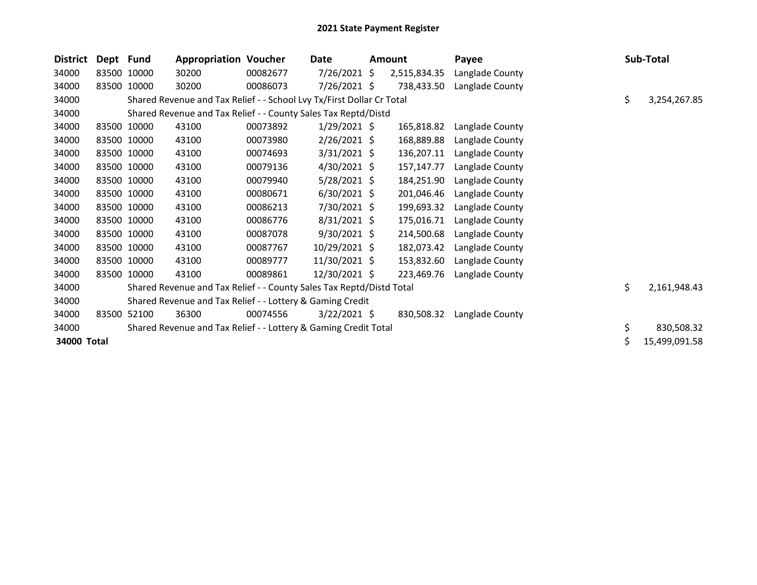# 2021 State Payment Register

| District | Dept | Fund | Appropriation | Voucher | Date | Amount | Payee | Sub-Total |
|---|---|---|---|---|---|---|---|---|
| 34000 | 83500 | 10000 | 30200 | 00082677 | 7/26/2021 | $ 2,515,834.35 | Langlade County | |
| 34000 | 83500 | 10000 | 30200 | 00086073 | 7/26/2021 | $ 738,433.50 | Langlade County | |
| 34000 | | Shared Revenue and Tax Relief - - School Lvy Tx/First Dollar Cr Total | | | | | | $ 3,254,267.85 |
| 34000 | | Shared Revenue and Tax Relief - - County Sales Tax Reptd/Distd | | | | | | |
| 34000 | 83500 | 10000 | 43100 | 00073892 | 1/29/2021 | $ 165,818.82 | Langlade County | |
| 34000 | 83500 | 10000 | 43100 | 00073980 | 2/26/2021 | $ 168,889.88 | Langlade County | |
| 34000 | 83500 | 10000 | 43100 | 00074693 | 3/31/2021 | $ 136,207.11 | Langlade County | |
| 34000 | 83500 | 10000 | 43100 | 00079136 | 4/30/2021 | $ 157,147.77 | Langlade County | |
| 34000 | 83500 | 10000 | 43100 | 00079940 | 5/28/2021 | $ 184,251.90 | Langlade County | |
| 34000 | 83500 | 10000 | 43100 | 00080671 | 6/30/2021 | $ 201,046.46 | Langlade County | |
| 34000 | 83500 | 10000 | 43100 | 00086213 | 7/30/2021 | $ 199,693.32 | Langlade County | |
| 34000 | 83500 | 10000 | 43100 | 00086776 | 8/31/2021 | $ 175,016.71 | Langlade County | |
| 34000 | 83500 | 10000 | 43100 | 00087078 | 9/30/2021 | $ 214,500.68 | Langlade County | |
| 34000 | 83500 | 10000 | 43100 | 00087767 | 10/29/2021 | $ 182,073.42 | Langlade County | |
| 34000 | 83500 | 10000 | 43100 | 00089777 | 11/30/2021 | $ 153,832.60 | Langlade County | |
| 34000 | 83500 | 10000 | 43100 | 00089861 | 12/30/2021 | $ 223,469.76 | Langlade County | |
| 34000 | | Shared Revenue and Tax Relief - - County Sales Tax Reptd/Distd Total | | | | | | $ 2,161,948.43 |
| 34000 | | Shared Revenue and Tax Relief - - Lottery & Gaming Credit | | | | | | |
| 34000 | 83500 | 52100 | 36300 | 00074556 | 3/22/2021 | $ 830,508.32 | Langlade County | |
| 34000 | | Shared Revenue and Tax Relief - - Lottery & Gaming Credit Total | | | | | | $ 830,508.32 |
| **34000 Total** | | | | | | | | $ 15,499,091.58 |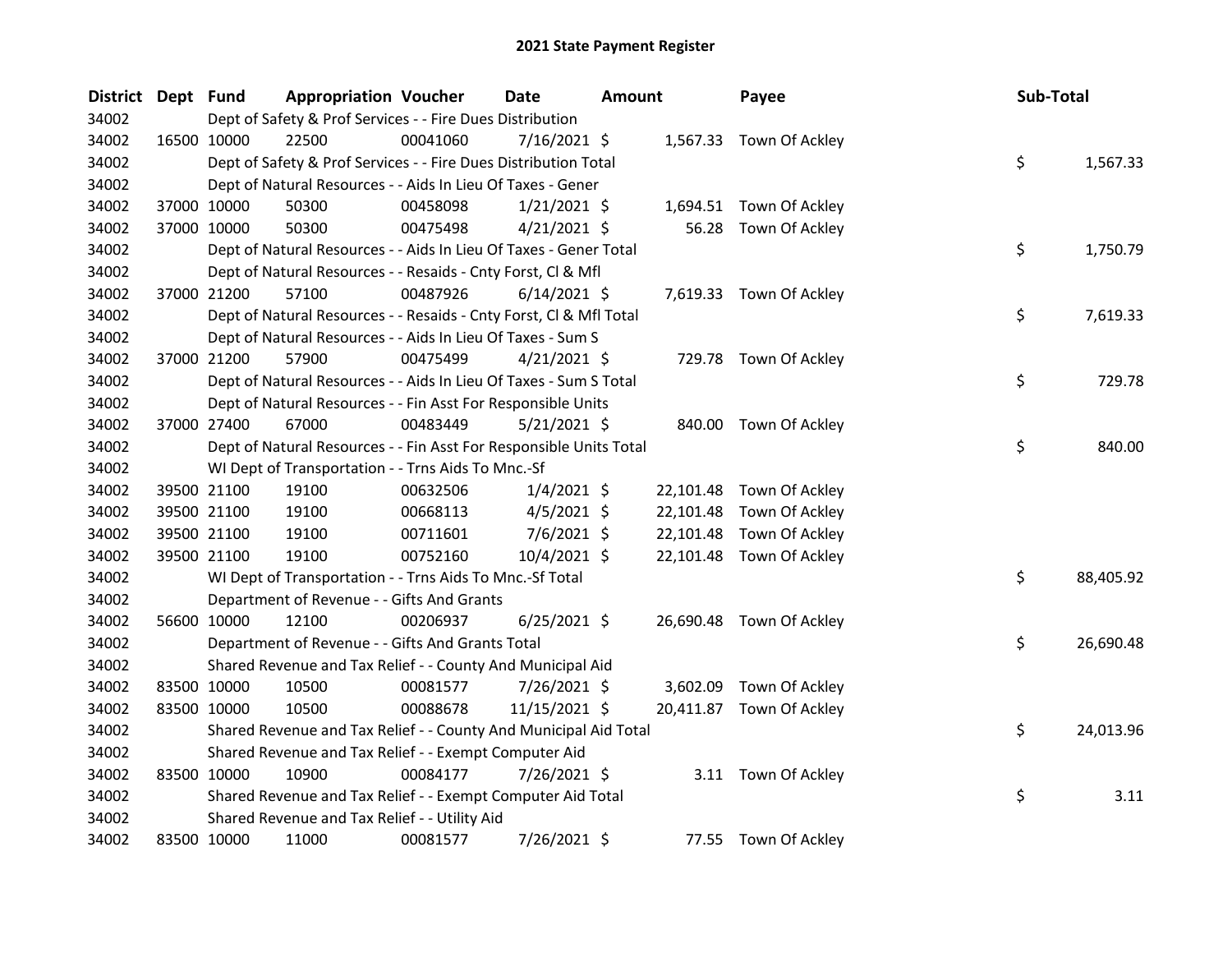# 2021 State Payment Register

| District | Dept | Fund | Appropriation | Voucher | Date | Amount | Payee | Sub-Total |
|---|---|---|---|---|---|---|---|---|
| 34002 | | Dept of Safety & Prof Services - - Fire Dues Distribution | | | | | | |
| 34002 | 16500 | 10000 | 22500 | 00041060 | 7/16/2021 | $ 1,567.33 | Town Of Ackley | |
| 34002 | | Dept of Safety & Prof Services - - Fire Dues Distribution Total | | | | | | $ 1,567.33 |
| 34002 | | Dept of Natural Resources - - Aids In Lieu Of Taxes - Gener | | | | | | |
| 34002 | 37000 | 10000 | 50300 | 00458098 | 1/21/2021 | $ 1,694.51 | Town Of Ackley | |
| 34002 | 37000 | 10000 | 50300 | 00475498 | 4/21/2021 | $ 56.28 | Town Of Ackley | |
| 34002 | | Dept of Natural Resources - - Aids In Lieu Of Taxes - Gener Total | | | | | | $ 1,750.79 |
| 34002 | | Dept of Natural Resources - - Resaids - Cnty Forst, Cl & Mfl | | | | | | |
| 34002 | 37000 | 21200 | 57100 | 00487926 | 6/14/2021 | $ 7,619.33 | Town Of Ackley | |
| 34002 | | Dept of Natural Resources - - Resaids - Cnty Forst, Cl & Mfl Total | | | | | | $ 7,619.33 |
| 34002 | | Dept of Natural Resources - - Aids In Lieu Of Taxes - Sum S | | | | | | |
| 34002 | 37000 | 21200 | 57900 | 00475499 | 4/21/2021 | $ 729.78 | Town Of Ackley | |
| 34002 | | Dept of Natural Resources - - Aids In Lieu Of Taxes - Sum S Total | | | | | | $ 729.78 |
| 34002 | | Dept of Natural Resources - - Fin Asst For Responsible Units | | | | | | |
| 34002 | 37000 | 27400 | 67000 | 00483449 | 5/21/2021 | $ 840.00 | Town Of Ackley | |
| 34002 | | Dept of Natural Resources - - Fin Asst For Responsible Units Total | | | | | | $ 840.00 |
| 34002 | | WI Dept of Transportation - - Trns Aids To Mnc.-Sf | | | | | | |
| 34002 | 39500 | 21100 | 19100 | 00632506 | 1/4/2021 | $ 22,101.48 | Town Of Ackley | |
| 34002 | 39500 | 21100 | 19100 | 00668113 | 4/5/2021 | $ 22,101.48 | Town Of Ackley | |
| 34002 | 39500 | 21100 | 19100 | 00711601 | 7/6/2021 | $ 22,101.48 | Town Of Ackley | |
| 34002 | 39500 | 21100 | 19100 | 00752160 | 10/4/2021 | $ 22,101.48 | Town Of Ackley | |
| 34002 | | WI Dept of Transportation - - Trns Aids To Mnc.-Sf Total | | | | | | $ 88,405.92 |
| 34002 | | Department of Revenue - - Gifts And Grants | | | | | | |
| 34002 | 56600 | 10000 | 12100 | 00206937 | 6/25/2021 | $ 26,690.48 | Town Of Ackley | |
| 34002 | | Department of Revenue - - Gifts And Grants Total | | | | | | $ 26,690.48 |
| 34002 | | Shared Revenue and Tax Relief - - County And Municipal Aid | | | | | | |
| 34002 | 83500 | 10000 | 10500 | 00081577 | 7/26/2021 | $ 3,602.09 | Town Of Ackley | |
| 34002 | 83500 | 10000 | 10500 | 00088678 | 11/15/2021 | $ 20,411.87 | Town Of Ackley | |
| 34002 | | Shared Revenue and Tax Relief - - County And Municipal Aid Total | | | | | | $ 24,013.96 |
| 34002 | | Shared Revenue and Tax Relief - - Exempt Computer Aid | | | | | | |
| 34002 | 83500 | 10000 | 10900 | 00084177 | 7/26/2021 | $ 3.11 | Town Of Ackley | |
| 34002 | | Shared Revenue and Tax Relief - - Exempt Computer Aid Total | | | | | | $ 3.11 |
| 34002 | | Shared Revenue and Tax Relief - - Utility Aid | | | | | | |
| 34002 | 83500 | 10000 | 11000 | 00081577 | 7/26/2021 | $ 77.55 | Town Of Ackley | |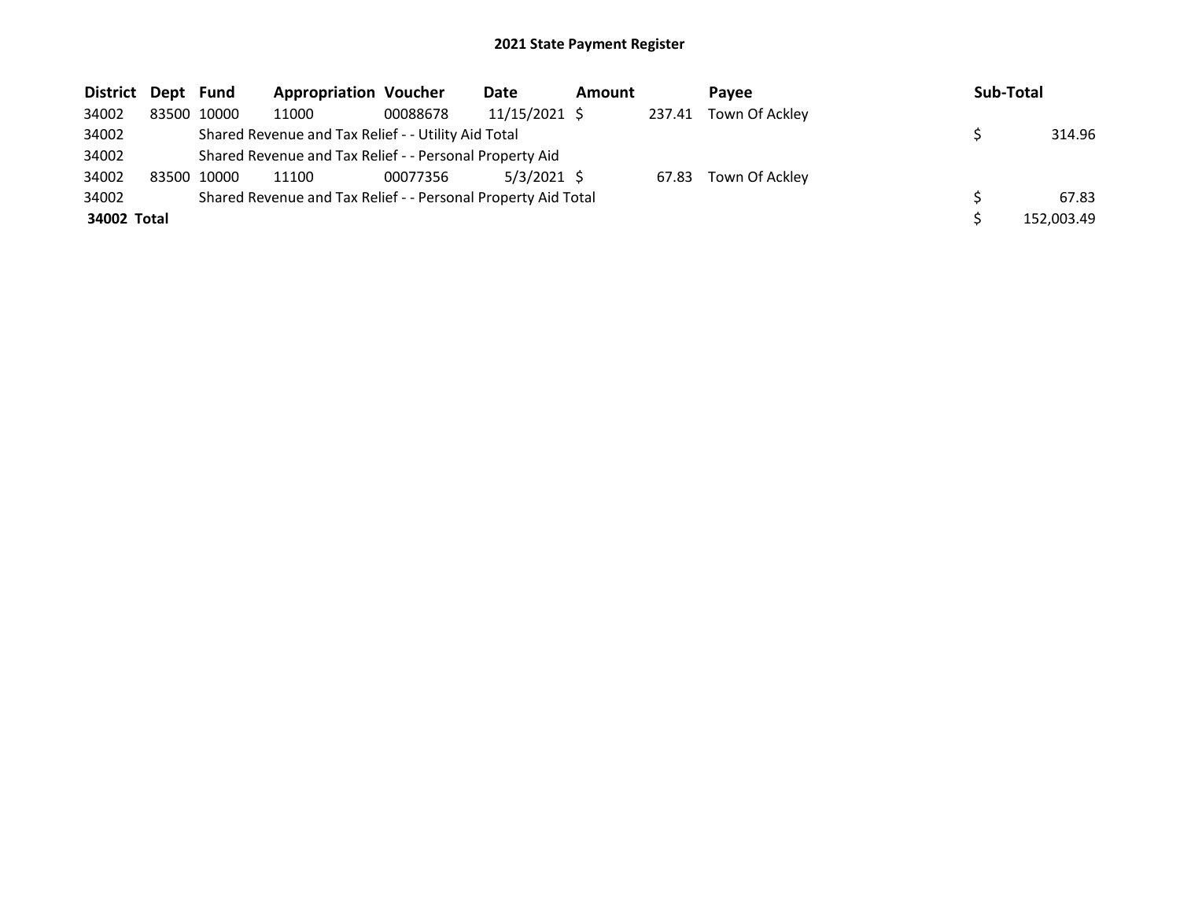## 2021 State Payment Register

| District | Dept | Fund | Appropriation | Voucher | Date | Amount | Payee | Sub-Total |
|---|---|---|---|---|---|---|---|---|
| 34002 | 83500 | 10000 | 11000 | 00088678 | 11/15/2021 | $ 237.41 | Town Of Ackley | |
| 34002 | | Shared Revenue and Tax Relief - - Utility Aid Total | | | | | | $ 314.96 |
| 34002 | | Shared Revenue and Tax Relief - - Personal Property Aid | | | | | | |
| 34002 | 83500 | 10000 | 11100 | 00077356 | 5/3/2021 | $ 67.83 | Town Of Ackley | |
| 34002 | | Shared Revenue and Tax Relief - - Personal Property Aid Total | | | | | | $ 67.83 |
| **34002 Total** | | | | | | | | $ 152,003.49 |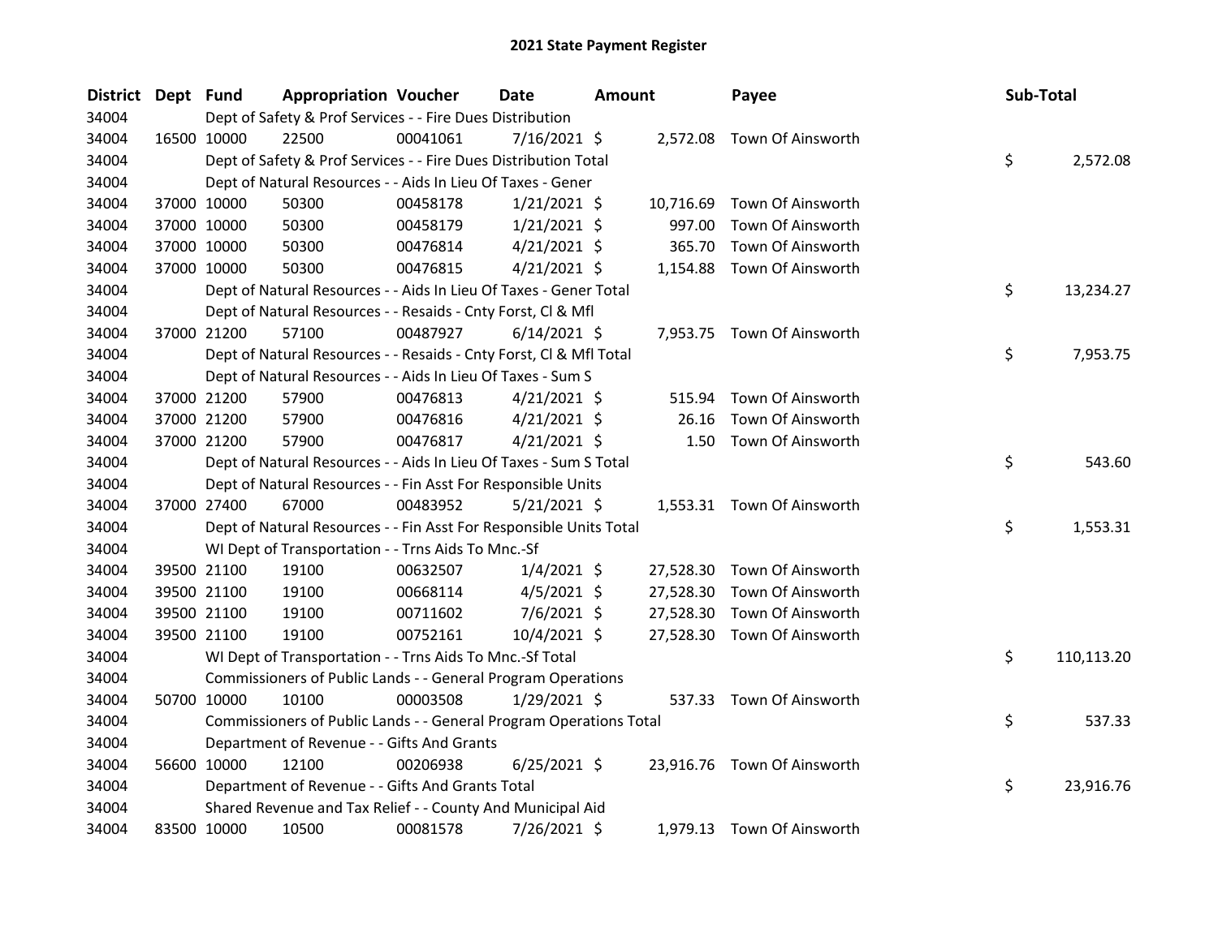# 2021 State Payment Register

| District | Dept | Fund | Appropriation | Voucher | Date | Amount | Payee | Sub-Total |
|---|---|---|---|---|---|---|---|---|
| 34004 | | Dept of Safety & Prof Services - - Fire Dues Distribution | | | | | | |
| 34004 | 16500 | 10000 | 22500 | 00041061 | 7/16/2021 | $ 2,572.08 | Town Of Ainsworth | |
| 34004 | | Dept of Safety & Prof Services - - Fire Dues Distribution Total | | | | | | $ 2,572.08 |
| 34004 | | Dept of Natural Resources - - Aids In Lieu Of Taxes - Gener | | | | | | |
| 34004 | 37000 | 10000 | 50300 | 00458178 | 1/21/2021 | $ 10,716.69 | Town Of Ainsworth | |
| 34004 | 37000 | 10000 | 50300 | 00458179 | 1/21/2021 | $ 997.00 | Town Of Ainsworth | |
| 34004 | 37000 | 10000 | 50300 | 00476814 | 4/21/2021 | $ 365.70 | Town Of Ainsworth | |
| 34004 | 37000 | 10000 | 50300 | 00476815 | 4/21/2021 | $ 1,154.88 | Town Of Ainsworth | |
| 34004 | | Dept of Natural Resources - - Aids In Lieu Of Taxes - Gener Total | | | | | | $ 13,234.27 |
| 34004 | | Dept of Natural Resources - - Resaids - Cnty Forst, Cl & Mfl | | | | | | |
| 34004 | 37000 | 21200 | 57100 | 00487927 | 6/14/2021 | $ 7,953.75 | Town Of Ainsworth | |
| 34004 | | Dept of Natural Resources - - Resaids - Cnty Forst, Cl & Mfl Total | | | | | | $ 7,953.75 |
| 34004 | | Dept of Natural Resources - - Aids In Lieu Of Taxes - Sum S | | | | | | |
| 34004 | 37000 | 21200 | 57900 | 00476813 | 4/21/2021 | $ 515.94 | Town Of Ainsworth | |
| 34004 | 37000 | 21200 | 57900 | 00476816 | 4/21/2021 | $ 26.16 | Town Of Ainsworth | |
| 34004 | 37000 | 21200 | 57900 | 00476817 | 4/21/2021 | $ 1.50 | Town Of Ainsworth | |
| 34004 | | Dept of Natural Resources - - Aids In Lieu Of Taxes - Sum S Total | | | | | | $ 543.60 |
| 34004 | | Dept of Natural Resources - - Fin Asst For Responsible Units | | | | | | |
| 34004 | 37000 | 27400 | 67000 | 00483952 | 5/21/2021 | $ 1,553.31 | Town Of Ainsworth | |
| 34004 | | Dept of Natural Resources - - Fin Asst For Responsible Units Total | | | | | | $ 1,553.31 |
| 34004 | | WI Dept of Transportation - - Trns Aids To Mnc.-Sf | | | | | | |
| 34004 | 39500 | 21100 | 19100 | 00632507 | 1/4/2021 | $ 27,528.30 | Town Of Ainsworth | |
| 34004 | 39500 | 21100 | 19100 | 00668114 | 4/5/2021 | $ 27,528.30 | Town Of Ainsworth | |
| 34004 | 39500 | 21100 | 19100 | 00711602 | 7/6/2021 | $ 27,528.30 | Town Of Ainsworth | |
| 34004 | 39500 | 21100 | 19100 | 00752161 | 10/4/2021 | $ 27,528.30 | Town Of Ainsworth | |
| 34004 | | WI Dept of Transportation - - Trns Aids To Mnc.-Sf Total | | | | | | $ 110,113.20 |
| 34004 | | Commissioners of Public Lands - - General Program Operations | | | | | | |
| 34004 | 50700 | 10000 | 10100 | 00003508 | 1/29/2021 | $ 537.33 | Town Of Ainsworth | |
| 34004 | | Commissioners of Public Lands - - General Program Operations Total | | | | | | $ 537.33 |
| 34004 | | Department of Revenue - - Gifts And Grants | | | | | | |
| 34004 | 56600 | 10000 | 12100 | 00206938 | 6/25/2021 | $ 23,916.76 | Town Of Ainsworth | |
| 34004 | | Department of Revenue - - Gifts And Grants Total | | | | | | $ 23,916.76 |
| 34004 | | Shared Revenue and Tax Relief - - County And Municipal Aid | | | | | | |
| 34004 | 83500 | 10000 | 10500 | 00081578 | 7/26/2021 | $ 1,979.13 | Town Of Ainsworth | |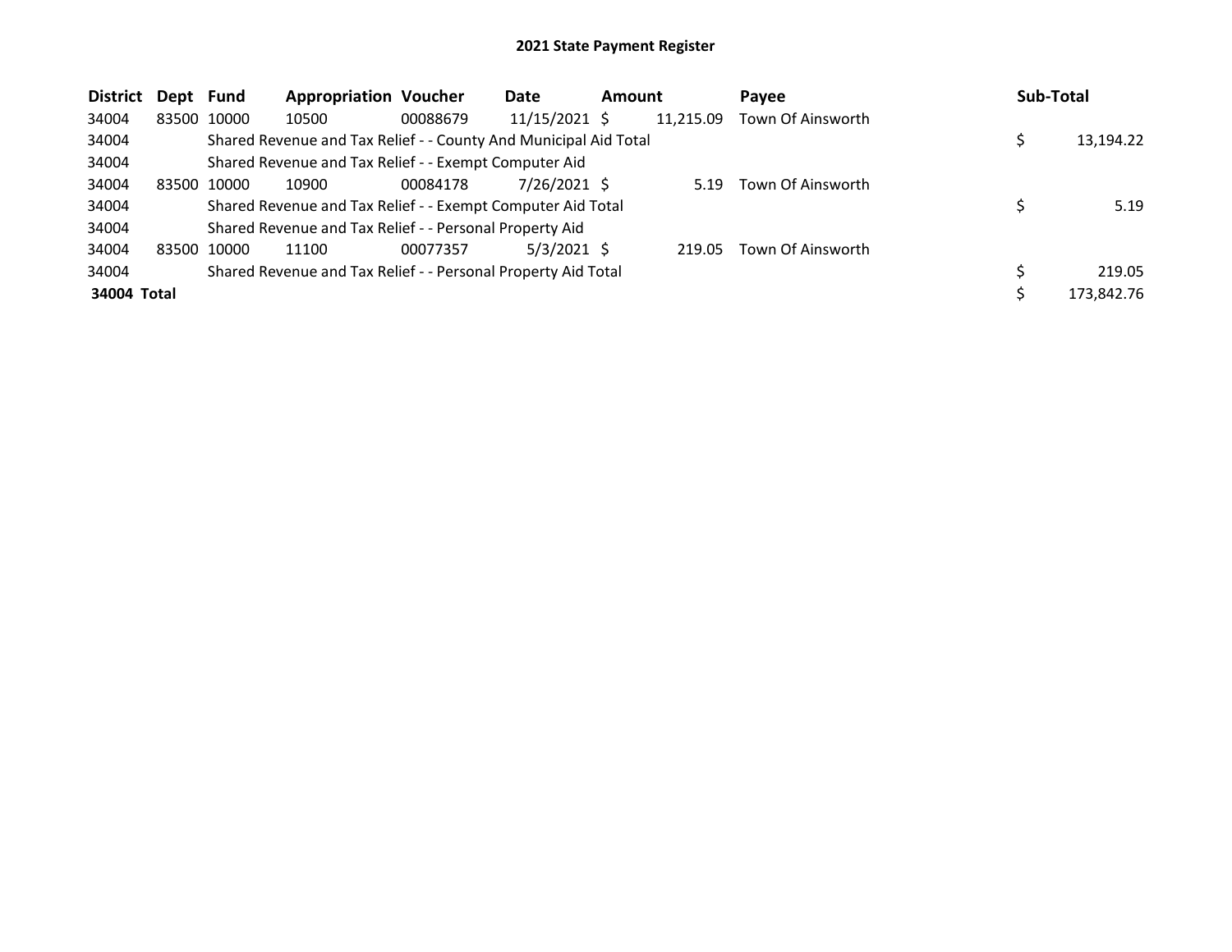# 2021 State Payment Register

| District | Dept | Fund | Appropriation | Voucher | Date | Amount | Payee | Sub-Total |
|---|---|---|---|---|---|---|---|---|
| 34004 | 83500 | 10000 | 10500 | 00088679 | 11/15/2021 | $ 11,215.09 | Town Of Ainsworth | |
| 34004 | | Shared Revenue and Tax Relief - - County And Municipal Aid Total | | | | | | $ 13,194.22 |
| 34004 | | Shared Revenue and Tax Relief - - Exempt Computer Aid | | | | | | |
| 34004 | 83500 | 10000 | 10900 | 00084178 | 7/26/2021 | $ 5.19 | Town Of Ainsworth | |
| 34004 | | Shared Revenue and Tax Relief - - Exempt Computer Aid Total | | | | | | $ 5.19 |
| 34004 | | Shared Revenue and Tax Relief - - Personal Property Aid | | | | | | |
| 34004 | 83500 | 10000 | 11100 | 00077357 | 5/3/2021 | $ 219.05 | Town Of Ainsworth | |
| 34004 | | Shared Revenue and Tax Relief - - Personal Property Aid Total | | | | | | $ 219.05 |
| **34004 Total** | | | | | | | | $ 173,842.76 |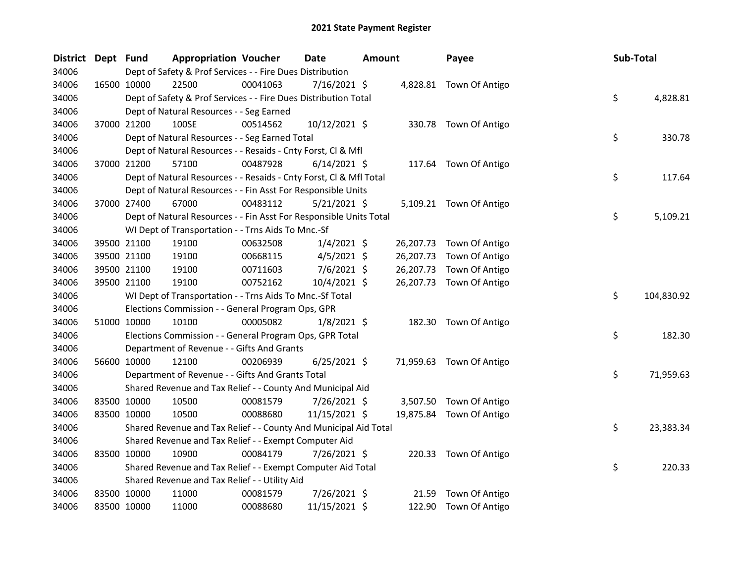# 2021 State Payment Register

| District | Dept | Fund | Appropriation | Voucher | Date | Amount | Payee | Sub-Total |
|---|---|---|---|---|---|---|---|---|
| 34006 | | | Dept of Safety & Prof Services - - Fire Dues Distribution | | | | | |
| 34006 | 16500 | 10000 | 22500 | 00041063 | 7/16/2021 | $ 4,828.81 | Town Of Antigo | |
| 34006 | | | Dept of Safety & Prof Services - - Fire Dues Distribution Total | | | | | $ 4,828.81 |
| 34006 | | | Dept of Natural Resources - - Seg Earned | | | | | |
| 34006 | 37000 | 21200 | 100SE | 00514562 | 10/12/2021 | $ 330.78 | Town Of Antigo | |
| 34006 | | | Dept of Natural Resources - - Seg Earned Total | | | | | $ 330.78 |
| 34006 | | | Dept of Natural Resources - - Resaids - Cnty Forst, Cl & Mfl | | | | | |
| 34006 | 37000 | 21200 | 57100 | 00487928 | 6/14/2021 | $ 117.64 | Town Of Antigo | |
| 34006 | | | Dept of Natural Resources - - Resaids - Cnty Forst, Cl & Mfl Total | | | | | $ 117.64 |
| 34006 | | | Dept of Natural Resources - - Fin Asst For Responsible Units | | | | | |
| 34006 | 37000 | 27400 | 67000 | 00483112 | 5/21/2021 | $ 5,109.21 | Town Of Antigo | |
| 34006 | | | Dept of Natural Resources - - Fin Asst For Responsible Units Total | | | | | $ 5,109.21 |
| 34006 | | | WI Dept of Transportation - - Trns Aids To Mnc.-Sf | | | | | |
| 34006 | 39500 | 21100 | 19100 | 00632508 | 1/4/2021 | $ 26,207.73 | Town Of Antigo | |
| 34006 | 39500 | 21100 | 19100 | 00668115 | 4/5/2021 | $ 26,207.73 | Town Of Antigo | |
| 34006 | 39500 | 21100 | 19100 | 00711603 | 7/6/2021 | $ 26,207.73 | Town Of Antigo | |
| 34006 | 39500 | 21100 | 19100 | 00752162 | 10/4/2021 | $ 26,207.73 | Town Of Antigo | |
| 34006 | | | WI Dept of Transportation - - Trns Aids To Mnc.-Sf Total | | | | | $ 104,830.92 |
| 34006 | | | Elections Commission - - General Program Ops, GPR | | | | | |
| 34006 | 51000 | 10000 | 10100 | 00005082 | 1/8/2021 | $ 182.30 | Town Of Antigo | |
| 34006 | | | Elections Commission - - General Program Ops, GPR Total | | | | | $ 182.30 |
| 34006 | | | Department of Revenue - - Gifts And Grants | | | | | |
| 34006 | 56600 | 10000 | 12100 | 00206939 | 6/25/2021 | $ 71,959.63 | Town Of Antigo | |
| 34006 | | | Department of Revenue - - Gifts And Grants Total | | | | | $ 71,959.63 |
| 34006 | | | Shared Revenue and Tax Relief - - County And Municipal Aid | | | | | |
| 34006 | 83500 | 10000 | 10500 | 00081579 | 7/26/2021 | $ 3,507.50 | Town Of Antigo | |
| 34006 | 83500 | 10000 | 10500 | 00088680 | 11/15/2021 | $ 19,875.84 | Town Of Antigo | |
| 34006 | | | Shared Revenue and Tax Relief - - County And Municipal Aid Total | | | | | $ 23,383.34 |
| 34006 | | | Shared Revenue and Tax Relief - - Exempt Computer Aid | | | | | |
| 34006 | 83500 | 10000 | 10900 | 00084179 | 7/26/2021 | $ 220.33 | Town Of Antigo | |
| 34006 | | | Shared Revenue and Tax Relief - - Exempt Computer Aid Total | | | | | $ 220.33 |
| 34006 | | | Shared Revenue and Tax Relief - - Utility Aid | | | | | |
| 34006 | 83500 | 10000 | 11000 | 00081579 | 7/26/2021 | $ 21.59 | Town Of Antigo | |
| 34006 | 83500 | 10000 | 11000 | 00088680 | 11/15/2021 | $ 122.90 | Town Of Antigo | |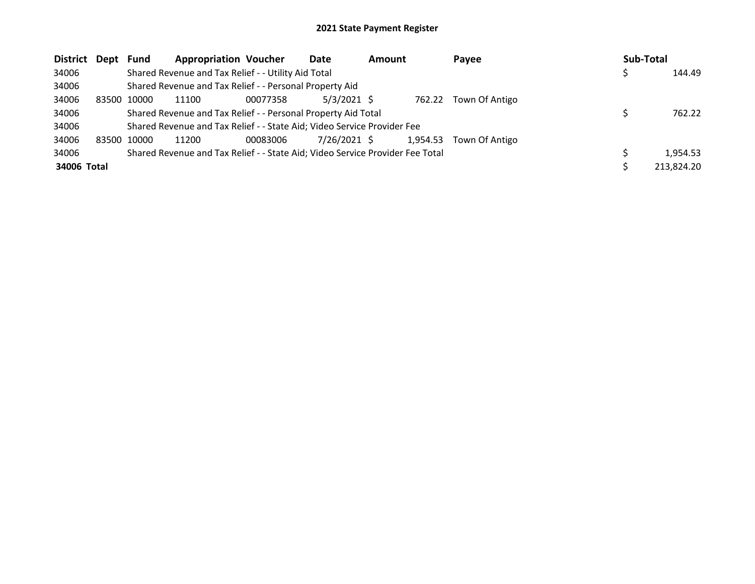# 2021 State Payment Register

| District | Dept | Fund | Appropriation | Voucher | Date | Amount | Payee | Sub-Total |
|---|---|---|---|---|---|---|---|---|
| 34006 | | Shared Revenue and Tax Relief - - Utility Aid Total | | | | | | $ 144.49 |
| 34006 | | Shared Revenue and Tax Relief - - Personal Property Aid | | | | | | |
| 34006 | 83500 | 10000 | 11100 | 00077358 | 5/3/2021 | $ 762.22 | Town Of Antigo | |
| 34006 | | Shared Revenue and Tax Relief - - Personal Property Aid Total | | | | | | $ 762.22 |
| 34006 | | Shared Revenue and Tax Relief - - State Aid; Video Service Provider Fee | | | | | | |
| 34006 | 83500 | 10000 | 11200 | 00083006 | 7/26/2021 | $ 1,954.53 | Town Of Antigo | |
| 34006 | | Shared Revenue and Tax Relief - - State Aid; Video Service Provider Fee Total | | | | | | $ 1,954.53 |
| **34006 Total** | | | | | | | | $ 213,824.20 |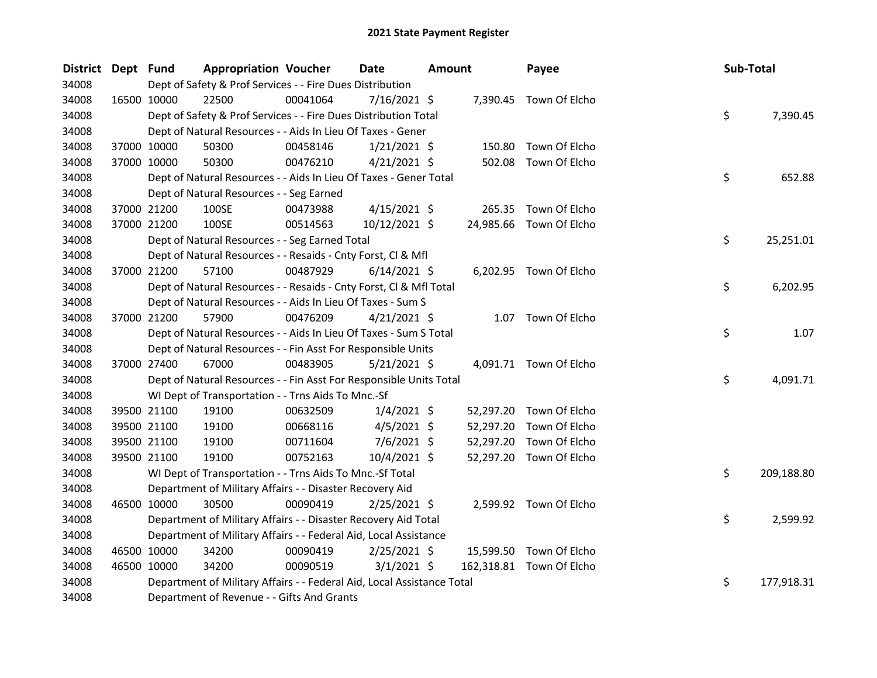# 2021 State Payment Register

| District | Dept | Fund | Appropriation | Voucher | Date | Amount | Payee | Sub-Total |
|---|---|---|---|---|---|---|---|---|
| 34008 | | Dept of Safety & Prof Services - - Fire Dues Distribution | | | | | | |
| 34008 | 16500 | 10000 | 22500 | 00041064 | 7/16/2021 | $ 7,390.45 | Town Of Elcho | |
| 34008 | | Dept of Safety & Prof Services - - Fire Dues Distribution Total | | | | | | $ 7,390.45 |
| 34008 | | Dept of Natural Resources - - Aids In Lieu Of Taxes - Gener | | | | | | |
| 34008 | 37000 | 10000 | 50300 | 00458146 | 1/21/2021 | $ 150.80 | Town Of Elcho | |
| 34008 | 37000 | 10000 | 50300 | 00476210 | 4/21/2021 | $ 502.08 | Town Of Elcho | |
| 34008 | | Dept of Natural Resources - - Aids In Lieu Of Taxes - Gener Total | | | | | | $ 652.88 |
| 34008 | | Dept of Natural Resources - - Seg Earned | | | | | | |
| 34008 | 37000 | 21200 | 100SE | 00473988 | 4/15/2021 | $ 265.35 | Town Of Elcho | |
| 34008 | 37000 | 21200 | 100SE | 00514563 | 10/12/2021 | $ 24,985.66 | Town Of Elcho | |
| 34008 | | Dept of Natural Resources - - Seg Earned Total | | | | | | $ 25,251.01 |
| 34008 | | Dept of Natural Resources - - Resaids - Cnty Forst, Cl & Mfl | | | | | | |
| 34008 | 37000 | 21200 | 57100 | 00487929 | 6/14/2021 | $ 6,202.95 | Town Of Elcho | |
| 34008 | | Dept of Natural Resources - - Resaids - Cnty Forst, Cl & Mfl Total | | | | | | $ 6,202.95 |
| 34008 | | Dept of Natural Resources - - Aids In Lieu Of Taxes - Sum S | | | | | | |
| 34008 | 37000 | 21200 | 57900 | 00476209 | 4/21/2021 | $ 1.07 | Town Of Elcho | |
| 34008 | | Dept of Natural Resources - - Aids In Lieu Of Taxes - Sum S Total | | | | | | $ 1.07 |
| 34008 | | Dept of Natural Resources - - Fin Asst For Responsible Units | | | | | | |
| 34008 | 37000 | 27400 | 67000 | 00483905 | 5/21/2021 | $ 4,091.71 | Town Of Elcho | |
| 34008 | | Dept of Natural Resources - - Fin Asst For Responsible Units Total | | | | | | $ 4,091.71 |
| 34008 | | WI Dept of Transportation - - Trns Aids To Mnc.-Sf | | | | | | |
| 34008 | 39500 | 21100 | 19100 | 00632509 | 1/4/2021 | $ 52,297.20 | Town Of Elcho | |
| 34008 | 39500 | 21100 | 19100 | 00668116 | 4/5/2021 | $ 52,297.20 | Town Of Elcho | |
| 34008 | 39500 | 21100 | 19100 | 00711604 | 7/6/2021 | $ 52,297.20 | Town Of Elcho | |
| 34008 | 39500 | 21100 | 19100 | 00752163 | 10/4/2021 | $ 52,297.20 | Town Of Elcho | |
| 34008 | | WI Dept of Transportation - - Trns Aids To Mnc.-Sf Total | | | | | | $ 209,188.80 |
| 34008 | | Department of Military Affairs - - Disaster Recovery Aid | | | | | | |
| 34008 | 46500 | 10000 | 30500 | 00090419 | 2/25/2021 | $ 2,599.92 | Town Of Elcho | |
| 34008 | | Department of Military Affairs - - Disaster Recovery Aid Total | | | | | | $ 2,599.92 |
| 34008 | | Department of Military Affairs - - Federal Aid, Local Assistance | | | | | | |
| 34008 | 46500 | 10000 | 34200 | 00090419 | 2/25/2021 | $ 15,599.50 | Town Of Elcho | |
| 34008 | 46500 | 10000 | 34200 | 00090519 | 3/1/2021 | $ 162,318.81 | Town Of Elcho | |
| 34008 | | Department of Military Affairs - - Federal Aid, Local Assistance Total | | | | | | $ 177,918.31 |
| 34008 | | Department of Revenue - - Gifts And Grants | | | | | | |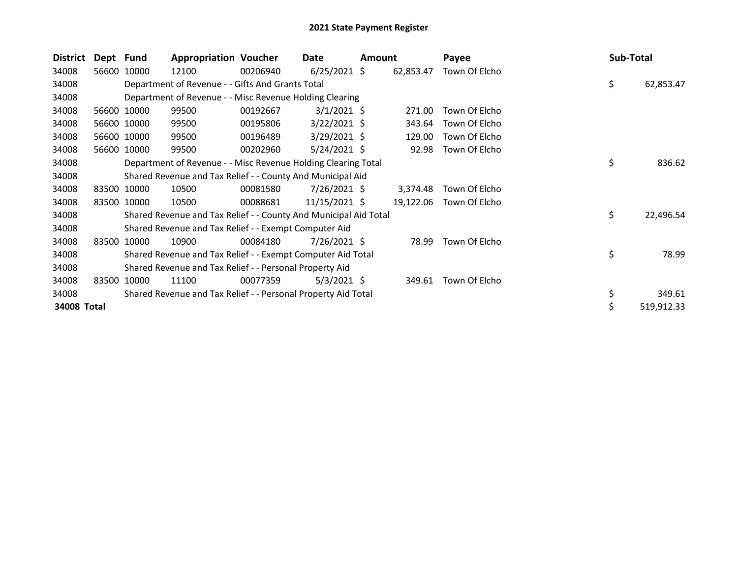# 2021 State Payment Register

| District | Dept | Fund | Appropriation | Voucher | Date | Amount | Payee | Sub-Total |
|---|---|---|---|---|---|---|---|---|
| 34008 | 56600 | 10000 | 12100 | 00206940 | 6/25/2021 | $ 62,853.47 | Town Of Elcho | |
| 34008 | | Department of Revenue - - Gifts And Grants Total | | | | | | $ 62,853.47 |
| 34008 | | Department of Revenue - - Misc Revenue Holding Clearing | | | | | | |
| 34008 | 56600 | 10000 | 99500 | 00192667 | 3/1/2021 | $ 271.00 | Town Of Elcho | |
| 34008 | 56600 | 10000 | 99500 | 00195806 | 3/22/2021 | $ 343.64 | Town Of Elcho | |
| 34008 | 56600 | 10000 | 99500 | 00196489 | 3/29/2021 | $ 129.00 | Town Of Elcho | |
| 34008 | 56600 | 10000 | 99500 | 00202960 | 5/24/2021 | $ 92.98 | Town Of Elcho | |
| 34008 | | Department of Revenue - - Misc Revenue Holding Clearing Total | | | | | | $ 836.62 |
| 34008 | | Shared Revenue and Tax Relief - - County And Municipal Aid | | | | | | |
| 34008 | 83500 | 10000 | 10500 | 00081580 | 7/26/2021 | $ 3,374.48 | Town Of Elcho | |
| 34008 | 83500 | 10000 | 10500 | 00088681 | 11/15/2021 | $ 19,122.06 | Town Of Elcho | |
| 34008 | | Shared Revenue and Tax Relief - - County And Municipal Aid Total | | | | | | $ 22,496.54 |
| 34008 | | Shared Revenue and Tax Relief - - Exempt Computer Aid | | | | | | |
| 34008 | 83500 | 10000 | 10900 | 00084180 | 7/26/2021 | $ 78.99 | Town Of Elcho | |
| 34008 | | Shared Revenue and Tax Relief - - Exempt Computer Aid Total | | | | | | $ 78.99 |
| 34008 | | Shared Revenue and Tax Relief - - Personal Property Aid | | | | | | |
| 34008 | 83500 | 10000 | 11100 | 00077359 | 5/3/2021 | $ 349.61 | Town Of Elcho | |
| 34008 | | Shared Revenue and Tax Relief - - Personal Property Aid Total | | | | | | $ 349.61 |
| **34008 Total** | | | | | | | | $ 519,912.33 |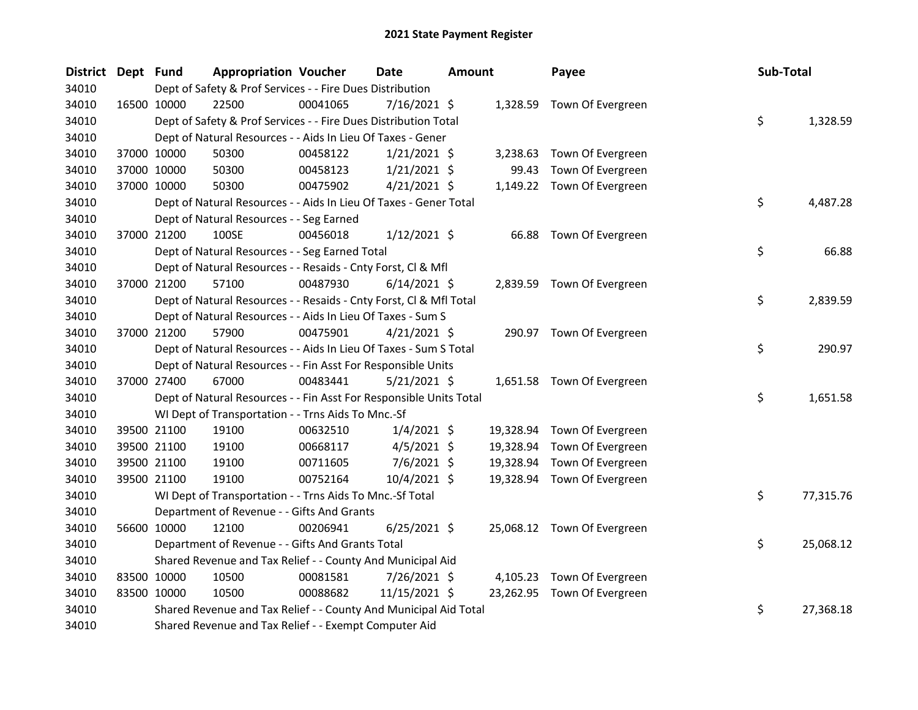# 2021 State Payment Register

| District | Dept | Fund | Appropriation | Voucher | Date | Amount | Payee | Sub-Total |
|---|---|---|---|---|---|---|---|---|
| 34010 | | | Dept of Safety & Prof Services - - Fire Dues Distribution | | | | | |
| 34010 | 16500 | 10000 | 22500 | 00041065 | 7/16/2021 | $ 1,328.59 | Town Of Evergreen | |
| 34010 | | | Dept of Safety & Prof Services - - Fire Dues Distribution Total | | | | | $ 1,328.59 |
| 34010 | | | Dept of Natural Resources - - Aids In Lieu Of Taxes - Gener | | | | | |
| 34010 | 37000 | 10000 | 50300 | 00458122 | 1/21/2021 | $ 3,238.63 | Town Of Evergreen | |
| 34010 | 37000 | 10000 | 50300 | 00458123 | 1/21/2021 | $ 99.43 | Town Of Evergreen | |
| 34010 | 37000 | 10000 | 50300 | 00475902 | 4/21/2021 | $ 1,149.22 | Town Of Evergreen | |
| 34010 | | | Dept of Natural Resources - - Aids In Lieu Of Taxes - Gener Total | | | | | $ 4,487.28 |
| 34010 | | | Dept of Natural Resources - - Seg Earned | | | | | |
| 34010 | 37000 | 21200 | 100SE | 00456018 | 1/12/2021 | $ 66.88 | Town Of Evergreen | |
| 34010 | | | Dept of Natural Resources - - Seg Earned Total | | | | | $ 66.88 |
| 34010 | | | Dept of Natural Resources - - Resaids - Cnty Forst, Cl & Mfl | | | | | |
| 34010 | 37000 | 21200 | 57100 | 00487930 | 6/14/2021 | $ 2,839.59 | Town Of Evergreen | |
| 34010 | | | Dept of Natural Resources - - Resaids - Cnty Forst, Cl & Mfl Total | | | | | $ 2,839.59 |
| 34010 | | | Dept of Natural Resources - - Aids In Lieu Of Taxes - Sum S | | | | | |
| 34010 | 37000 | 21200 | 57900 | 00475901 | 4/21/2021 | $ 290.97 | Town Of Evergreen | |
| 34010 | | | Dept of Natural Resources - - Aids In Lieu Of Taxes - Sum S Total | | | | | $ 290.97 |
| 34010 | | | Dept of Natural Resources - - Fin Asst For Responsible Units | | | | | |
| 34010 | 37000 | 27400 | 67000 | 00483441 | 5/21/2021 | $ 1,651.58 | Town Of Evergreen | |
| 34010 | | | Dept of Natural Resources - - Fin Asst For Responsible Units Total | | | | | $ 1,651.58 |
| 34010 | | | WI Dept of Transportation - - Trns Aids To Mnc.-Sf | | | | | |
| 34010 | 39500 | 21100 | 19100 | 00632510 | 1/4/2021 | $ 19,328.94 | Town Of Evergreen | |
| 34010 | 39500 | 21100 | 19100 | 00668117 | 4/5/2021 | $ 19,328.94 | Town Of Evergreen | |
| 34010 | 39500 | 21100 | 19100 | 00711605 | 7/6/2021 | $ 19,328.94 | Town Of Evergreen | |
| 34010 | 39500 | 21100 | 19100 | 00752164 | 10/4/2021 | $ 19,328.94 | Town Of Evergreen | |
| 34010 | | | WI Dept of Transportation - - Trns Aids To Mnc.-Sf Total | | | | | $ 77,315.76 |
| 34010 | | | Department of Revenue - - Gifts And Grants | | | | | |
| 34010 | 56600 | 10000 | 12100 | 00206941 | 6/25/2021 | $ 25,068.12 | Town Of Evergreen | |
| 34010 | | | Department of Revenue - - Gifts And Grants Total | | | | | $ 25,068.12 |
| 34010 | | | Shared Revenue and Tax Relief - - County And Municipal Aid | | | | | |
| 34010 | 83500 | 10000 | 10500 | 00081581 | 7/26/2021 | $ 4,105.23 | Town Of Evergreen | |
| 34010 | 83500 | 10000 | 10500 | 00088682 | 11/15/2021 | $ 23,262.95 | Town Of Evergreen | |
| 34010 | | | Shared Revenue and Tax Relief - - County And Municipal Aid Total | | | | | $ 27,368.18 |
| 34010 | | | Shared Revenue and Tax Relief - - Exempt Computer Aid | | | | | |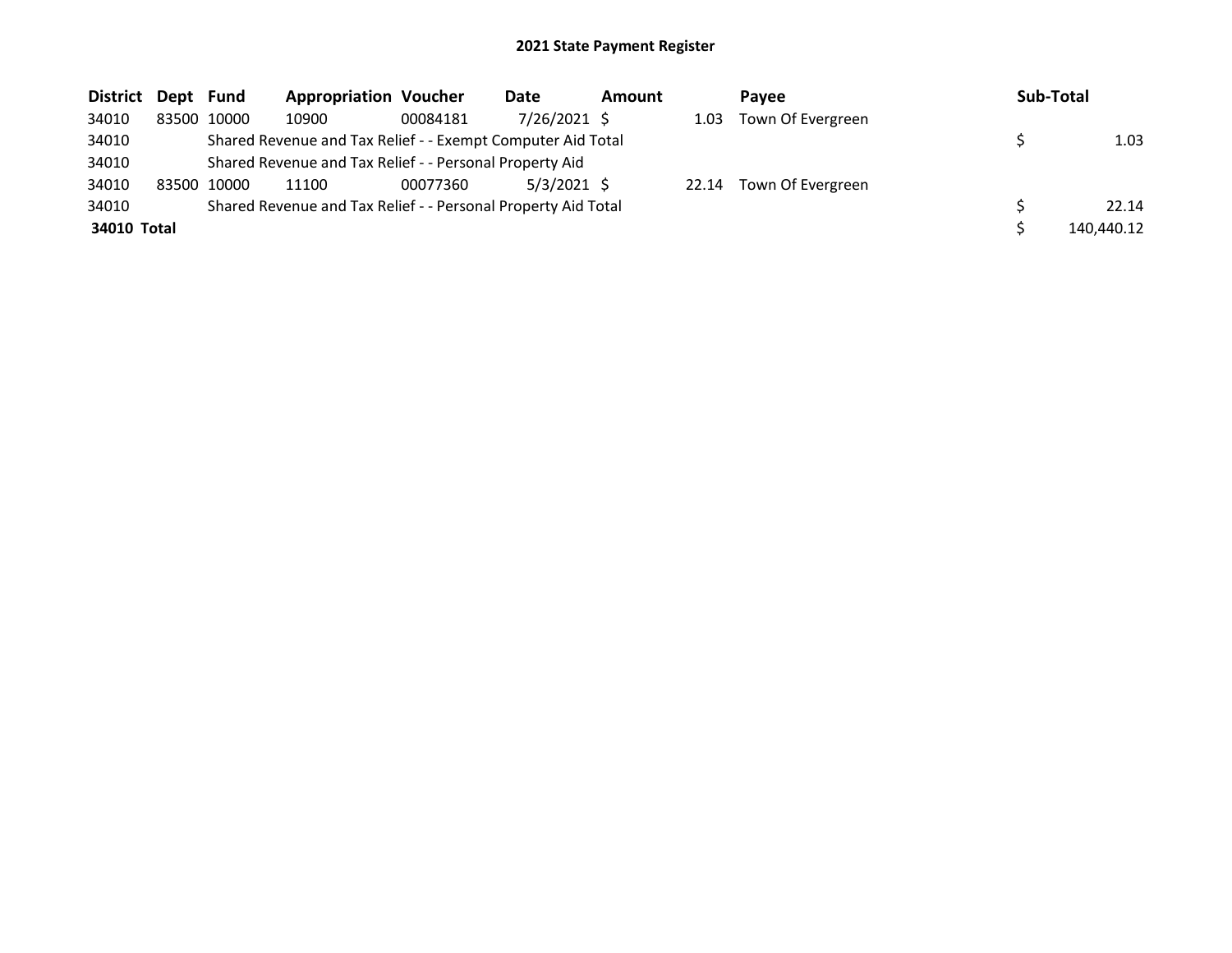# 2021 State Payment Register

| District | Dept | Fund | Appropriation | Voucher | Date | Amount | Payee | Sub-Total |
|---|---|---|---|---|---|---|---|---|
| 34010 | 83500 | 10000 | 10900 | 00084181 | 7/26/2021 | $ 1.03 | Town Of Evergreen | |
| 34010 | | Shared Revenue and Tax Relief - - Exempt Computer Aid Total | | | | | | $ 1.03 |
| 34010 | | Shared Revenue and Tax Relief - - Personal Property Aid | | | | | | |
| 34010 | 83500 | 10000 | 11100 | 00077360 | 5/3/2021 | $ 22.14 | Town Of Evergreen | |
| 34010 | | Shared Revenue and Tax Relief - - Personal Property Aid Total | | | | | | $ 22.14 |
| **34010 Total** | | | | | | | | $ 140,440.12 |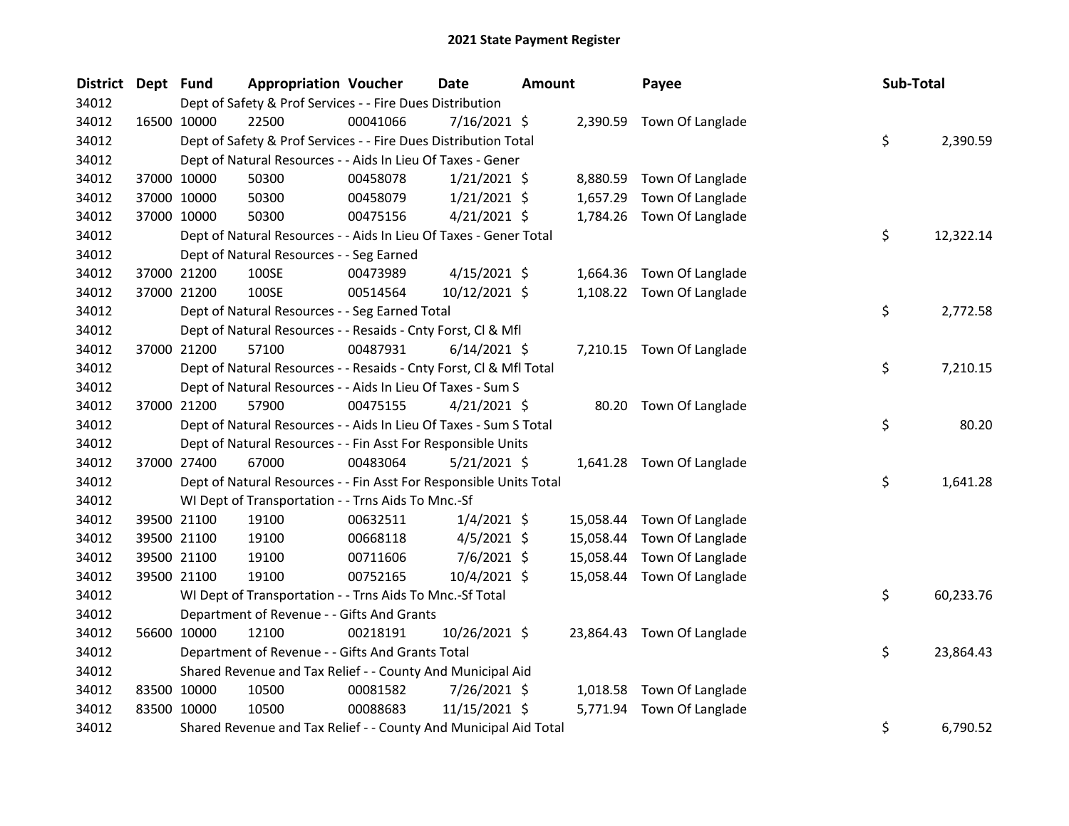# 2021 State Payment Register

| District | Dept | Fund | Appropriation | Voucher | Date | Amount | Payee | Sub-Total |
|---|---|---|---|---|---|---|---|---|
| 34012 | | Dept of Safety & Prof Services - - Fire Dues Distribution | | | | | | |
| 34012 | 16500 | 10000 | 22500 | 00041066 | 7/16/2021 | $ 2,390.59 | Town Of Langlade | |
| 34012 | | Dept of Safety & Prof Services - - Fire Dues Distribution Total | | | | | | $ 2,390.59 |
| 34012 | | Dept of Natural Resources - - Aids In Lieu Of Taxes - Gener | | | | | | |
| 34012 | 37000 | 10000 | 50300 | 00458078 | 1/21/2021 | $ 8,880.59 | Town Of Langlade | |
| 34012 | 37000 | 10000 | 50300 | 00458079 | 1/21/2021 | $ 1,657.29 | Town Of Langlade | |
| 34012 | 37000 | 10000 | 50300 | 00475156 | 4/21/2021 | $ 1,784.26 | Town Of Langlade | |
| 34012 | | Dept of Natural Resources - - Aids In Lieu Of Taxes - Gener Total | | | | | | $ 12,322.14 |
| 34012 | | Dept of Natural Resources - - Seg Earned | | | | | | |
| 34012 | 37000 | 21200 | 100SE | 00473989 | 4/15/2021 | $ 1,664.36 | Town Of Langlade | |
| 34012 | 37000 | 21200 | 100SE | 00514564 | 10/12/2021 | $ 1,108.22 | Town Of Langlade | |
| 34012 | | Dept of Natural Resources - - Seg Earned Total | | | | | | $ 2,772.58 |
| 34012 | | Dept of Natural Resources - - Resaids - Cnty Forst, Cl & Mfl | | | | | | |
| 34012 | 37000 | 21200 | 57100 | 00487931 | 6/14/2021 | $ 7,210.15 | Town Of Langlade | |
| 34012 | | Dept of Natural Resources - - Resaids - Cnty Forst, Cl & Mfl Total | | | | | | $ 7,210.15 |
| 34012 | | Dept of Natural Resources - - Aids In Lieu Of Taxes - Sum S | | | | | | |
| 34012 | 37000 | 21200 | 57900 | 00475155 | 4/21/2021 | $ 80.20 | Town Of Langlade | |
| 34012 | | Dept of Natural Resources - - Aids In Lieu Of Taxes - Sum S Total | | | | | | $ 80.20 |
| 34012 | | Dept of Natural Resources - - Fin Asst For Responsible Units | | | | | | |
| 34012 | 37000 | 27400 | 67000 | 00483064 | 5/21/2021 | $ 1,641.28 | Town Of Langlade | |
| 34012 | | Dept of Natural Resources - - Fin Asst For Responsible Units Total | | | | | | $ 1,641.28 |
| 34012 | | WI Dept of Transportation - - Trns Aids To Mnc.-Sf | | | | | | |
| 34012 | 39500 | 21100 | 19100 | 00632511 | 1/4/2021 | $ 15,058.44 | Town Of Langlade | |
| 34012 | 39500 | 21100 | 19100 | 00668118 | 4/5/2021 | $ 15,058.44 | Town Of Langlade | |
| 34012 | 39500 | 21100 | 19100 | 00711606 | 7/6/2021 | $ 15,058.44 | Town Of Langlade | |
| 34012 | 39500 | 21100 | 19100 | 00752165 | 10/4/2021 | $ 15,058.44 | Town Of Langlade | |
| 34012 | | WI Dept of Transportation - - Trns Aids To Mnc.-Sf Total | | | | | | $ 60,233.76 |
| 34012 | | Department of Revenue - - Gifts And Grants | | | | | | |
| 34012 | 56600 | 10000 | 12100 | 00218191 | 10/26/2021 | $ 23,864.43 | Town Of Langlade | |
| 34012 | | Department of Revenue - - Gifts And Grants Total | | | | | | $ 23,864.43 |
| 34012 | | Shared Revenue and Tax Relief - - County And Municipal Aid | | | | | | |
| 34012 | 83500 | 10000 | 10500 | 00081582 | 7/26/2021 | $ 1,018.58 | Town Of Langlade | |
| 34012 | 83500 | 10000 | 10500 | 00088683 | 11/15/2021 | $ 5,771.94 | Town Of Langlade | |
| 34012 | | Shared Revenue and Tax Relief - - County And Municipal Aid Total | | | | | | $ 6,790.52 |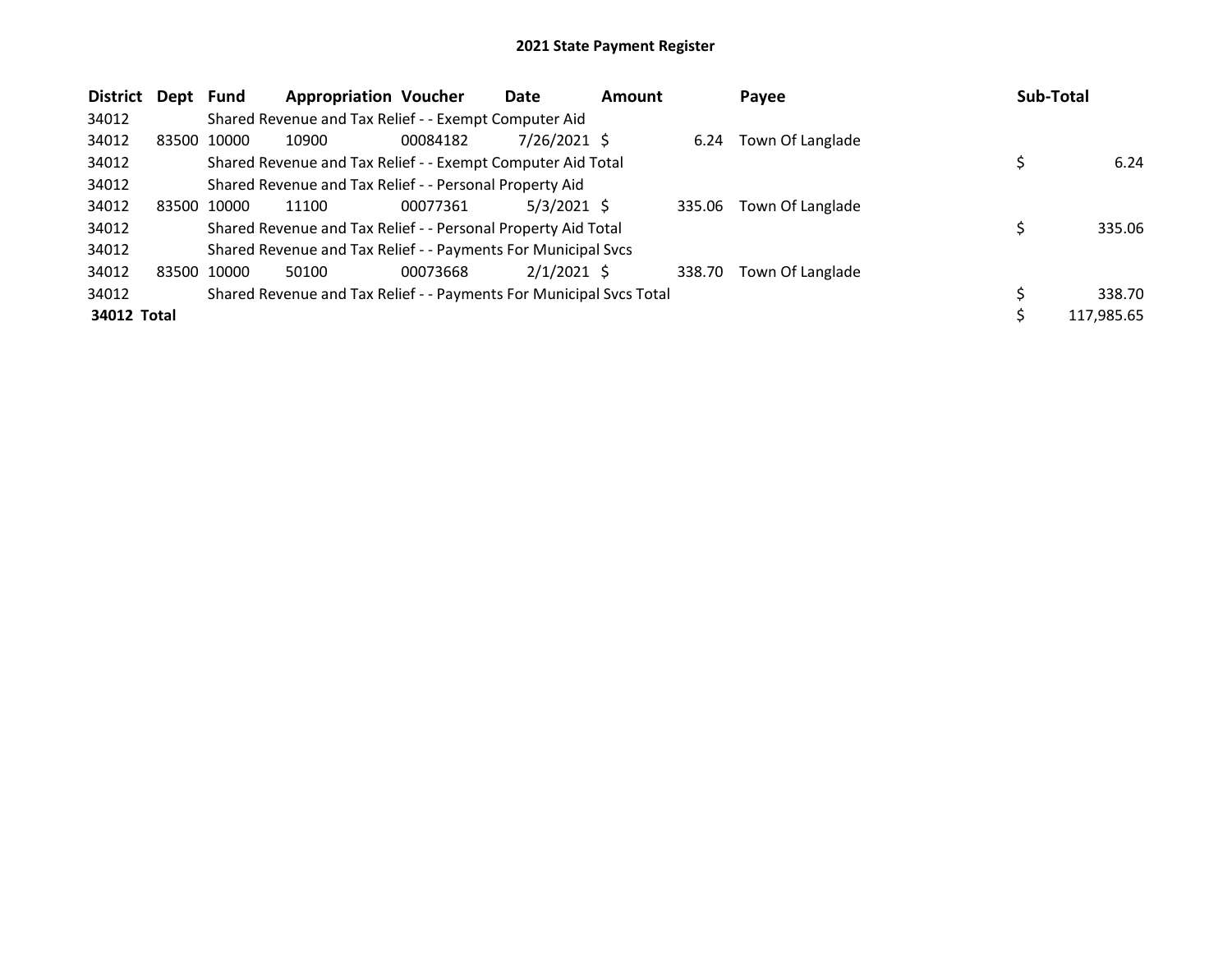# 2021 State Payment Register

| District | Dept | Fund | Appropriation | Voucher | Date | Amount | Payee | Sub-Total |
|---|---|---|---|---|---|---|---|---|
| 34012 | | Shared Revenue and Tax Relief - - Exempt Computer Aid | | | | | | |
| 34012 | 83500 | 10000 | 10900 | 00084182 | 7/26/2021 | $ 6.24 | Town Of Langlade | |
| 34012 | | Shared Revenue and Tax Relief - - Exempt Computer Aid Total | | | | | | $ 6.24 |
| 34012 | | Shared Revenue and Tax Relief - - Personal Property Aid | | | | | | |
| 34012 | 83500 | 10000 | 11100 | 00077361 | 5/3/2021 | $ 335.06 | Town Of Langlade | |
| 34012 | | Shared Revenue and Tax Relief - - Personal Property Aid Total | | | | | | $ 335.06 |
| 34012 | | Shared Revenue and Tax Relief - - Payments For Municipal Svcs | | | | | | |
| 34012 | 83500 | 10000 | 50100 | 00073668 | 2/1/2021 | $ 338.70 | Town Of Langlade | |
| 34012 | | Shared Revenue and Tax Relief - - Payments For Municipal Svcs Total | | | | | | $ 338.70 |
| **34012 Total** | | | | | | | | $ 117,985.65 |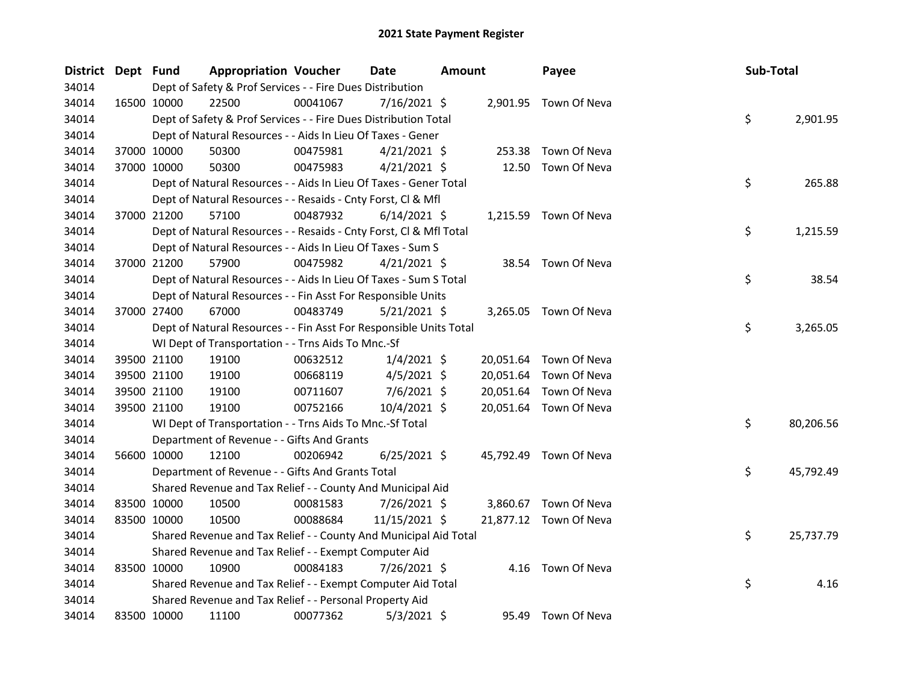# 2021 State Payment Register

| District | Dept | Fund | Appropriation | Voucher | Date | Amount | Payee | Sub-Total |
|---|---|---|---|---|---|---|---|---|
| 34014 | | | Dept of Safety & Prof Services - - Fire Dues Distribution | | | | | |
| 34014 | 16500 | 10000 | 22500 | 00041067 | 7/16/2021 | $ 2,901.95 | Town Of Neva | |
| 34014 | | | Dept of Safety & Prof Services - - Fire Dues Distribution Total | | | | | $ 2,901.95 |
| 34014 | | | Dept of Natural Resources - - Aids In Lieu Of Taxes - Gener | | | | | |
| 34014 | 37000 | 10000 | 50300 | 00475981 | 4/21/2021 | $ 253.38 | Town Of Neva | |
| 34014 | 37000 | 10000 | 50300 | 00475983 | 4/21/2021 | $ 12.50 | Town Of Neva | |
| 34014 | | | Dept of Natural Resources - - Aids In Lieu Of Taxes - Gener Total | | | | | $ 265.88 |
| 34014 | | | Dept of Natural Resources - - Resaids - Cnty Forst, Cl & Mfl | | | | | |
| 34014 | 37000 | 21200 | 57100 | 00487932 | 6/14/2021 | $ 1,215.59 | Town Of Neva | |
| 34014 | | | Dept of Natural Resources - - Resaids - Cnty Forst, Cl & Mfl Total | | | | | $ 1,215.59 |
| 34014 | | | Dept of Natural Resources - - Aids In Lieu Of Taxes - Sum S | | | | | |
| 34014 | 37000 | 21200 | 57900 | 00475982 | 4/21/2021 | $ 38.54 | Town Of Neva | |
| 34014 | | | Dept of Natural Resources - - Aids In Lieu Of Taxes - Sum S Total | | | | | $ 38.54 |
| 34014 | | | Dept of Natural Resources - - Fin Asst For Responsible Units | | | | | |
| 34014 | 37000 | 27400 | 67000 | 00483749 | 5/21/2021 | $ 3,265.05 | Town Of Neva | |
| 34014 | | | Dept of Natural Resources - - Fin Asst For Responsible Units Total | | | | | $ 3,265.05 |
| 34014 | | | WI Dept of Transportation - - Trns Aids To Mnc.-Sf | | | | | |
| 34014 | 39500 | 21100 | 19100 | 00632512 | 1/4/2021 | $ 20,051.64 | Town Of Neva | |
| 34014 | 39500 | 21100 | 19100 | 00668119 | 4/5/2021 | $ 20,051.64 | Town Of Neva | |
| 34014 | 39500 | 21100 | 19100 | 00711607 | 7/6/2021 | $ 20,051.64 | Town Of Neva | |
| 34014 | 39500 | 21100 | 19100 | 00752166 | 10/4/2021 | $ 20,051.64 | Town Of Neva | |
| 34014 | | | WI Dept of Transportation - - Trns Aids To Mnc.-Sf Total | | | | | $ 80,206.56 |
| 34014 | | | Department of Revenue - - Gifts And Grants | | | | | |
| 34014 | 56600 | 10000 | 12100 | 00206942 | 6/25/2021 | $ 45,792.49 | Town Of Neva | |
| 34014 | | | Department of Revenue - - Gifts And Grants Total | | | | | $ 45,792.49 |
| 34014 | | | Shared Revenue and Tax Relief - - County And Municipal Aid | | | | | |
| 34014 | 83500 | 10000 | 10500 | 00081583 | 7/26/2021 | $ 3,860.67 | Town Of Neva | |
| 34014 | 83500 | 10000 | 10500 | 00088684 | 11/15/2021 | $ 21,877.12 | Town Of Neva | |
| 34014 | | | Shared Revenue and Tax Relief - - County And Municipal Aid Total | | | | | $ 25,737.79 |
| 34014 | | | Shared Revenue and Tax Relief - - Exempt Computer Aid | | | | | |
| 34014 | 83500 | 10000 | 10900 | 00084183 | 7/26/2021 | $ 4.16 | Town Of Neva | |
| 34014 | | | Shared Revenue and Tax Relief - - Exempt Computer Aid Total | | | | | $ 4.16 |
| 34014 | | | Shared Revenue and Tax Relief - - Personal Property Aid | | | | | |
| 34014 | 83500 | 10000 | 11100 | 00077362 | 5/3/2021 | $ 95.49 | Town Of Neva | |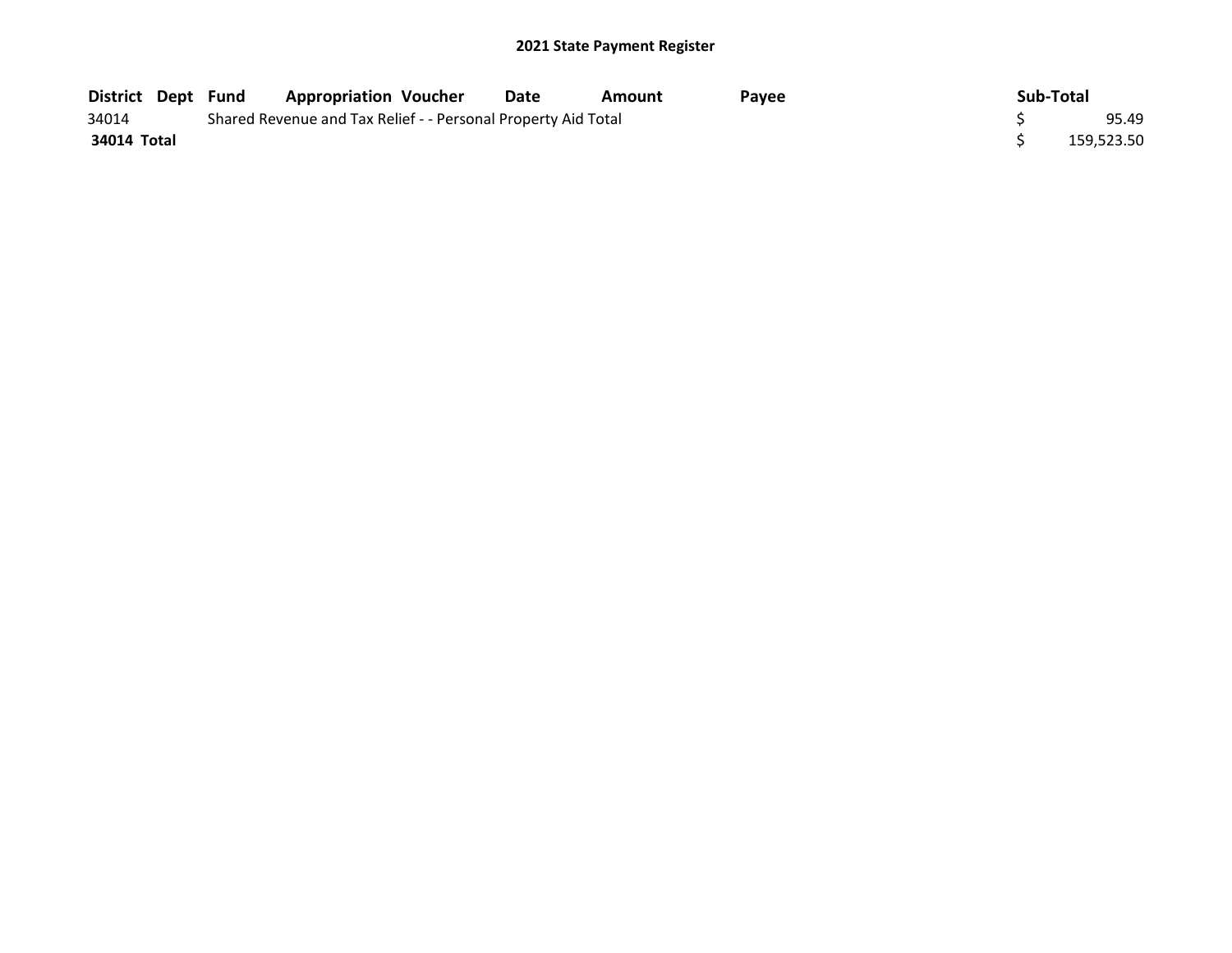## 2021 State Payment Register

| District | Dept | Fund | Appropriation | Voucher | Date | Amount | Payee | Sub-Total |
|---|---|---|---|---|---|---|---|---|
| 34014 | | Shared Revenue and Tax Relief - - Personal Property Aid Total | | | | | | $ 95.49 |
| **34014 Total** | | | | | | | | $ 159,523.50 |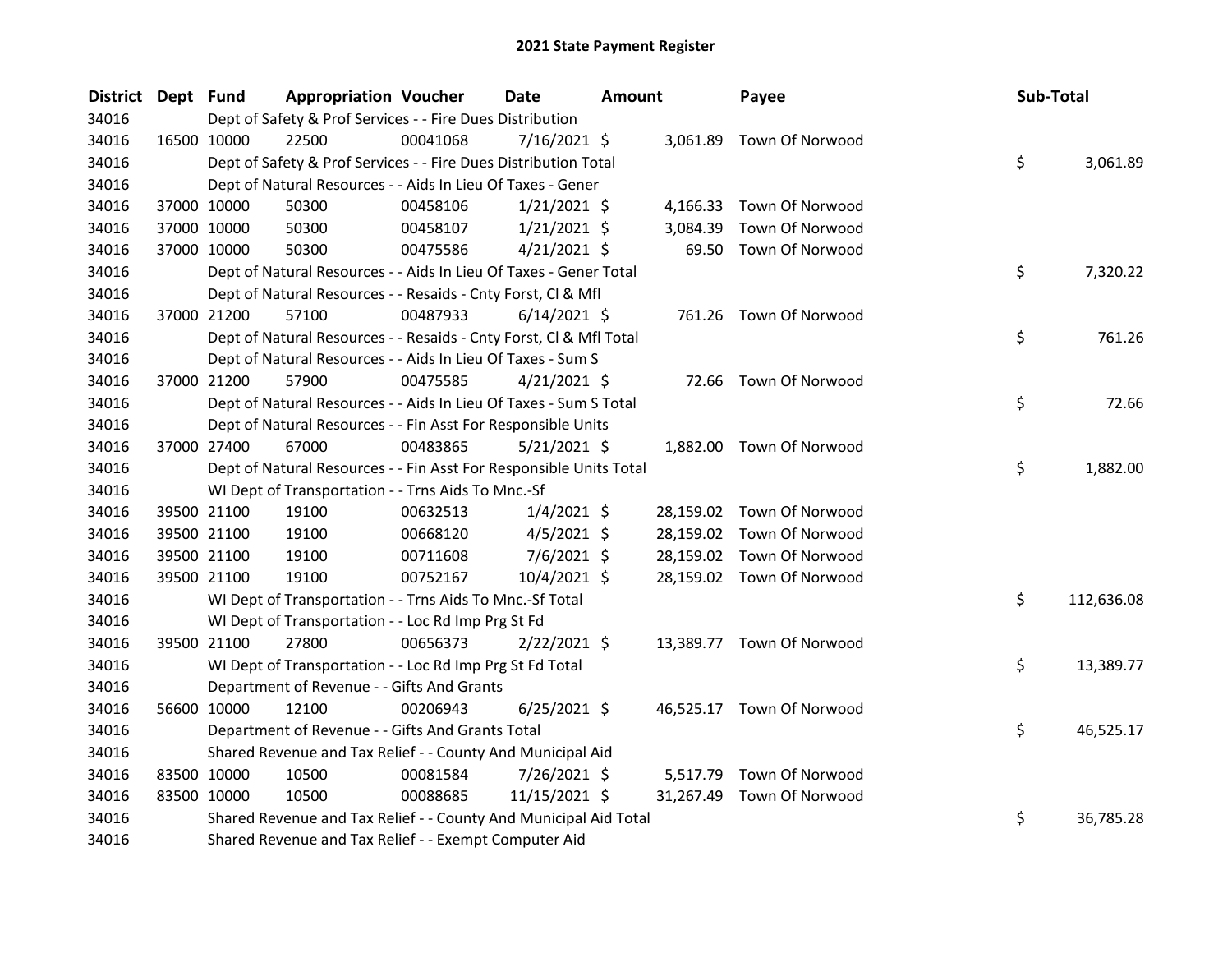# 2021 State Payment Register

| District | Dept | Fund | Appropriation | Voucher | Date | Amount | Payee | Sub-Total |
|---|---|---|---|---|---|---|---|---|
| 34016 | | Dept of Safety & Prof Services - - Fire Dues Distribution | | | | | | |
| 34016 | 16500 | 10000 | 22500 | 00041068 | 7/16/2021 | $ 3,061.89 | Town Of Norwood | |
| 34016 | | Dept of Safety & Prof Services - - Fire Dues Distribution Total | | | | | | $ 3,061.89 |
| 34016 | | Dept of Natural Resources - - Aids In Lieu Of Taxes - Gener | | | | | | |
| 34016 | 37000 | 10000 | 50300 | 00458106 | 1/21/2021 | $ 4,166.33 | Town Of Norwood | |
| 34016 | 37000 | 10000 | 50300 | 00458107 | 1/21/2021 | $ 3,084.39 | Town Of Norwood | |
| 34016 | 37000 | 10000 | 50300 | 00475586 | 4/21/2021 | $ 69.50 | Town Of Norwood | |
| 34016 | | Dept of Natural Resources - - Aids In Lieu Of Taxes - Gener Total | | | | | | $ 7,320.22 |
| 34016 | | Dept of Natural Resources - - Resaids - Cnty Forst, Cl & Mfl | | | | | | |
| 34016 | 37000 | 21200 | 57100 | 00487933 | 6/14/2021 | $ 761.26 | Town Of Norwood | |
| 34016 | | Dept of Natural Resources - - Resaids - Cnty Forst, Cl & Mfl Total | | | | | | $ 761.26 |
| 34016 | | Dept of Natural Resources - - Aids In Lieu Of Taxes - Sum S | | | | | | |
| 34016 | 37000 | 21200 | 57900 | 00475585 | 4/21/2021 | $ 72.66 | Town Of Norwood | |
| 34016 | | Dept of Natural Resources - - Aids In Lieu Of Taxes - Sum S Total | | | | | | $ 72.66 |
| 34016 | | Dept of Natural Resources - - Fin Asst For Responsible Units | | | | | | |
| 34016 | 37000 | 27400 | 67000 | 00483865 | 5/21/2021 | $ 1,882.00 | Town Of Norwood | |
| 34016 | | Dept of Natural Resources - - Fin Asst For Responsible Units Total | | | | | | $ 1,882.00 |
| 34016 | | WI Dept of Transportation - - Trns Aids To Mnc.-Sf | | | | | | |
| 34016 | 39500 | 21100 | 19100 | 00632513 | 1/4/2021 | $ 28,159.02 | Town Of Norwood | |
| 34016 | 39500 | 21100 | 19100 | 00668120 | 4/5/2021 | $ 28,159.02 | Town Of Norwood | |
| 34016 | 39500 | 21100 | 19100 | 00711608 | 7/6/2021 | $ 28,159.02 | Town Of Norwood | |
| 34016 | 39500 | 21100 | 19100 | 00752167 | 10/4/2021 | $ 28,159.02 | Town Of Norwood | |
| 34016 | | WI Dept of Transportation - - Trns Aids To Mnc.-Sf Total | | | | | | $ 112,636.08 |
| 34016 | | WI Dept of Transportation - - Loc Rd Imp Prg St Fd | | | | | | |
| 34016 | 39500 | 21100 | 27800 | 00656373 | 2/22/2021 | $ 13,389.77 | Town Of Norwood | |
| 34016 | | WI Dept of Transportation - - Loc Rd Imp Prg St Fd Total | | | | | | $ 13,389.77 |
| 34016 | | Department of Revenue - - Gifts And Grants | | | | | | |
| 34016 | 56600 | 10000 | 12100 | 00206943 | 6/25/2021 | $ 46,525.17 | Town Of Norwood | |
| 34016 | | Department of Revenue - - Gifts And Grants Total | | | | | | $ 46,525.17 |
| 34016 | | Shared Revenue and Tax Relief - - County And Municipal Aid | | | | | | |
| 34016 | 83500 | 10000 | 10500 | 00081584 | 7/26/2021 | $ 5,517.79 | Town Of Norwood | |
| 34016 | 83500 | 10000 | 10500 | 00088685 | 11/15/2021 | $ 31,267.49 | Town Of Norwood | |
| 34016 | | Shared Revenue and Tax Relief - - County And Municipal Aid Total | | | | | | $ 36,785.28 |
| 34016 | | Shared Revenue and Tax Relief - - Exempt Computer Aid | | | | | | |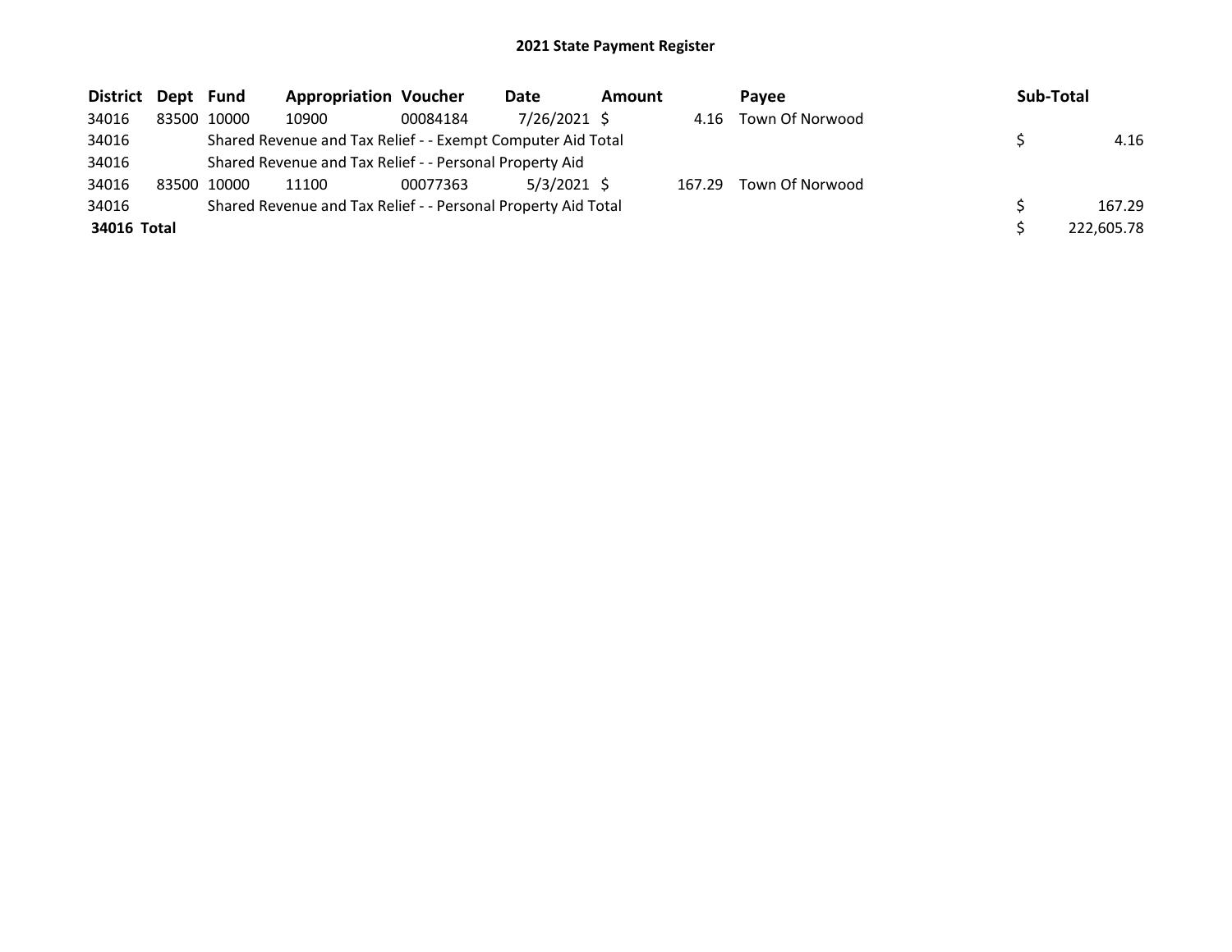## 2021 State Payment Register

| District | Dept | Fund | Appropriation | Voucher | Date | Amount | Payee | Sub-Total |
|---|---|---|---|---|---|---|---|---|
| 34016 | 83500 | 10000 | 10900 | 00084184 | 7/26/2021 | $ 4.16 | Town Of Norwood | |
| 34016 | | Shared Revenue and Tax Relief - - Exempt Computer Aid Total | | | | | | $ 4.16 |
| 34016 | | Shared Revenue and Tax Relief - - Personal Property Aid | | | | | | |
| 34016 | 83500 | 10000 | 11100 | 00077363 | 5/3/2021 | $ 167.29 | Town Of Norwood | |
| 34016 | | Shared Revenue and Tax Relief - - Personal Property Aid Total | | | | | | $ 167.29 |
| **34016 Total** | | | | | | | | $ 222,605.78 |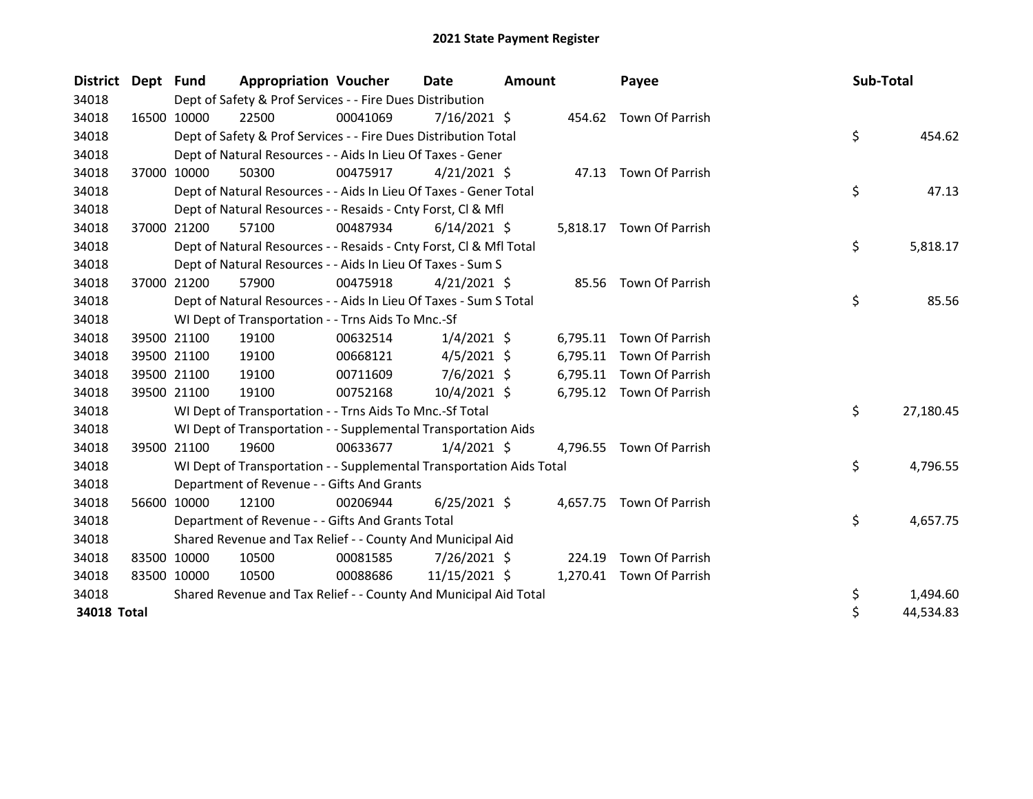# 2021 State Payment Register

| District | Dept | Fund | Appropriation | Voucher | Date | Amount | Payee | Sub-Total |
|---|---|---|---|---|---|---|---|---|
| 34018 | | Dept of Safety & Prof Services - - Fire Dues Distribution | | | | | | |
| 34018 | 16500 | 10000 | 22500 | 00041069 | 7/16/2021 | $ 454.62 | Town Of Parrish | |
| 34018 | | Dept of Safety & Prof Services - - Fire Dues Distribution Total | | | | | | $ 454.62 |
| 34018 | | Dept of Natural Resources - - Aids In Lieu Of Taxes - Gener | | | | | | |
| 34018 | 37000 | 10000 | 50300 | 00475917 | 4/21/2021 | $ 47.13 | Town Of Parrish | |
| 34018 | | Dept of Natural Resources - - Aids In Lieu Of Taxes - Gener Total | | | | | | $ 47.13 |
| 34018 | | Dept of Natural Resources - - Resaids - Cnty Forst, Cl & Mfl | | | | | | |
| 34018 | 37000 | 21200 | 57100 | 00487934 | 6/14/2021 | $ 5,818.17 | Town Of Parrish | |
| 34018 | | Dept of Natural Resources - - Resaids - Cnty Forst, Cl & Mfl Total | | | | | | $ 5,818.17 |
| 34018 | | Dept of Natural Resources - - Aids In Lieu Of Taxes - Sum S | | | | | | |
| 34018 | 37000 | 21200 | 57900 | 00475918 | 4/21/2021 | $ 85.56 | Town Of Parrish | |
| 34018 | | Dept of Natural Resources - - Aids In Lieu Of Taxes - Sum S Total | | | | | | $ 85.56 |
| 34018 | | WI Dept of Transportation - - Trns Aids To Mnc.-Sf | | | | | | |
| 34018 | 39500 | 21100 | 19100 | 00632514 | 1/4/2021 | $ 6,795.11 | Town Of Parrish | |
| 34018 | 39500 | 21100 | 19100 | 00668121 | 4/5/2021 | $ 6,795.11 | Town Of Parrish | |
| 34018 | 39500 | 21100 | 19100 | 00711609 | 7/6/2021 | $ 6,795.11 | Town Of Parrish | |
| 34018 | 39500 | 21100 | 19100 | 00752168 | 10/4/2021 | $ 6,795.12 | Town Of Parrish | |
| 34018 | | WI Dept of Transportation - - Trns Aids To Mnc.-Sf Total | | | | | | $ 27,180.45 |
| 34018 | | WI Dept of Transportation - - Supplemental Transportation Aids | | | | | | |
| 34018 | 39500 | 21100 | 19600 | 00633677 | 1/4/2021 | $ 4,796.55 | Town Of Parrish | |
| 34018 | | WI Dept of Transportation - - Supplemental Transportation Aids Total | | | | | | $ 4,796.55 |
| 34018 | | Department of Revenue - - Gifts And Grants | | | | | | |
| 34018 | 56600 | 10000 | 12100 | 00206944 | 6/25/2021 | $ 4,657.75 | Town Of Parrish | |
| 34018 | | Department of Revenue - - Gifts And Grants Total | | | | | | $ 4,657.75 |
| 34018 | | Shared Revenue and Tax Relief - - County And Municipal Aid | | | | | | |
| 34018 | 83500 | 10000 | 10500 | 00081585 | 7/26/2021 | $ 224.19 | Town Of Parrish | |
| 34018 | 83500 | 10000 | 10500 | 00088686 | 11/15/2021 | $ 1,270.41 | Town Of Parrish | |
| 34018 | | Shared Revenue and Tax Relief - - County And Municipal Aid Total | | | | | | $ 1,494.60 |
| **34018 Total** | | | | | | | | $ 44,534.83 |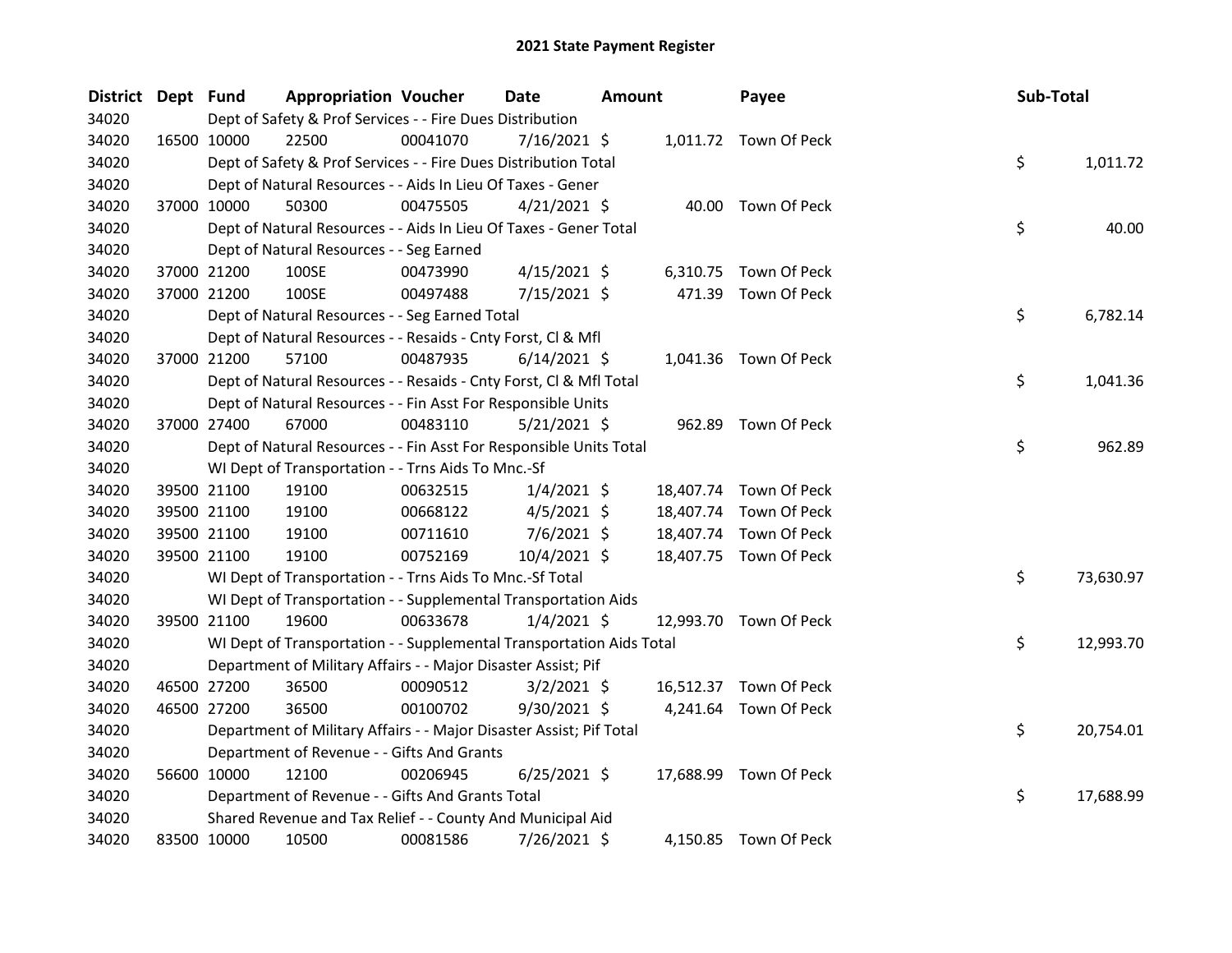# 2021 State Payment Register

| District | Dept | Fund | Appropriation | Voucher | Date | Amount | Payee | Sub-Total |
|---|---|---|---|---|---|---|---|---|
| 34020 | | Dept of Safety & Prof Services - - Fire Dues Distribution | | | | | | |
| 34020 | 16500 | 10000 | 22500 | 00041070 | 7/16/2021 | $ 1,011.72 | Town Of Peck | |
| 34020 | | Dept of Safety & Prof Services - - Fire Dues Distribution Total | | | | | | $ 1,011.72 |
| 34020 | | Dept of Natural Resources - - Aids In Lieu Of Taxes - Gener | | | | | | |
| 34020 | 37000 | 10000 | 50300 | 00475505 | 4/21/2021 | $ 40.00 | Town Of Peck | |
| 34020 | | Dept of Natural Resources - - Aids In Lieu Of Taxes - Gener Total | | | | | | $ 40.00 |
| 34020 | | Dept of Natural Resources - - Seg Earned | | | | | | |
| 34020 | 37000 | 21200 | 100SE | 00473990 | 4/15/2021 | $ 6,310.75 | Town Of Peck | |
| 34020 | 37000 | 21200 | 100SE | 00497488 | 7/15/2021 | $ 471.39 | Town Of Peck | |
| 34020 | | Dept of Natural Resources - - Seg Earned Total | | | | | | $ 6,782.14 |
| 34020 | | Dept of Natural Resources - - Resaids - Cnty Forst, Cl & Mfl | | | | | | |
| 34020 | 37000 | 21200 | 57100 | 00487935 | 6/14/2021 | $ 1,041.36 | Town Of Peck | |
| 34020 | | Dept of Natural Resources - - Resaids - Cnty Forst, Cl & Mfl Total | | | | | | $ 1,041.36 |
| 34020 | | Dept of Natural Resources - - Fin Asst For Responsible Units | | | | | | |
| 34020 | 37000 | 27400 | 67000 | 00483110 | 5/21/2021 | $ 962.89 | Town Of Peck | |
| 34020 | | Dept of Natural Resources - - Fin Asst For Responsible Units Total | | | | | | $ 962.89 |
| 34020 | | WI Dept of Transportation - - Trns Aids To Mnc.-Sf | | | | | | |
| 34020 | 39500 | 21100 | 19100 | 00632515 | 1/4/2021 | $ 18,407.74 | Town Of Peck | |
| 34020 | 39500 | 21100 | 19100 | 00668122 | 4/5/2021 | $ 18,407.74 | Town Of Peck | |
| 34020 | 39500 | 21100 | 19100 | 00711610 | 7/6/2021 | $ 18,407.74 | Town Of Peck | |
| 34020 | 39500 | 21100 | 19100 | 00752169 | 10/4/2021 | $ 18,407.75 | Town Of Peck | |
| 34020 | | WI Dept of Transportation - - Trns Aids To Mnc.-Sf Total | | | | | | $ 73,630.97 |
| 34020 | | WI Dept of Transportation - - Supplemental Transportation Aids | | | | | | |
| 34020 | 39500 | 21100 | 19600 | 00633678 | 1/4/2021 | $ 12,993.70 | Town Of Peck | |
| 34020 | | WI Dept of Transportation - - Supplemental Transportation Aids Total | | | | | | $ 12,993.70 |
| 34020 | | Department of Military Affairs - - Major Disaster Assist; Pif | | | | | | |
| 34020 | 46500 | 27200 | 36500 | 00090512 | 3/2/2021 | $ 16,512.37 | Town Of Peck | |
| 34020 | 46500 | 27200 | 36500 | 00100702 | 9/30/2021 | $ 4,241.64 | Town Of Peck | |
| 34020 | | Department of Military Affairs - - Major Disaster Assist; Pif Total | | | | | | $ 20,754.01 |
| 34020 | | Department of Revenue - - Gifts And Grants | | | | | | |
| 34020 | 56600 | 10000 | 12100 | 00206945 | 6/25/2021 | $ 17,688.99 | Town Of Peck | |
| 34020 | | Department of Revenue - - Gifts And Grants Total | | | | | | $ 17,688.99 |
| 34020 | | Shared Revenue and Tax Relief - - County And Municipal Aid | | | | | | |
| 34020 | 83500 | 10000 | 10500 | 00081586 | 7/26/2021 | $ 4,150.85 | Town Of Peck | |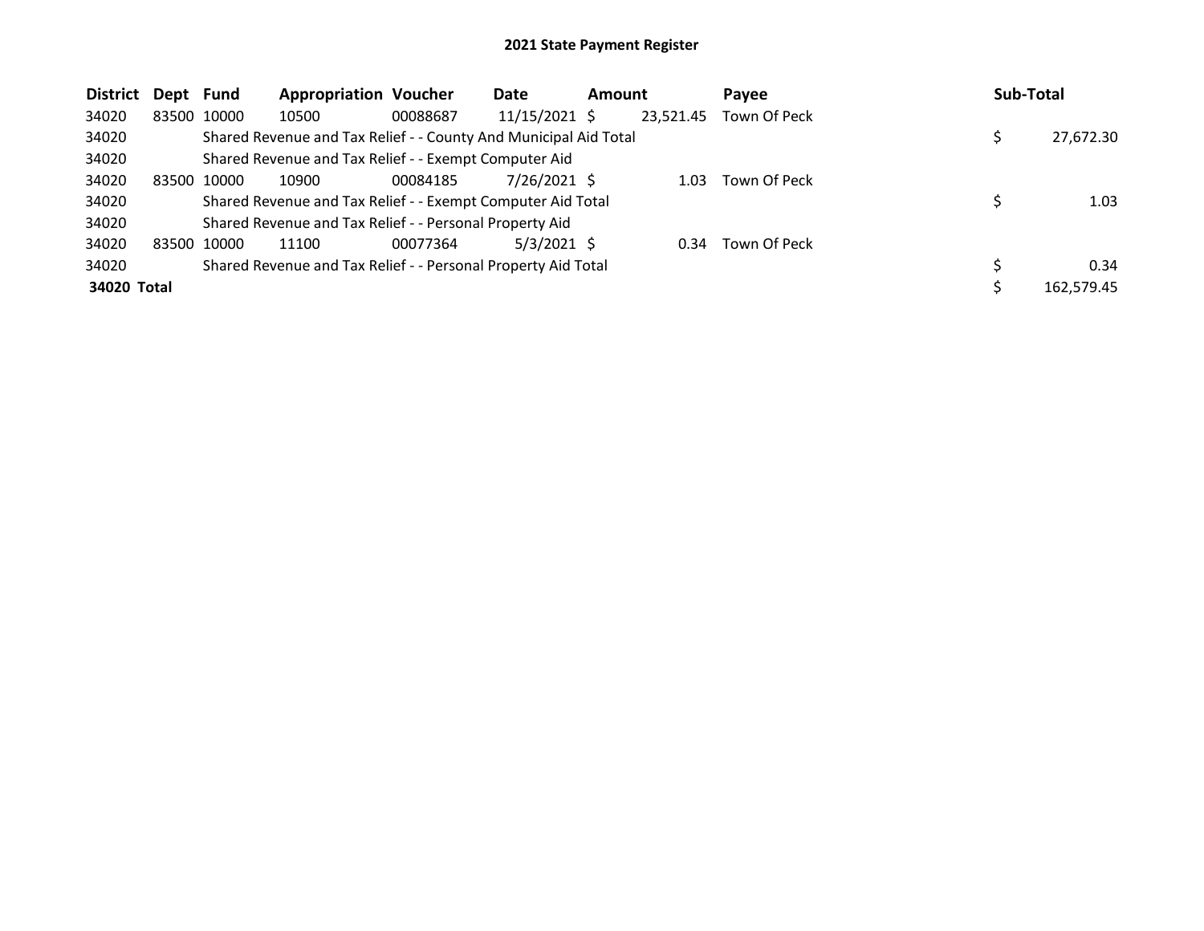## 2021 State Payment Register

| District | Dept | Fund | Appropriation | Voucher | Date | Amount | Payee | Sub-Total |
|---|---|---|---|---|---|---|---|---|
| 34020 | 83500 | 10000 | 10500 | 00088687 | 11/15/2021 | $ 23,521.45 | Town Of Peck | |
| 34020 | | Shared Revenue and Tax Relief - - County And Municipal Aid Total | | | | | | $ 27,672.30 |
| 34020 | | Shared Revenue and Tax Relief - - Exempt Computer Aid | | | | | | |
| 34020 | 83500 | 10000 | 10900 | 00084185 | 7/26/2021 | $ 1.03 | Town Of Peck | |
| 34020 | | Shared Revenue and Tax Relief - - Exempt Computer Aid Total | | | | | | $ 1.03 |
| 34020 | | Shared Revenue and Tax Relief - - Personal Property Aid | | | | | | |
| 34020 | 83500 | 10000 | 11100 | 00077364 | 5/3/2021 | $ 0.34 | Town Of Peck | |
| 34020 | | Shared Revenue and Tax Relief - - Personal Property Aid Total | | | | | | $ 0.34 |
| **34020 Total** | | | | | | | | $ 162,579.45 |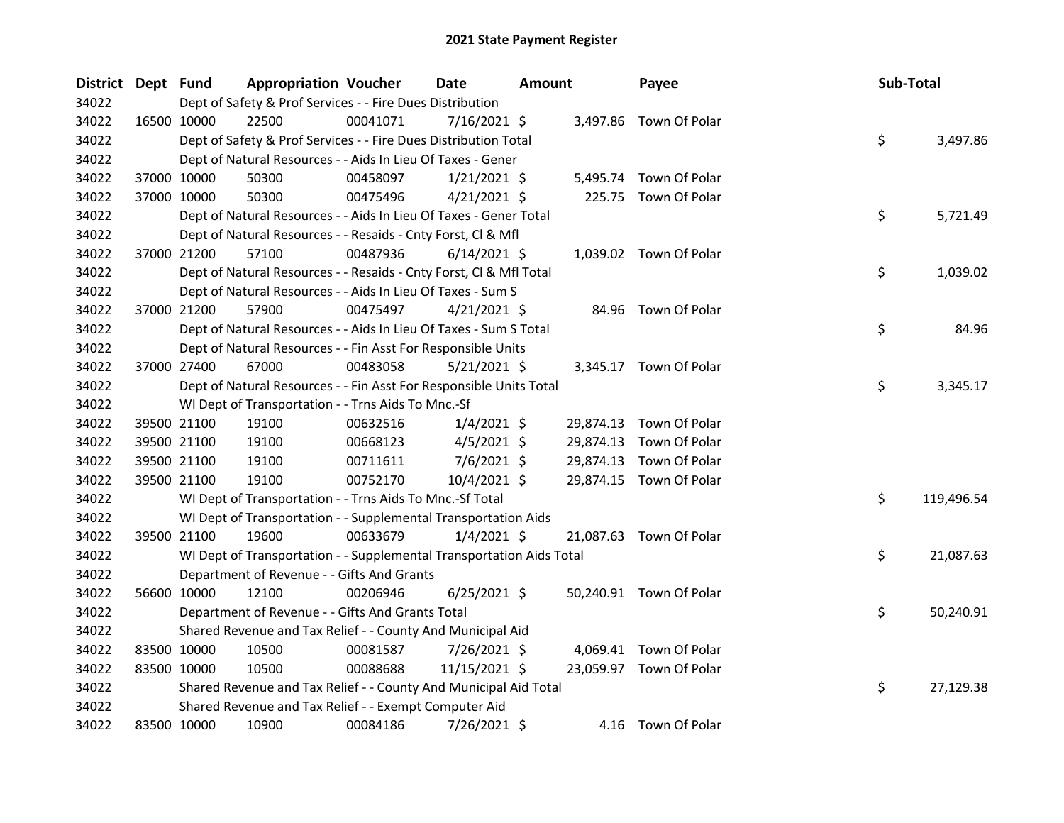# 2021 State Payment Register

| District | Dept | Fund | Appropriation | Voucher | Date | Amount | Payee | Sub-Total |
|---|---|---|---|---|---|---|---|---|
| 34022 | | Dept of Safety & Prof Services - - Fire Dues Distribution | | | | | | |
| 34022 | 16500 | 10000 | 22500 | 00041071 | 7/16/2021 | $ 3,497.86 | Town Of Polar | |
| 34022 | | Dept of Safety & Prof Services - - Fire Dues Distribution Total | | | | | | $ 3,497.86 |
| 34022 | | Dept of Natural Resources - - Aids In Lieu Of Taxes - Gener | | | | | | |
| 34022 | 37000 | 10000 | 50300 | 00458097 | 1/21/2021 | $ 5,495.74 | Town Of Polar | |
| 34022 | 37000 | 10000 | 50300 | 00475496 | 4/21/2021 | $ 225.75 | Town Of Polar | |
| 34022 | | Dept of Natural Resources - - Aids In Lieu Of Taxes - Gener Total | | | | | | $ 5,721.49 |
| 34022 | | Dept of Natural Resources - - Resaids - Cnty Forst, Cl & Mfl | | | | | | |
| 34022 | 37000 | 21200 | 57100 | 00487936 | 6/14/2021 | $ 1,039.02 | Town Of Polar | |
| 34022 | | Dept of Natural Resources - - Resaids - Cnty Forst, Cl & Mfl Total | | | | | | $ 1,039.02 |
| 34022 | | Dept of Natural Resources - - Aids In Lieu Of Taxes - Sum S | | | | | | |
| 34022 | 37000 | 21200 | 57900 | 00475497 | 4/21/2021 | $ 84.96 | Town Of Polar | |
| 34022 | | Dept of Natural Resources - - Aids In Lieu Of Taxes - Sum S Total | | | | | | $ 84.96 |
| 34022 | | Dept of Natural Resources - - Fin Asst For Responsible Units | | | | | | |
| 34022 | 37000 | 27400 | 67000 | 00483058 | 5/21/2021 | $ 3,345.17 | Town Of Polar | |
| 34022 | | Dept of Natural Resources - - Fin Asst For Responsible Units Total | | | | | | $ 3,345.17 |
| 34022 | | WI Dept of Transportation - - Trns Aids To Mnc.-Sf | | | | | | |
| 34022 | 39500 | 21100 | 19100 | 00632516 | 1/4/2021 | $ 29,874.13 | Town Of Polar | |
| 34022 | 39500 | 21100 | 19100 | 00668123 | 4/5/2021 | $ 29,874.13 | Town Of Polar | |
| 34022 | 39500 | 21100 | 19100 | 00711611 | 7/6/2021 | $ 29,874.13 | Town Of Polar | |
| 34022 | 39500 | 21100 | 19100 | 00752170 | 10/4/2021 | $ 29,874.15 | Town Of Polar | |
| 34022 | | WI Dept of Transportation - - Trns Aids To Mnc.-Sf Total | | | | | | $ 119,496.54 |
| 34022 | | WI Dept of Transportation - - Supplemental Transportation Aids | | | | | | |
| 34022 | 39500 | 21100 | 19600 | 00633679 | 1/4/2021 | $ 21,087.63 | Town Of Polar | |
| 34022 | | WI Dept of Transportation - - Supplemental Transportation Aids Total | | | | | | $ 21,087.63 |
| 34022 | | Department of Revenue - - Gifts And Grants | | | | | | |
| 34022 | 56600 | 10000 | 12100 | 00206946 | 6/25/2021 | $ 50,240.91 | Town Of Polar | |
| 34022 | | Department of Revenue - - Gifts And Grants Total | | | | | | $ 50,240.91 |
| 34022 | | Shared Revenue and Tax Relief - - County And Municipal Aid | | | | | | |
| 34022 | 83500 | 10000 | 10500 | 00081587 | 7/26/2021 | $ 4,069.41 | Town Of Polar | |
| 34022 | 83500 | 10000 | 10500 | 00088688 | 11/15/2021 | $ 23,059.97 | Town Of Polar | |
| 34022 | | Shared Revenue and Tax Relief - - County And Municipal Aid Total | | | | | | $ 27,129.38 |
| 34022 | | Shared Revenue and Tax Relief - - Exempt Computer Aid | | | | | | |
| 34022 | 83500 | 10000 | 10900 | 00084186 | 7/26/2021 | $ 4.16 | Town Of Polar | |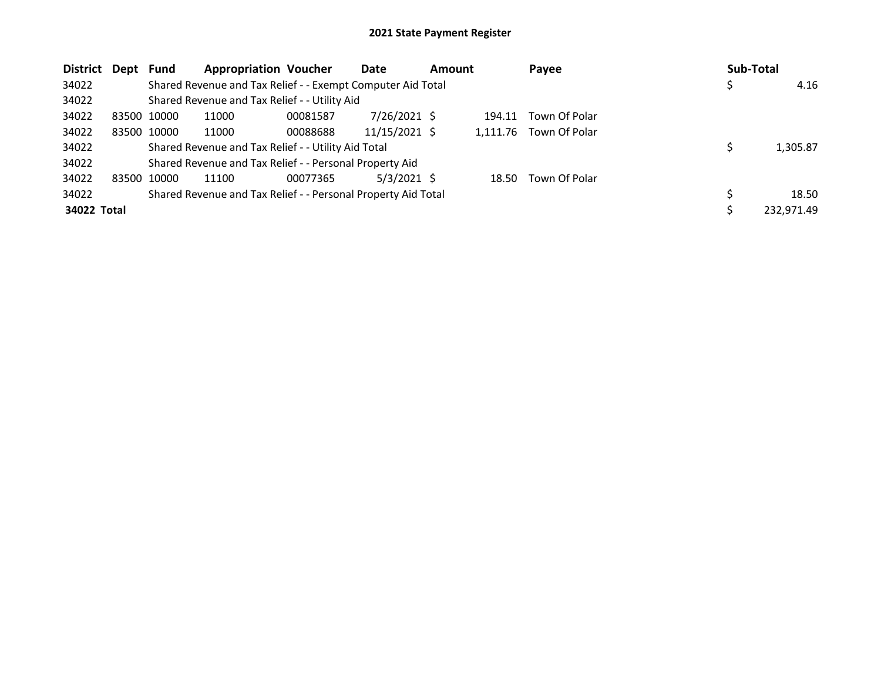## 2021 State Payment Register

| District | Dept | Fund | Appropriation | Voucher | Date | Amount | Payee | Sub-Total |
|---|---|---|---|---|---|---|---|---|
| 34022 | | Shared Revenue and Tax Relief - - Exempt Computer Aid Total | | | | | | $ 4.16 |
| 34022 | | Shared Revenue and Tax Relief - - Utility Aid | | | | | | |
| 34022 | 83500 | 10000 | 11000 | 00081587 | 7/26/2021 | $ 194.11 | Town Of Polar | |
| 34022 | 83500 | 10000 | 11000 | 00088688 | 11/15/2021 | $ 1,111.76 | Town Of Polar | |
| 34022 | | Shared Revenue and Tax Relief - - Utility Aid Total | | | | | | $ 1,305.87 |
| 34022 | | Shared Revenue and Tax Relief - - Personal Property Aid | | | | | | |
| 34022 | 83500 | 10000 | 11100 | 00077365 | 5/3/2021 | $ 18.50 | Town Of Polar | |
| 34022 | | Shared Revenue and Tax Relief - - Personal Property Aid Total | | | | | | $ 18.50 |
| **34022 Total** | | | | | | | | $ 232,971.49 |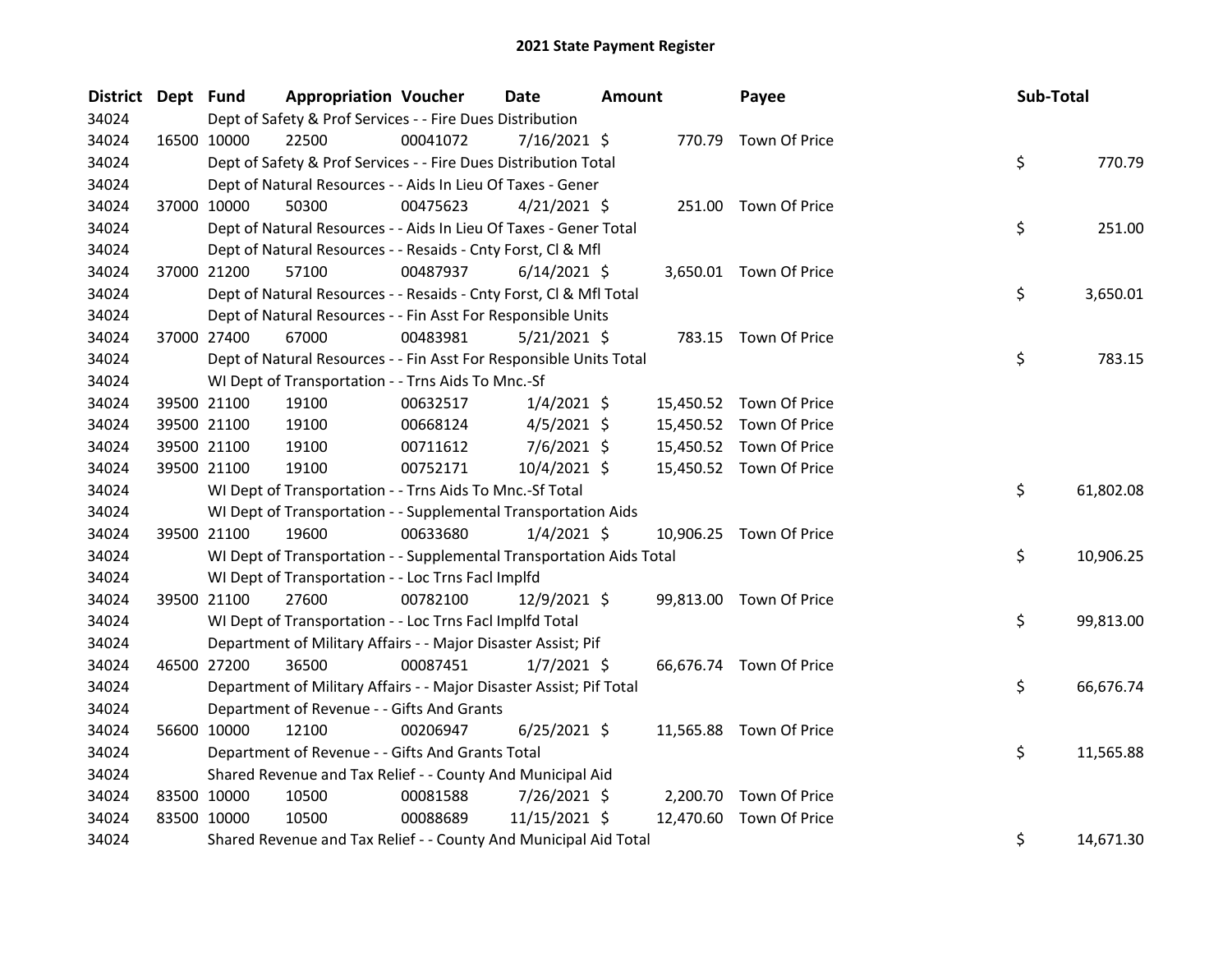# 2021 State Payment Register

| District | Dept | Fund | Appropriation | Voucher | Date | Amount | Payee | Sub-Total |
|---|---|---|---|---|---|---|---|---|
| 34024 | | Dept of Safety & Prof Services - - Fire Dues Distribution | | | | | | |
| 34024 | 16500 | 10000 | 22500 | 00041072 | 7/16/2021 | $ 770.79 | Town Of Price | |
| 34024 | | Dept of Safety & Prof Services - - Fire Dues Distribution Total | | | | | | $ 770.79 |
| 34024 | | Dept of Natural Resources - - Aids In Lieu Of Taxes - Gener | | | | | | |
| 34024 | 37000 | 10000 | 50300 | 00475623 | 4/21/2021 | $ 251.00 | Town Of Price | |
| 34024 | | Dept of Natural Resources - - Aids In Lieu Of Taxes - Gener Total | | | | | | $ 251.00 |
| 34024 | | Dept of Natural Resources - - Resaids - Cnty Forst, Cl & Mfl | | | | | | |
| 34024 | 37000 | 21200 | 57100 | 00487937 | 6/14/2021 | $ 3,650.01 | Town Of Price | |
| 34024 | | Dept of Natural Resources - - Resaids - Cnty Forst, Cl & Mfl Total | | | | | | $ 3,650.01 |
| 34024 | | Dept of Natural Resources - - Fin Asst For Responsible Units | | | | | | |
| 34024 | 37000 | 27400 | 67000 | 00483981 | 5/21/2021 | $ 783.15 | Town Of Price | |
| 34024 | | Dept of Natural Resources - - Fin Asst For Responsible Units Total | | | | | | $ 783.15 |
| 34024 | | WI Dept of Transportation - - Trns Aids To Mnc.-Sf | | | | | | |
| 34024 | 39500 | 21100 | 19100 | 00632517 | 1/4/2021 | $ 15,450.52 | Town Of Price | |
| 34024 | 39500 | 21100 | 19100 | 00668124 | 4/5/2021 | $ 15,450.52 | Town Of Price | |
| 34024 | 39500 | 21100 | 19100 | 00711612 | 7/6/2021 | $ 15,450.52 | Town Of Price | |
| 34024 | 39500 | 21100 | 19100 | 00752171 | 10/4/2021 | $ 15,450.52 | Town Of Price | |
| 34024 | | WI Dept of Transportation - - Trns Aids To Mnc.-Sf Total | | | | | | $ 61,802.08 |
| 34024 | | WI Dept of Transportation - - Supplemental Transportation Aids | | | | | | |
| 34024 | 39500 | 21100 | 19600 | 00633680 | 1/4/2021 | $ 10,906.25 | Town Of Price | |
| 34024 | | WI Dept of Transportation - - Supplemental Transportation Aids Total | | | | | | $ 10,906.25 |
| 34024 | | WI Dept of Transportation - - Loc Trns Facl Implfd | | | | | | |
| 34024 | 39500 | 21100 | 27600 | 00782100 | 12/9/2021 | $ 99,813.00 | Town Of Price | |
| 34024 | | WI Dept of Transportation - - Loc Trns Facl Implfd Total | | | | | | $ 99,813.00 |
| 34024 | | Department of Military Affairs - - Major Disaster Assist; Pif | | | | | | |
| 34024 | 46500 | 27200 | 36500 | 00087451 | 1/7/2021 | $ 66,676.74 | Town Of Price | |
| 34024 | | Department of Military Affairs - - Major Disaster Assist; Pif Total | | | | | | $ 66,676.74 |
| 34024 | | Department of Revenue - - Gifts And Grants | | | | | | |
| 34024 | 56600 | 10000 | 12100 | 00206947 | 6/25/2021 | $ 11,565.88 | Town Of Price | |
| 34024 | | Department of Revenue - - Gifts And Grants Total | | | | | | $ 11,565.88 |
| 34024 | | Shared Revenue and Tax Relief - - County And Municipal Aid | | | | | | |
| 34024 | 83500 | 10000 | 10500 | 00081588 | 7/26/2021 | $ 2,200.70 | Town Of Price | |
| 34024 | 83500 | 10000 | 10500 | 00088689 | 11/15/2021 | $ 12,470.60 | Town Of Price | |
| 34024 | | Shared Revenue and Tax Relief - - County And Municipal Aid Total | | | | | | $ 14,671.30 |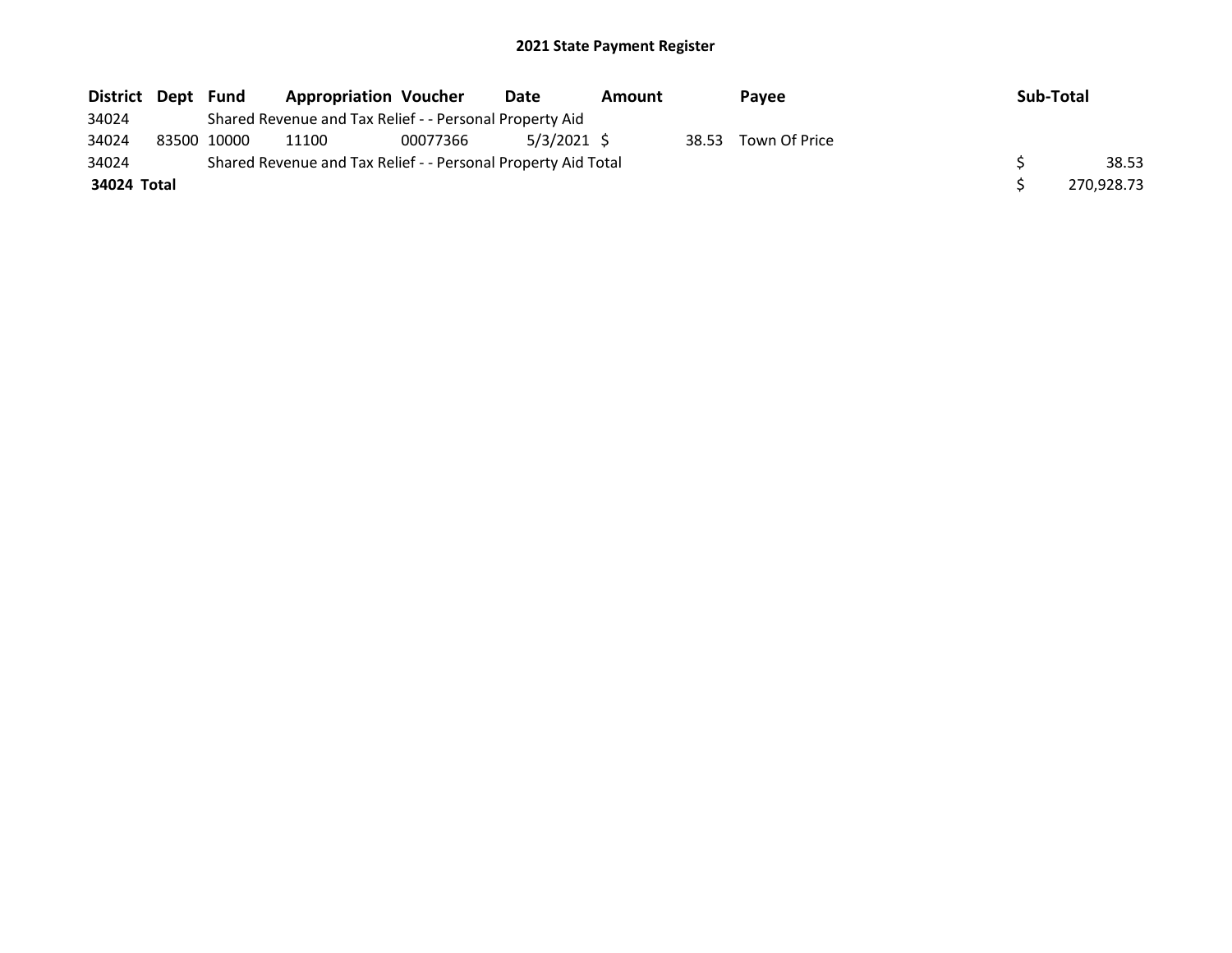**2021 State Payment Register**

| District | Dept | Fund | Appropriation | Voucher | Date | Amount | Payee | Sub-Total |
|---|---|---|---|---|---|---|---|---|
| 34024 | | Shared Revenue and Tax Relief - - Personal Property Aid | | | | | | |
| 34024 | 83500 | 10000 | 11100 | 00077366 | 5/3/2021 | $ 38.53 | Town Of Price | |
| 34024 | | Shared Revenue and Tax Relief - - Personal Property Aid Total | | | | | | $ 38.53 |
| **34024 Total** | | | | | | | | $ 270,928.73 |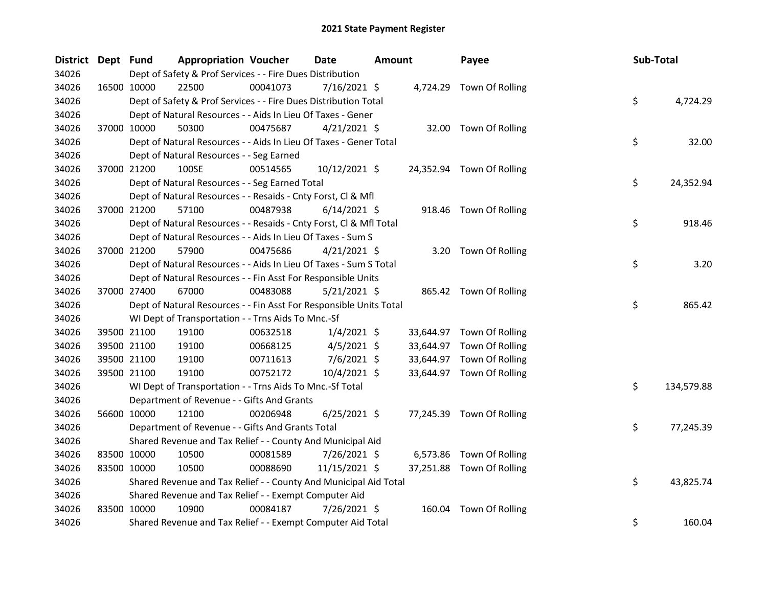# 2021 State Payment Register

| District | Dept | Fund | Appropriation | Voucher | Date | Amount | Payee | Sub-Total |
|---|---|---|---|---|---|---|---|---|
| 34026 | | | Dept of Safety & Prof Services - - Fire Dues Distribution | | | | | |
| 34026 | 16500 | 10000 | 22500 | 00041073 | 7/16/2021 | $ 4,724.29 | Town Of Rolling | |
| 34026 | | | Dept of Safety & Prof Services - - Fire Dues Distribution Total | | | | | $ 4,724.29 |
| 34026 | | | Dept of Natural Resources - - Aids In Lieu Of Taxes - Gener | | | | | |
| 34026 | 37000 | 10000 | 50300 | 00475687 | 4/21/2021 | $ 32.00 | Town Of Rolling | |
| 34026 | | | Dept of Natural Resources - - Aids In Lieu Of Taxes - Gener Total | | | | | $ 32.00 |
| 34026 | | | Dept of Natural Resources - - Seg Earned | | | | | |
| 34026 | 37000 | 21200 | 100SE | 00514565 | 10/12/2021 | $ 24,352.94 | Town Of Rolling | |
| 34026 | | | Dept of Natural Resources - - Seg Earned Total | | | | | $ 24,352.94 |
| 34026 | | | Dept of Natural Resources - - Resaids - Cnty Forst, Cl & Mfl | | | | | |
| 34026 | 37000 | 21200 | 57100 | 00487938 | 6/14/2021 | $ 918.46 | Town Of Rolling | |
| 34026 | | | Dept of Natural Resources - - Resaids - Cnty Forst, Cl & Mfl Total | | | | | $ 918.46 |
| 34026 | | | Dept of Natural Resources - - Aids In Lieu Of Taxes - Sum S | | | | | |
| 34026 | 37000 | 21200 | 57900 | 00475686 | 4/21/2021 | $ 3.20 | Town Of Rolling | |
| 34026 | | | Dept of Natural Resources - - Aids In Lieu Of Taxes - Sum S Total | | | | | $ 3.20 |
| 34026 | | | Dept of Natural Resources - - Fin Asst For Responsible Units | | | | | |
| 34026 | 37000 | 27400 | 67000 | 00483088 | 5/21/2021 | $ 865.42 | Town Of Rolling | |
| 34026 | | | Dept of Natural Resources - - Fin Asst For Responsible Units Total | | | | | $ 865.42 |
| 34026 | | | WI Dept of Transportation - - Trns Aids To Mnc.-Sf | | | | | |
| 34026 | 39500 | 21100 | 19100 | 00632518 | 1/4/2021 | $ 33,644.97 | Town Of Rolling | |
| 34026 | 39500 | 21100 | 19100 | 00668125 | 4/5/2021 | $ 33,644.97 | Town Of Rolling | |
| 34026 | 39500 | 21100 | 19100 | 00711613 | 7/6/2021 | $ 33,644.97 | Town Of Rolling | |
| 34026 | 39500 | 21100 | 19100 | 00752172 | 10/4/2021 | $ 33,644.97 | Town Of Rolling | |
| 34026 | | | WI Dept of Transportation - - Trns Aids To Mnc.-Sf Total | | | | | $ 134,579.88 |
| 34026 | | | Department of Revenue - - Gifts And Grants | | | | | |
| 34026 | 56600 | 10000 | 12100 | 00206948 | 6/25/2021 | $ 77,245.39 | Town Of Rolling | |
| 34026 | | | Department of Revenue - - Gifts And Grants Total | | | | | $ 77,245.39 |
| 34026 | | | Shared Revenue and Tax Relief - - County And Municipal Aid | | | | | |
| 34026 | 83500 | 10000 | 10500 | 00081589 | 7/26/2021 | $ 6,573.86 | Town Of Rolling | |
| 34026 | 83500 | 10000 | 10500 | 00088690 | 11/15/2021 | $ 37,251.88 | Town Of Rolling | |
| 34026 | | | Shared Revenue and Tax Relief - - County And Municipal Aid Total | | | | | $ 43,825.74 |
| 34026 | | | Shared Revenue and Tax Relief - - Exempt Computer Aid | | | | | |
| 34026 | 83500 | 10000 | 10900 | 00084187 | 7/26/2021 | $ 160.04 | Town Of Rolling | |
| 34026 | | | Shared Revenue and Tax Relief - - Exempt Computer Aid Total | | | | | $ 160.04 |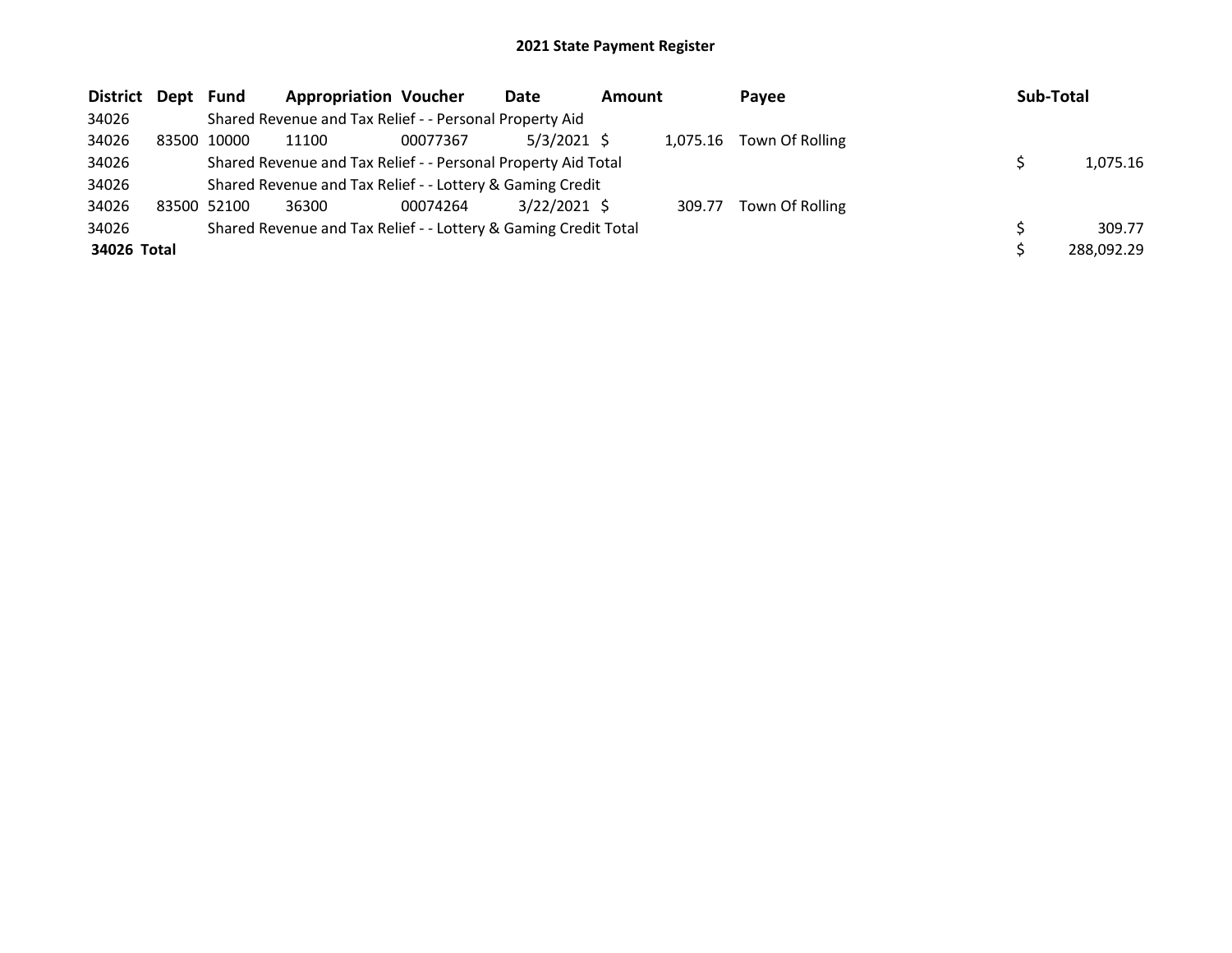# 2021 State Payment Register

| District | Dept | Fund | Appropriation | Voucher | Date | Amount | Payee | Sub-Total |
|---|---|---|---|---|---|---|---|---|
| 34026 | | Shared Revenue and Tax Relief - - Personal Property Aid | | | | | | |
| 34026 | 83500 | 10000 | 11100 | 00077367 | 5/3/2021 | $ 1,075.16 | Town Of Rolling | |
| 34026 | | Shared Revenue and Tax Relief - - Personal Property Aid Total | | | | | | $ 1,075.16 |
| 34026 | | Shared Revenue and Tax Relief - - Lottery & Gaming Credit | | | | | | |
| 34026 | 83500 | 52100 | 36300 | 00074264 | 3/22/2021 | $ 309.77 | Town Of Rolling | |
| 34026 | | Shared Revenue and Tax Relief - - Lottery & Gaming Credit Total | | | | | | $ 309.77 |
| **34026 Total** | | | | | | | | $ 288,092.29 |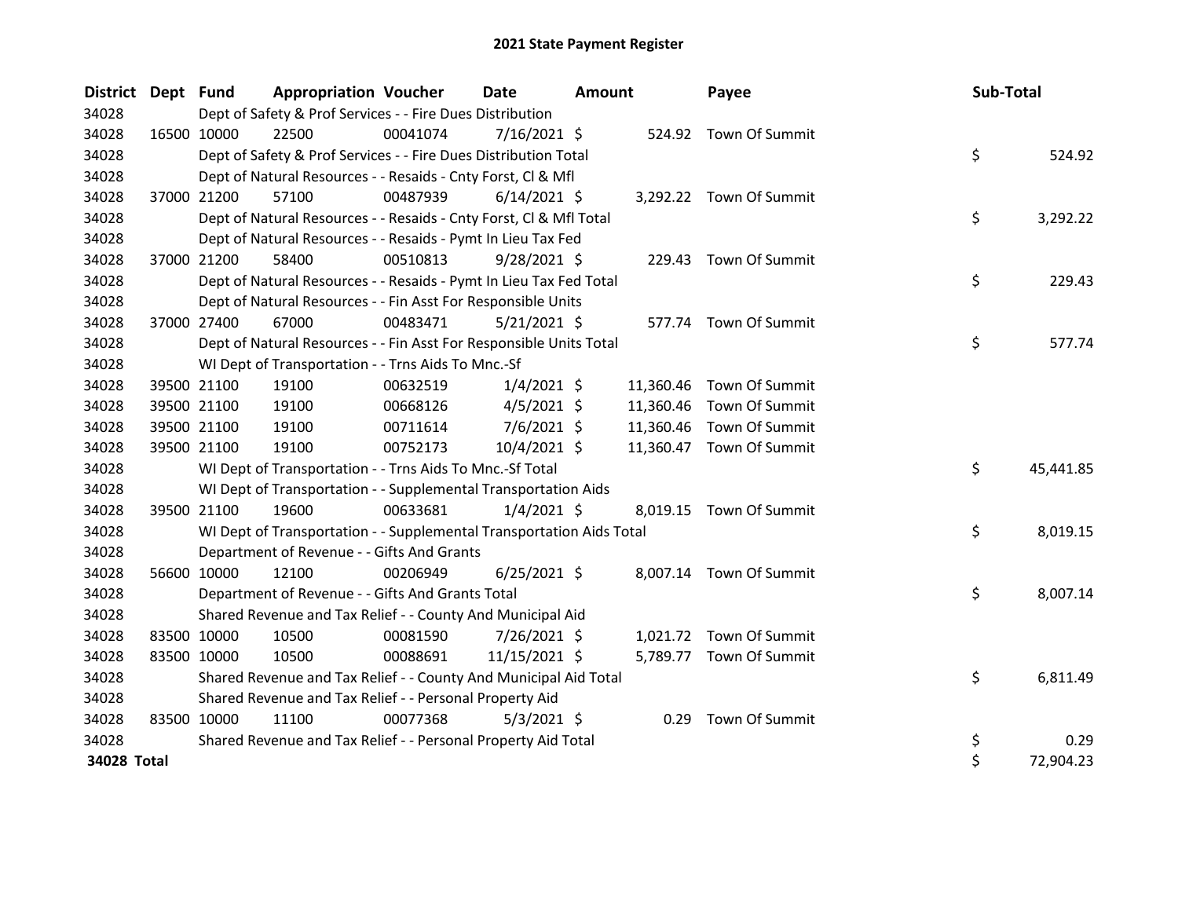# 2021 State Payment Register

| District | Dept | Fund | Appropriation | Voucher | Date | Amount | Payee | Sub-Total |
|---|---|---|---|---|---|---|---|---|
| 34028 | | Dept of Safety & Prof Services - - Fire Dues Distribution | | | | | | |
| 34028 | 16500 | 10000 | 22500 | 00041074 | 7/16/2021 | $ 524.92 | Town Of Summit | |
| 34028 | | Dept of Safety & Prof Services - - Fire Dues Distribution Total | | | | | | $ 524.92 |
| 34028 | | Dept of Natural Resources - - Resaids - Cnty Forst, Cl & Mfl | | | | | | |
| 34028 | 37000 | 21200 | 57100 | 00487939 | 6/14/2021 | $ 3,292.22 | Town Of Summit | |
| 34028 | | Dept of Natural Resources - - Resaids - Cnty Forst, Cl & Mfl Total | | | | | | $ 3,292.22 |
| 34028 | | Dept of Natural Resources - - Resaids - Pymt In Lieu Tax Fed | | | | | | |
| 34028 | 37000 | 21200 | 58400 | 00510813 | 9/28/2021 | $ 229.43 | Town Of Summit | |
| 34028 | | Dept of Natural Resources - - Resaids - Pymt In Lieu Tax Fed Total | | | | | | $ 229.43 |
| 34028 | | Dept of Natural Resources - - Fin Asst For Responsible Units | | | | | | |
| 34028 | 37000 | 27400 | 67000 | 00483471 | 5/21/2021 | $ 577.74 | Town Of Summit | |
| 34028 | | Dept of Natural Resources - - Fin Asst For Responsible Units Total | | | | | | $ 577.74 |
| 34028 | | WI Dept of Transportation - - Trns Aids To Mnc.-Sf | | | | | | |
| 34028 | 39500 | 21100 | 19100 | 00632519 | 1/4/2021 | $ 11,360.46 | Town Of Summit | |
| 34028 | 39500 | 21100 | 19100 | 00668126 | 4/5/2021 | $ 11,360.46 | Town Of Summit | |
| 34028 | 39500 | 21100 | 19100 | 00711614 | 7/6/2021 | $ 11,360.46 | Town Of Summit | |
| 34028 | 39500 | 21100 | 19100 | 00752173 | 10/4/2021 | $ 11,360.47 | Town Of Summit | |
| 34028 | | WI Dept of Transportation - - Trns Aids To Mnc.-Sf Total | | | | | | $ 45,441.85 |
| 34028 | | WI Dept of Transportation - - Supplemental Transportation Aids | | | | | | |
| 34028 | 39500 | 21100 | 19600 | 00633681 | 1/4/2021 | $ 8,019.15 | Town Of Summit | |
| 34028 | | WI Dept of Transportation - - Supplemental Transportation Aids Total | | | | | | $ 8,019.15 |
| 34028 | | Department of Revenue - - Gifts And Grants | | | | | | |
| 34028 | 56600 | 10000 | 12100 | 00206949 | 6/25/2021 | $ 8,007.14 | Town Of Summit | |
| 34028 | | Department of Revenue - - Gifts And Grants Total | | | | | | $ 8,007.14 |
| 34028 | | Shared Revenue and Tax Relief - - County And Municipal Aid | | | | | | |
| 34028 | 83500 | 10000 | 10500 | 00081590 | 7/26/2021 | $ 1,021.72 | Town Of Summit | |
| 34028 | 83500 | 10000 | 10500 | 00088691 | 11/15/2021 | $ 5,789.77 | Town Of Summit | |
| 34028 | | Shared Revenue and Tax Relief - - County And Municipal Aid Total | | | | | | $ 6,811.49 |
| 34028 | | Shared Revenue and Tax Relief - - Personal Property Aid | | | | | | |
| 34028 | 83500 | 10000 | 11100 | 00077368 | 5/3/2021 | $ 0.29 | Town Of Summit | |
| 34028 | | Shared Revenue and Tax Relief - - Personal Property Aid Total | | | | | | $ 0.29 |
| **34028 Total** | | | | | | | | $ 72,904.23 |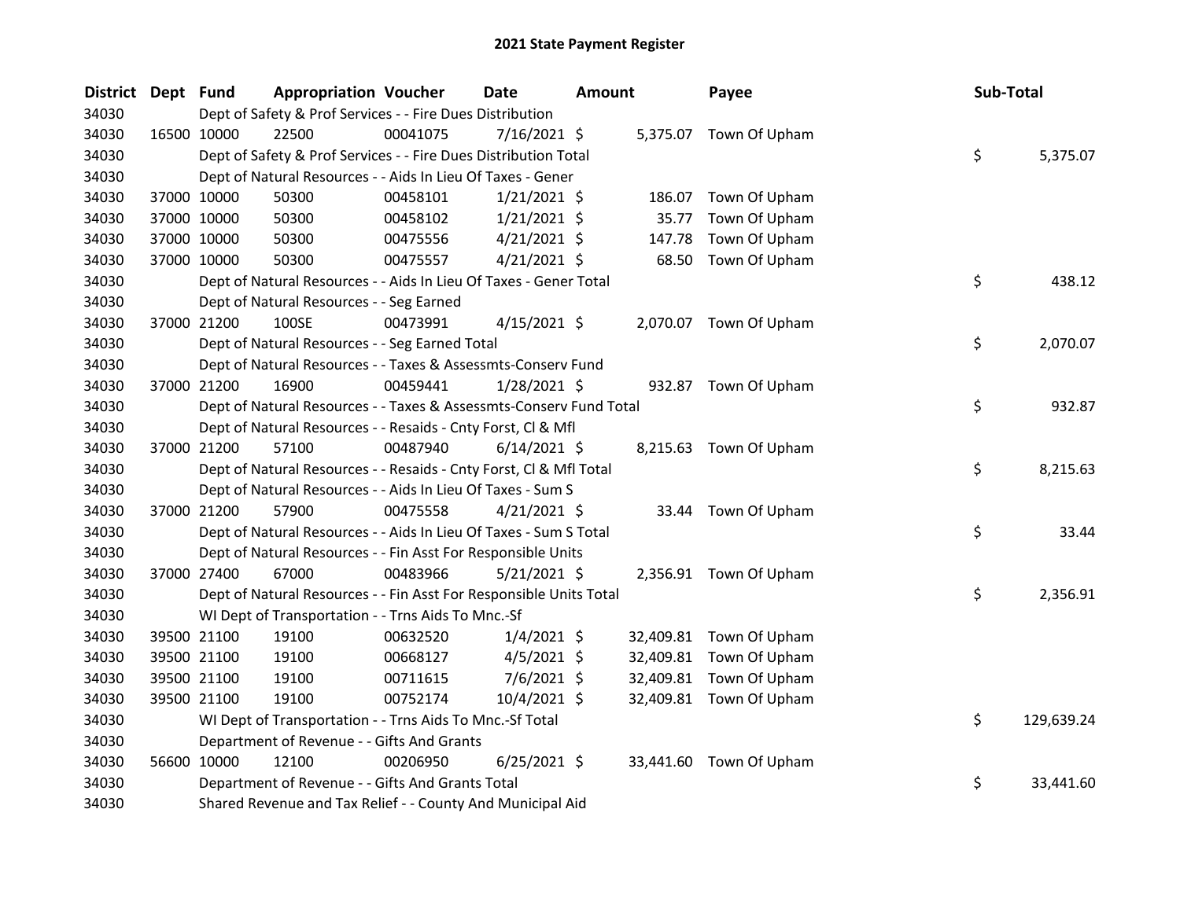# 2021 State Payment Register

| District | Dept | Fund | Appropriation | Voucher | Date | Amount | Payee | Sub-Total |
|---|---|---|---|---|---|---|---|---|
| 34030 | | Dept of Safety & Prof Services - - Fire Dues Distribution | | | | | | |
| 34030 | 16500 | 10000 | 22500 | 00041075 | 7/16/2021 | $ 5,375.07 | Town Of Upham | |
| 34030 | | Dept of Safety & Prof Services - - Fire Dues Distribution Total | | | | | | $ 5,375.07 |
| 34030 | | Dept of Natural Resources - - Aids In Lieu Of Taxes - Gener | | | | | | |
| 34030 | 37000 | 10000 | 50300 | 00458101 | 1/21/2021 | $ 186.07 | Town Of Upham | |
| 34030 | 37000 | 10000 | 50300 | 00458102 | 1/21/2021 | $ 35.77 | Town Of Upham | |
| 34030 | 37000 | 10000 | 50300 | 00475556 | 4/21/2021 | $ 147.78 | Town Of Upham | |
| 34030 | 37000 | 10000 | 50300 | 00475557 | 4/21/2021 | $ 68.50 | Town Of Upham | |
| 34030 | | Dept of Natural Resources - - Aids In Lieu Of Taxes - Gener Total | | | | | | $ 438.12 |
| 34030 | | Dept of Natural Resources - - Seg Earned | | | | | | |
| 34030 | 37000 | 21200 | 100SE | 00473991 | 4/15/2021 | $ 2,070.07 | Town Of Upham | |
| 34030 | | Dept of Natural Resources - - Seg Earned Total | | | | | | $ 2,070.07 |
| 34030 | | Dept of Natural Resources - - Taxes & Assessmts-Conserv Fund | | | | | | |
| 34030 | 37000 | 21200 | 16900 | 00459441 | 1/28/2021 | $ 932.87 | Town Of Upham | |
| 34030 | | Dept of Natural Resources - - Taxes & Assessmts-Conserv Fund Total | | | | | | $ 932.87 |
| 34030 | | Dept of Natural Resources - - Resaids - Cnty Forst, Cl & Mfl | | | | | | |
| 34030 | 37000 | 21200 | 57100 | 00487940 | 6/14/2021 | $ 8,215.63 | Town Of Upham | |
| 34030 | | Dept of Natural Resources - - Resaids - Cnty Forst, Cl & Mfl Total | | | | | | $ 8,215.63 |
| 34030 | | Dept of Natural Resources - - Aids In Lieu Of Taxes - Sum S | | | | | | |
| 34030 | 37000 | 21200 | 57900 | 00475558 | 4/21/2021 | $ 33.44 | Town Of Upham | |
| 34030 | | Dept of Natural Resources - - Aids In Lieu Of Taxes - Sum S Total | | | | | | $ 33.44 |
| 34030 | | Dept of Natural Resources - - Fin Asst For Responsible Units | | | | | | |
| 34030 | 37000 | 27400 | 67000 | 00483966 | 5/21/2021 | $ 2,356.91 | Town Of Upham | |
| 34030 | | Dept of Natural Resources - - Fin Asst For Responsible Units Total | | | | | | $ 2,356.91 |
| 34030 | | WI Dept of Transportation - - Trns Aids To Mnc.-Sf | | | | | | |
| 34030 | 39500 | 21100 | 19100 | 00632520 | 1/4/2021 | $ 32,409.81 | Town Of Upham | |
| 34030 | 39500 | 21100 | 19100 | 00668127 | 4/5/2021 | $ 32,409.81 | Town Of Upham | |
| 34030 | 39500 | 21100 | 19100 | 00711615 | 7/6/2021 | $ 32,409.81 | Town Of Upham | |
| 34030 | 39500 | 21100 | 19100 | 00752174 | 10/4/2021 | $ 32,409.81 | Town Of Upham | |
| 34030 | | WI Dept of Transportation - - Trns Aids To Mnc.-Sf Total | | | | | | $ 129,639.24 |
| 34030 | | Department of Revenue - - Gifts And Grants | | | | | | |
| 34030 | 56600 | 10000 | 12100 | 00206950 | 6/25/2021 | $ 33,441.60 | Town Of Upham | |
| 34030 | | Department of Revenue - - Gifts And Grants Total | | | | | | $ 33,441.60 |
| 34030 | | Shared Revenue and Tax Relief - - County And Municipal Aid | | | | | | |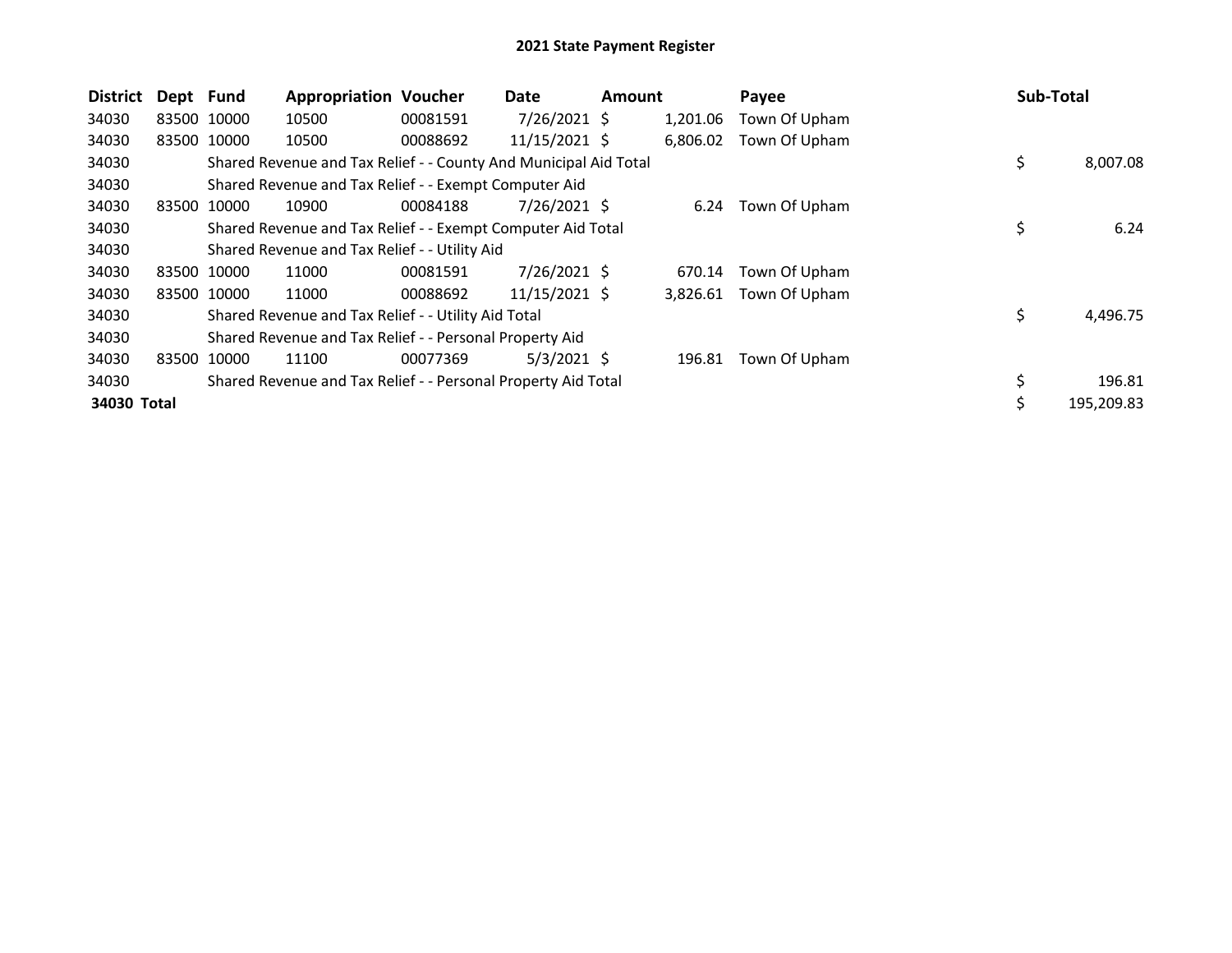# 2021 State Payment Register

| District | Dept | Fund | Appropriation | Voucher | Date | Amount | Payee | Sub-Total |
|---|---|---|---|---|---|---|---|---|
| 34030 | 83500 | 10000 | 10500 | 00081591 | 7/26/2021 | $ 1,201.06 | Town Of Upham | |
| 34030 | 83500 | 10000 | 10500 | 00088692 | 11/15/2021 | $ 6,806.02 | Town Of Upham | |
| 34030 | | Shared Revenue and Tax Relief - - County And Municipal Aid Total | | | | | | $ 8,007.08 |
| 34030 | | Shared Revenue and Tax Relief - - Exempt Computer Aid | | | | | | |
| 34030 | 83500 | 10000 | 10900 | 00084188 | 7/26/2021 | $ 6.24 | Town Of Upham | |
| 34030 | | Shared Revenue and Tax Relief - - Exempt Computer Aid Total | | | | | | $ 6.24 |
| 34030 | | Shared Revenue and Tax Relief - - Utility Aid | | | | | | |
| 34030 | 83500 | 10000 | 11000 | 00081591 | 7/26/2021 | $ 670.14 | Town Of Upham | |
| 34030 | 83500 | 10000 | 11000 | 00088692 | 11/15/2021 | $ 3,826.61 | Town Of Upham | |
| 34030 | | Shared Revenue and Tax Relief - - Utility Aid Total | | | | | | $ 4,496.75 |
| 34030 | | Shared Revenue and Tax Relief - - Personal Property Aid | | | | | | |
| 34030 | 83500 | 10000 | 11100 | 00077369 | 5/3/2021 | $ 196.81 | Town Of Upham | |
| 34030 | | Shared Revenue and Tax Relief - - Personal Property Aid Total | | | | | | $ 196.81 |
| **34030 Total** | | | | | | | | $ 195,209.83 |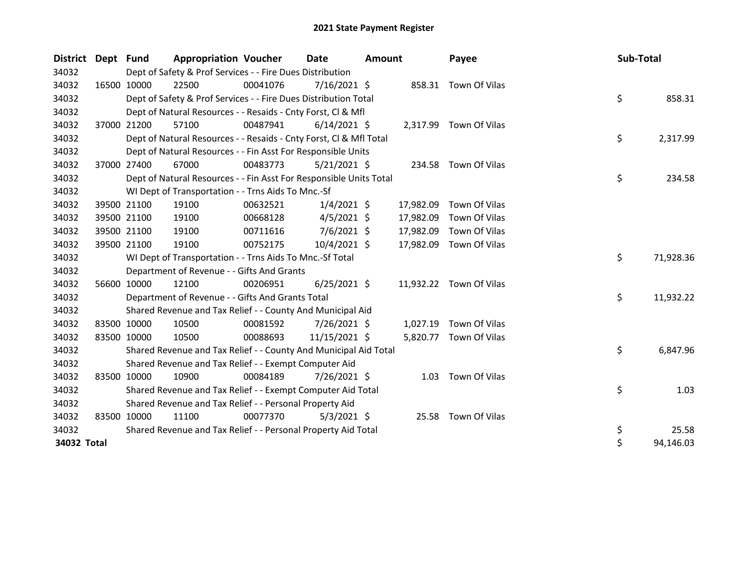# 2021 State Payment Register

| District | Dept | Fund | Appropriation | Voucher | Date | Amount | Payee | Sub-Total |
|---|---|---|---|---|---|---|---|---|
| 34032 | | Dept of Safety & Prof Services - - Fire Dues Distribution | | | | | | |
| 34032 | 16500 | 10000 | 22500 | 00041076 | 7/16/2021 | $ 858.31 | Town Of Vilas | |
| 34032 | | Dept of Safety & Prof Services - - Fire Dues Distribution Total | | | | | | $ 858.31 |
| 34032 | | Dept of Natural Resources - - Resaids - Cnty Forst, Cl & Mfl | | | | | | |
| 34032 | 37000 | 21200 | 57100 | 00487941 | 6/14/2021 | $ 2,317.99 | Town Of Vilas | |
| 34032 | | Dept of Natural Resources - - Resaids - Cnty Forst, Cl & Mfl Total | | | | | | $ 2,317.99 |
| 34032 | | Dept of Natural Resources - - Fin Asst For Responsible Units | | | | | | |
| 34032 | 37000 | 27400 | 67000 | 00483773 | 5/21/2021 | $ 234.58 | Town Of Vilas | |
| 34032 | | Dept of Natural Resources - - Fin Asst For Responsible Units Total | | | | | | $ 234.58 |
| 34032 | | WI Dept of Transportation - - Trns Aids To Mnc.-Sf | | | | | | |
| 34032 | 39500 | 21100 | 19100 | 00632521 | 1/4/2021 | $ 17,982.09 | Town Of Vilas | |
| 34032 | 39500 | 21100 | 19100 | 00668128 | 4/5/2021 | $ 17,982.09 | Town Of Vilas | |
| 34032 | 39500 | 21100 | 19100 | 00711616 | 7/6/2021 | $ 17,982.09 | Town Of Vilas | |
| 34032 | 39500 | 21100 | 19100 | 00752175 | 10/4/2021 | $ 17,982.09 | Town Of Vilas | |
| 34032 | | WI Dept of Transportation - - Trns Aids To Mnc.-Sf Total | | | | | | $ 71,928.36 |
| 34032 | | Department of Revenue - - Gifts And Grants | | | | | | |
| 34032 | 56600 | 10000 | 12100 | 00206951 | 6/25/2021 | $ 11,932.22 | Town Of Vilas | |
| 34032 | | Department of Revenue - - Gifts And Grants Total | | | | | | $ 11,932.22 |
| 34032 | | Shared Revenue and Tax Relief - - County And Municipal Aid | | | | | | |
| 34032 | 83500 | 10000 | 10500 | 00081592 | 7/26/2021 | $ 1,027.19 | Town Of Vilas | |
| 34032 | 83500 | 10000 | 10500 | 00088693 | 11/15/2021 | $ 5,820.77 | Town Of Vilas | |
| 34032 | | Shared Revenue and Tax Relief - - County And Municipal Aid Total | | | | | | $ 6,847.96 |
| 34032 | | Shared Revenue and Tax Relief - - Exempt Computer Aid | | | | | | |
| 34032 | 83500 | 10000 | 10900 | 00084189 | 7/26/2021 | $ 1.03 | Town Of Vilas | |
| 34032 | | Shared Revenue and Tax Relief - - Exempt Computer Aid Total | | | | | | $ 1.03 |
| 34032 | | Shared Revenue and Tax Relief - - Personal Property Aid | | | | | | |
| 34032 | 83500 | 10000 | 11100 | 00077370 | 5/3/2021 | $ 25.58 | Town Of Vilas | |
| 34032 | | Shared Revenue and Tax Relief - - Personal Property Aid Total | | | | | | $ 25.58 |
| **34032 Total** | | | | | | | | $ 94,146.03 |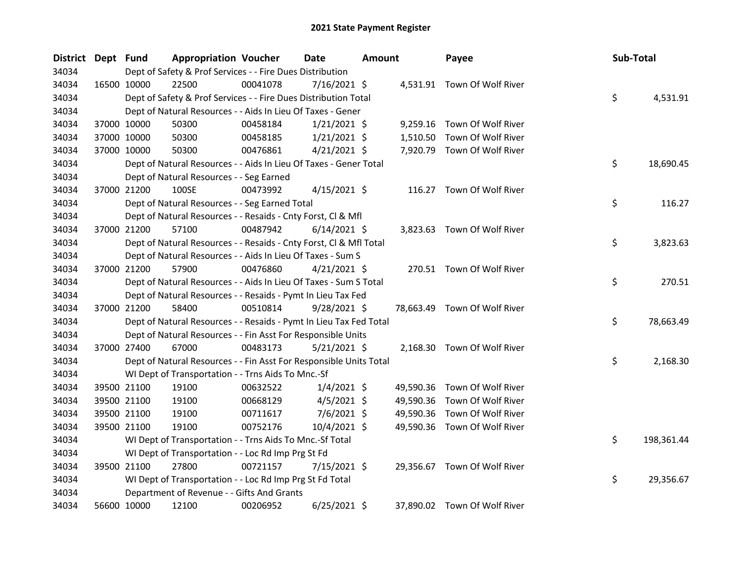# 2021 State Payment Register

| District | Dept | Fund | Appropriation | Voucher | Date | Amount | Payee | Sub-Total |
|---|---|---|---|---|---|---|---|---|
| 34034 | | Dept of Safety & Prof Services - - Fire Dues Distribution | | | | | | |
| 34034 | 16500 | 10000 | 22500 | 00041078 | 7/16/2021 | $ 4,531.91 | Town Of Wolf River | |
| 34034 | | Dept of Safety & Prof Services - - Fire Dues Distribution Total | | | | | | $ 4,531.91 |
| 34034 | | Dept of Natural Resources - - Aids In Lieu Of Taxes - Gener | | | | | | |
| 34034 | 37000 | 10000 | 50300 | 00458184 | 1/21/2021 | $ 9,259.16 | Town Of Wolf River | |
| 34034 | 37000 | 10000 | 50300 | 00458185 | 1/21/2021 | $ 1,510.50 | Town Of Wolf River | |
| 34034 | 37000 | 10000 | 50300 | 00476861 | 4/21/2021 | $ 7,920.79 | Town Of Wolf River | |
| 34034 | | Dept of Natural Resources - - Aids In Lieu Of Taxes - Gener Total | | | | | | $ 18,690.45 |
| 34034 | | Dept of Natural Resources - - Seg Earned | | | | | | |
| 34034 | 37000 | 21200 | 100SE | 00473992 | 4/15/2021 | $ 116.27 | Town Of Wolf River | |
| 34034 | | Dept of Natural Resources - - Seg Earned Total | | | | | | $ 116.27 |
| 34034 | | Dept of Natural Resources - - Resaids - Cnty Forst, Cl & Mfl | | | | | | |
| 34034 | 37000 | 21200 | 57100 | 00487942 | 6/14/2021 | $ 3,823.63 | Town Of Wolf River | |
| 34034 | | Dept of Natural Resources - - Resaids - Cnty Forst, Cl & Mfl Total | | | | | | $ 3,823.63 |
| 34034 | | Dept of Natural Resources - - Aids In Lieu Of Taxes - Sum S | | | | | | |
| 34034 | 37000 | 21200 | 57900 | 00476860 | 4/21/2021 | $ 270.51 | Town Of Wolf River | |
| 34034 | | Dept of Natural Resources - - Aids In Lieu Of Taxes - Sum S Total | | | | | | $ 270.51 |
| 34034 | | Dept of Natural Resources - - Resaids - Pymt In Lieu Tax Fed | | | | | | |
| 34034 | 37000 | 21200 | 58400 | 00510814 | 9/28/2021 | $ 78,663.49 | Town Of Wolf River | |
| 34034 | | Dept of Natural Resources - - Resaids - Pymt In Lieu Tax Fed Total | | | | | | $ 78,663.49 |
| 34034 | | Dept of Natural Resources - - Fin Asst For Responsible Units | | | | | | |
| 34034 | 37000 | 27400 | 67000 | 00483173 | 5/21/2021 | $ 2,168.30 | Town Of Wolf River | |
| 34034 | | Dept of Natural Resources - - Fin Asst For Responsible Units Total | | | | | | $ 2,168.30 |
| 34034 | | WI Dept of Transportation - - Trns Aids To Mnc.-Sf | | | | | | |
| 34034 | 39500 | 21100 | 19100 | 00632522 | 1/4/2021 | $ 49,590.36 | Town Of Wolf River | |
| 34034 | 39500 | 21100 | 19100 | 00668129 | 4/5/2021 | $ 49,590.36 | Town Of Wolf River | |
| 34034 | 39500 | 21100 | 19100 | 00711617 | 7/6/2021 | $ 49,590.36 | Town Of Wolf River | |
| 34034 | 39500 | 21100 | 19100 | 00752176 | 10/4/2021 | $ 49,590.36 | Town Of Wolf River | |
| 34034 | | WI Dept of Transportation - - Trns Aids To Mnc.-Sf Total | | | | | | $ 198,361.44 |
| 34034 | | WI Dept of Transportation - - Loc Rd Imp Prg St Fd | | | | | | |
| 34034 | 39500 | 21100 | 27800 | 00721157 | 7/15/2021 | $ 29,356.67 | Town Of Wolf River | |
| 34034 | | WI Dept of Transportation - - Loc Rd Imp Prg St Fd Total | | | | | | $ 29,356.67 |
| 34034 | | Department of Revenue - - Gifts And Grants | | | | | | |
| 34034 | 56600 | 10000 | 12100 | 00206952 | 6/25/2021 | $ 37,890.02 | Town Of Wolf River | |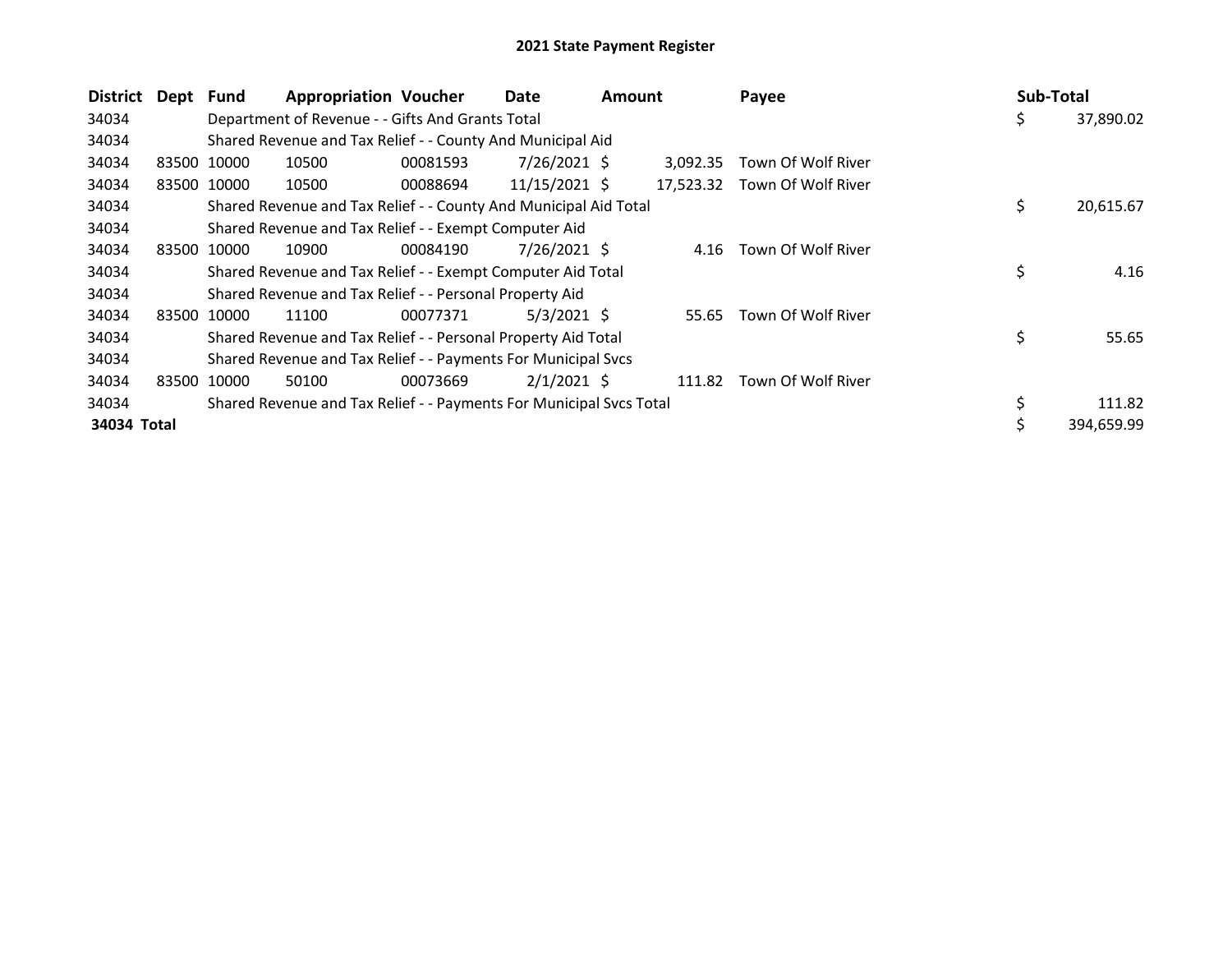# 2021 State Payment Register

| District | Dept | Fund | Appropriation | Voucher | Date | Amount | Payee | Sub-Total |
|---|---|---|---|---|---|---|---|---|
| 34034 | | Department of Revenue - - Gifts And Grants Total | | | | | | $ 37,890.02 |
| 34034 | | Shared Revenue and Tax Relief - - County And Municipal Aid | | | | | | |
| 34034 | 83500 | 10000 | 10500 | 00081593 | 7/26/2021 | $ 3,092.35 | Town Of Wolf River | |
| 34034 | 83500 | 10000 | 10500 | 00088694 | 11/15/2021 | $ 17,523.32 | Town Of Wolf River | |
| 34034 | | Shared Revenue and Tax Relief - - County And Municipal Aid Total | | | | | | $ 20,615.67 |
| 34034 | | Shared Revenue and Tax Relief - - Exempt Computer Aid | | | | | | |
| 34034 | 83500 | 10000 | 10900 | 00084190 | 7/26/2021 | $ 4.16 | Town Of Wolf River | |
| 34034 | | Shared Revenue and Tax Relief - - Exempt Computer Aid Total | | | | | | $ 4.16 |
| 34034 | | Shared Revenue and Tax Relief - - Personal Property Aid | | | | | | |
| 34034 | 83500 | 10000 | 11100 | 00077371 | 5/3/2021 | $ 55.65 | Town Of Wolf River | |
| 34034 | | Shared Revenue and Tax Relief - - Personal Property Aid Total | | | | | | $ 55.65 |
| 34034 | | Shared Revenue and Tax Relief - - Payments For Municipal Svcs | | | | | | |
| 34034 | 83500 | 10000 | 50100 | 00073669 | 2/1/2021 | $ 111.82 | Town Of Wolf River | |
| 34034 | | Shared Revenue and Tax Relief - - Payments For Municipal Svcs Total | | | | | | $ 111.82 |
| **34034 Total** | | | | | | | | $ 394,659.99 |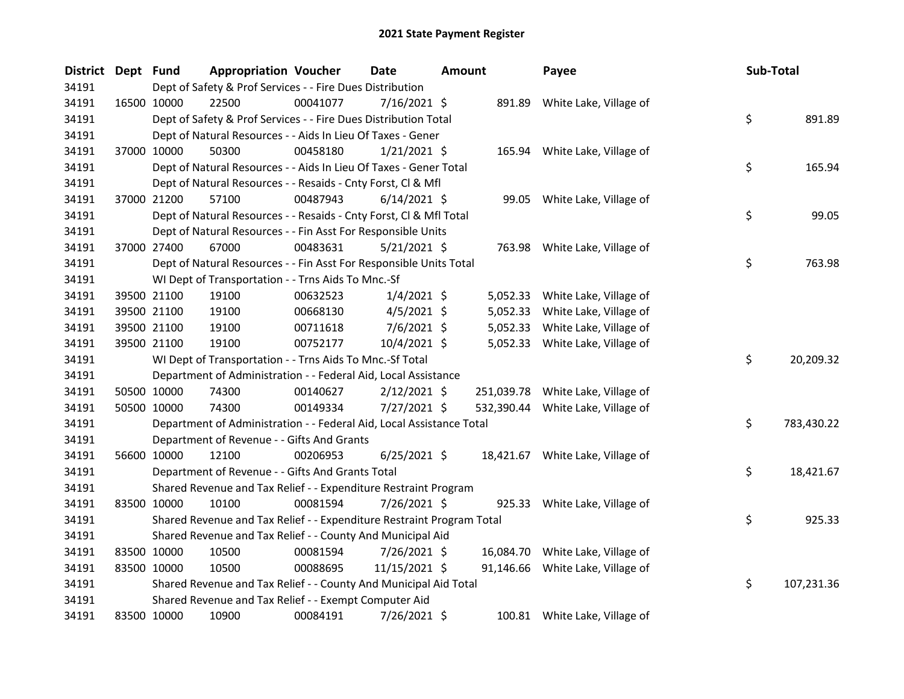# 2021 State Payment Register

| District | Dept | Fund | Appropriation | Voucher | Date | Amount | Payee | Sub-Total |
|---|---|---|---|---|---|---|---|---|
| 34191 | | Dept of Safety & Prof Services - - Fire Dues Distribution | | | | | | |
| 34191 | 16500 | 10000 | 22500 | 00041077 | 7/16/2021 | $ 891.89 | White Lake, Village of | |
| 34191 | | Dept of Safety & Prof Services - - Fire Dues Distribution Total | | | | | | $ 891.89 |
| 34191 | | Dept of Natural Resources - - Aids In Lieu Of Taxes - Gener | | | | | | |
| 34191 | 37000 | 10000 | 50300 | 00458180 | 1/21/2021 | $ 165.94 | White Lake, Village of | |
| 34191 | | Dept of Natural Resources - - Aids In Lieu Of Taxes - Gener Total | | | | | | $ 165.94 |
| 34191 | | Dept of Natural Resources - - Resaids - Cnty Forst, Cl & Mfl | | | | | | |
| 34191 | 37000 | 21200 | 57100 | 00487943 | 6/14/2021 | $ 99.05 | White Lake, Village of | |
| 34191 | | Dept of Natural Resources - - Resaids - Cnty Forst, Cl & Mfl Total | | | | | | $ 99.05 |
| 34191 | | Dept of Natural Resources - - Fin Asst For Responsible Units | | | | | | |
| 34191 | 37000 | 27400 | 67000 | 00483631 | 5/21/2021 | $ 763.98 | White Lake, Village of | |
| 34191 | | Dept of Natural Resources - - Fin Asst For Responsible Units Total | | | | | | $ 763.98 |
| 34191 | | WI Dept of Transportation - - Trns Aids To Mnc.-Sf | | | | | | |
| 34191 | 39500 | 21100 | 19100 | 00632523 | 1/4/2021 | $ 5,052.33 | White Lake, Village of | |
| 34191 | 39500 | 21100 | 19100 | 00668130 | 4/5/2021 | $ 5,052.33 | White Lake, Village of | |
| 34191 | 39500 | 21100 | 19100 | 00711618 | 7/6/2021 | $ 5,052.33 | White Lake, Village of | |
| 34191 | 39500 | 21100 | 19100 | 00752177 | 10/4/2021 | $ 5,052.33 | White Lake, Village of | |
| 34191 | | WI Dept of Transportation - - Trns Aids To Mnc.-Sf Total | | | | | | $ 20,209.32 |
| 34191 | | Department of Administration - - Federal Aid, Local Assistance | | | | | | |
| 34191 | 50500 | 10000 | 74300 | 00140627 | 2/12/2021 | $ 251,039.78 | White Lake, Village of | |
| 34191 | 50500 | 10000 | 74300 | 00149334 | 7/27/2021 | $ 532,390.44 | White Lake, Village of | |
| 34191 | | Department of Administration - - Federal Aid, Local Assistance Total | | | | | | $ 783,430.22 |
| 34191 | | Department of Revenue - - Gifts And Grants | | | | | | |
| 34191 | 56600 | 10000 | 12100 | 00206953 | 6/25/2021 | $ 18,421.67 | White Lake, Village of | |
| 34191 | | Department of Revenue - - Gifts And Grants Total | | | | | | $ 18,421.67 |
| 34191 | | Shared Revenue and Tax Relief - - Expenditure Restraint Program | | | | | | |
| 34191 | 83500 | 10000 | 10100 | 00081594 | 7/26/2021 | $ 925.33 | White Lake, Village of | |
| 34191 | | Shared Revenue and Tax Relief - - Expenditure Restraint Program Total | | | | | | $ 925.33 |
| 34191 | | Shared Revenue and Tax Relief - - County And Municipal Aid | | | | | | |
| 34191 | 83500 | 10000 | 10500 | 00081594 | 7/26/2021 | $ 16,084.70 | White Lake, Village of | |
| 34191 | 83500 | 10000 | 10500 | 00088695 | 11/15/2021 | $ 91,146.66 | White Lake, Village of | |
| 34191 | | Shared Revenue and Tax Relief - - County And Municipal Aid Total | | | | | | $ 107,231.36 |
| 34191 | | Shared Revenue and Tax Relief - - Exempt Computer Aid | | | | | | |
| 34191 | 83500 | 10000 | 10900 | 00084191 | 7/26/2021 | $ 100.81 | White Lake, Village of | |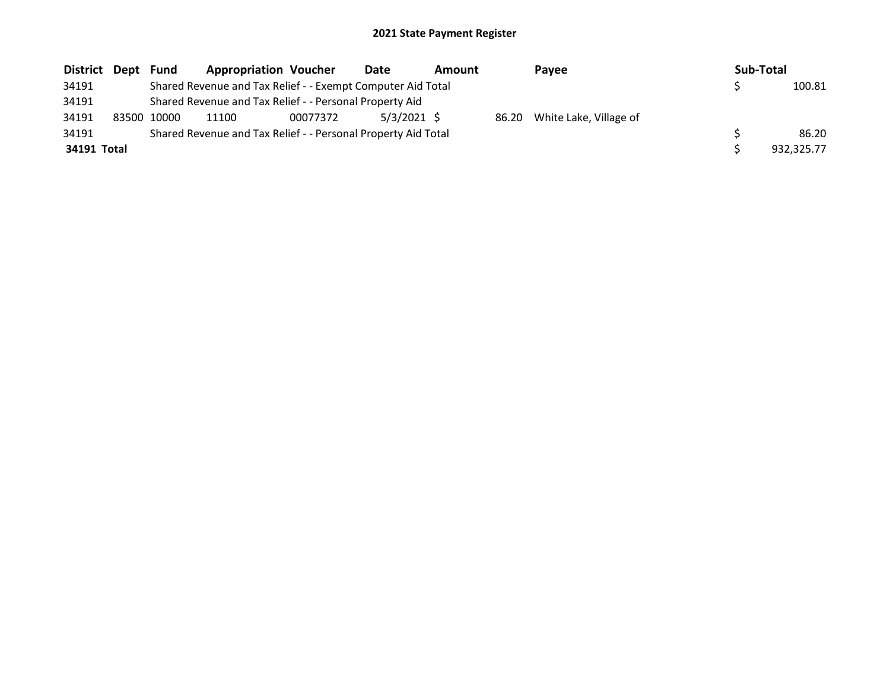# 2021 State Payment Register

| District | Dept | Fund | Appropriation | Voucher | Date | Amount | Payee | Sub-Total |
|---|---|---|---|---|---|---|---|---|
| 34191 | | Shared Revenue and Tax Relief - - Exempt Computer Aid Total | | | | | | $ 100.81 |
| 34191 | | Shared Revenue and Tax Relief - - Personal Property Aid | | | | | | |
| 34191 | 83500 | 10000 | 11100 | 00077372 | 5/3/2021 | $ 86.20 | White Lake, Village of | |
| 34191 | | Shared Revenue and Tax Relief - - Personal Property Aid Total | | | | | | $ 86.20 |
| **34191 Total** | | | | | | | | $ 932,325.77 |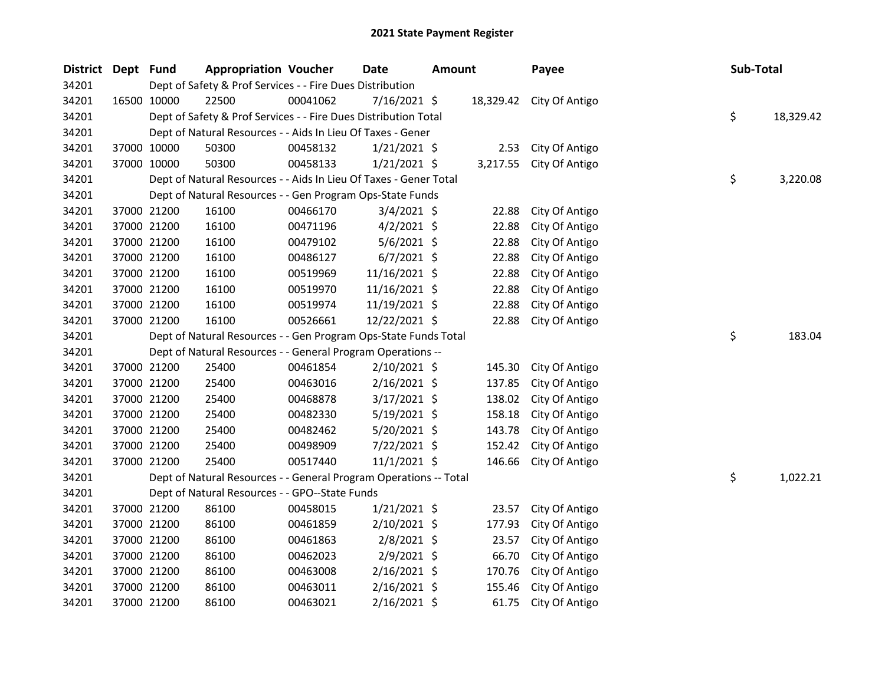# 2021 State Payment Register

| District | Dept | Fund | Appropriation | Voucher | Date | Amount | Payee | Sub-Total |
|---|---|---|---|---|---|---|---|---|
| 34201 | | Dept of Safety & Prof Services - - Fire Dues Distribution | | | | | | |
| 34201 | 16500 | 10000 | 22500 | 00041062 | 7/16/2021 | $ 18,329.42 | City Of Antigo | |
| 34201 | | Dept of Safety & Prof Services - - Fire Dues Distribution Total | | | | | | $ 18,329.42 |
| 34201 | | Dept of Natural Resources - - Aids In Lieu Of Taxes - Gener | | | | | | |
| 34201 | 37000 | 10000 | 50300 | 00458132 | 1/21/2021 | $ 2.53 | City Of Antigo | |
| 34201 | 37000 | 10000 | 50300 | 00458133 | 1/21/2021 | $ 3,217.55 | City Of Antigo | |
| 34201 | | Dept of Natural Resources - - Aids In Lieu Of Taxes - Gener Total | | | | | | $ 3,220.08 |
| 34201 | | Dept of Natural Resources - - Gen Program Ops-State Funds | | | | | | |
| 34201 | 37000 | 21200 | 16100 | 00466170 | 3/4/2021 | $ 22.88 | City Of Antigo | |
| 34201 | 37000 | 21200 | 16100 | 00471196 | 4/2/2021 | $ 22.88 | City Of Antigo | |
| 34201 | 37000 | 21200 | 16100 | 00479102 | 5/6/2021 | $ 22.88 | City Of Antigo | |
| 34201 | 37000 | 21200 | 16100 | 00486127 | 6/7/2021 | $ 22.88 | City Of Antigo | |
| 34201 | 37000 | 21200 | 16100 | 00519969 | 11/16/2021 | $ 22.88 | City Of Antigo | |
| 34201 | 37000 | 21200 | 16100 | 00519970 | 11/16/2021 | $ 22.88 | City Of Antigo | |
| 34201 | 37000 | 21200 | 16100 | 00519974 | 11/19/2021 | $ 22.88 | City Of Antigo | |
| 34201 | 37000 | 21200 | 16100 | 00526661 | 12/22/2021 | $ 22.88 | City Of Antigo | |
| 34201 | | Dept of Natural Resources - - Gen Program Ops-State Funds Total | | | | | | $ 183.04 |
| 34201 | | Dept of Natural Resources - - General Program Operations -- | | | | | | |
| 34201 | 37000 | 21200 | 25400 | 00461854 | 2/10/2021 | $ 145.30 | City Of Antigo | |
| 34201 | 37000 | 21200 | 25400 | 00463016 | 2/16/2021 | $ 137.85 | City Of Antigo | |
| 34201 | 37000 | 21200 | 25400 | 00468878 | 3/17/2021 | $ 138.02 | City Of Antigo | |
| 34201 | 37000 | 21200 | 25400 | 00482330 | 5/19/2021 | $ 158.18 | City Of Antigo | |
| 34201 | 37000 | 21200 | 25400 | 00482462 | 5/20/2021 | $ 143.78 | City Of Antigo | |
| 34201 | 37000 | 21200 | 25400 | 00498909 | 7/22/2021 | $ 152.42 | City Of Antigo | |
| 34201 | 37000 | 21200 | 25400 | 00517440 | 11/1/2021 | $ 146.66 | City Of Antigo | |
| 34201 | | Dept of Natural Resources - - General Program Operations -- Total | | | | | | $ 1,022.21 |
| 34201 | | Dept of Natural Resources - - GPO--State Funds | | | | | | |
| 34201 | 37000 | 21200 | 86100 | 00458015 | 1/21/2021 | $ 23.57 | City Of Antigo | |
| 34201 | 37000 | 21200 | 86100 | 00461859 | 2/10/2021 | $ 177.93 | City Of Antigo | |
| 34201 | 37000 | 21200 | 86100 | 00461863 | 2/8/2021 | $ 23.57 | City Of Antigo | |
| 34201 | 37000 | 21200 | 86100 | 00462023 | 2/9/2021 | $ 66.70 | City Of Antigo | |
| 34201 | 37000 | 21200 | 86100 | 00463008 | 2/16/2021 | $ 170.76 | City Of Antigo | |
| 34201 | 37000 | 21200 | 86100 | 00463011 | 2/16/2021 | $ 155.46 | City Of Antigo | |
| 34201 | 37000 | 21200 | 86100 | 00463021 | 2/16/2021 | $ 61.75 | City Of Antigo | |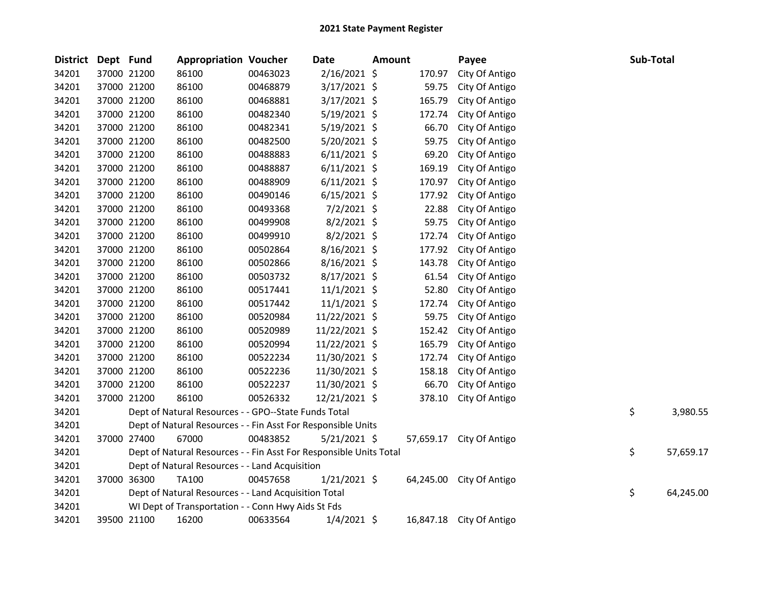# 2021 State Payment Register

| District | Dept | Fund | Appropriation | Voucher | Date | Amount | Payee | Sub-Total |
|---|---|---|---|---|---|---|---|---|
| 34201 | 37000 | 21200 | 86100 | 00463023 | 2/16/2021 | $ 170.97 | City Of Antigo | |
| 34201 | 37000 | 21200 | 86100 | 00468879 | 3/17/2021 | $ 59.75 | City Of Antigo | |
| 34201 | 37000 | 21200 | 86100 | 00468881 | 3/17/2021 | $ 165.79 | City Of Antigo | |
| 34201 | 37000 | 21200 | 86100 | 00482340 | 5/19/2021 | $ 172.74 | City Of Antigo | |
| 34201 | 37000 | 21200 | 86100 | 00482341 | 5/19/2021 | $ 66.70 | City Of Antigo | |
| 34201 | 37000 | 21200 | 86100 | 00482500 | 5/20/2021 | $ 59.75 | City Of Antigo | |
| 34201 | 37000 | 21200 | 86100 | 00488883 | 6/11/2021 | $ 69.20 | City Of Antigo | |
| 34201 | 37000 | 21200 | 86100 | 00488887 | 6/11/2021 | $ 169.19 | City Of Antigo | |
| 34201 | 37000 | 21200 | 86100 | 00488909 | 6/11/2021 | $ 170.97 | City Of Antigo | |
| 34201 | 37000 | 21200 | 86100 | 00490146 | 6/15/2021 | $ 177.92 | City Of Antigo | |
| 34201 | 37000 | 21200 | 86100 | 00493368 | 7/2/2021 | $ 22.88 | City Of Antigo | |
| 34201 | 37000 | 21200 | 86100 | 00499908 | 8/2/2021 | $ 59.75 | City Of Antigo | |
| 34201 | 37000 | 21200 | 86100 | 00499910 | 8/2/2021 | $ 172.74 | City Of Antigo | |
| 34201 | 37000 | 21200 | 86100 | 00502864 | 8/16/2021 | $ 177.92 | City Of Antigo | |
| 34201 | 37000 | 21200 | 86100 | 00502866 | 8/16/2021 | $ 143.78 | City Of Antigo | |
| 34201 | 37000 | 21200 | 86100 | 00503732 | 8/17/2021 | $ 61.54 | City Of Antigo | |
| 34201 | 37000 | 21200 | 86100 | 00517441 | 11/1/2021 | $ 52.80 | City Of Antigo | |
| 34201 | 37000 | 21200 | 86100 | 00517442 | 11/1/2021 | $ 172.74 | City Of Antigo | |
| 34201 | 37000 | 21200 | 86100 | 00520984 | 11/22/2021 | $ 59.75 | City Of Antigo | |
| 34201 | 37000 | 21200 | 86100 | 00520989 | 11/22/2021 | $ 152.42 | City Of Antigo | |
| 34201 | 37000 | 21200 | 86100 | 00520994 | 11/22/2021 | $ 165.79 | City Of Antigo | |
| 34201 | 37000 | 21200 | 86100 | 00522234 | 11/30/2021 | $ 172.74 | City Of Antigo | |
| 34201 | 37000 | 21200 | 86100 | 00522236 | 11/30/2021 | $ 158.18 | City Of Antigo | |
| 34201 | 37000 | 21200 | 86100 | 00522237 | 11/30/2021 | $ 66.70 | City Of Antigo | |
| 34201 | 37000 | 21200 | 86100 | 00526332 | 12/21/2021 | $ 378.10 | City Of Antigo | |
| 34201 | | Dept of Natural Resources - - GPO--State Funds Total | | | | | | $ 3,980.55 |
| 34201 | | Dept of Natural Resources - - Fin Asst For Responsible Units | | | | | | |
| 34201 | 37000 | 27400 | 67000 | 00483852 | 5/21/2021 | $ 57,659.17 | City Of Antigo | |
| 34201 | | Dept of Natural Resources - - Fin Asst For Responsible Units Total | | | | | | $ 57,659.17 |
| 34201 | | Dept of Natural Resources - - Land Acquisition | | | | | | |
| 34201 | 37000 | 36300 | TA100 | 00457658 | 1/21/2021 | $ 64,245.00 | City Of Antigo | |
| 34201 | | Dept of Natural Resources - - Land Acquisition Total | | | | | | $ 64,245.00 |
| 34201 | | WI Dept of Transportation - - Conn Hwy Aids St Fds | | | | | | |
| 34201 | 39500 | 21100 | 16200 | 00633564 | 1/4/2021 | $ 16,847.18 | City Of Antigo | |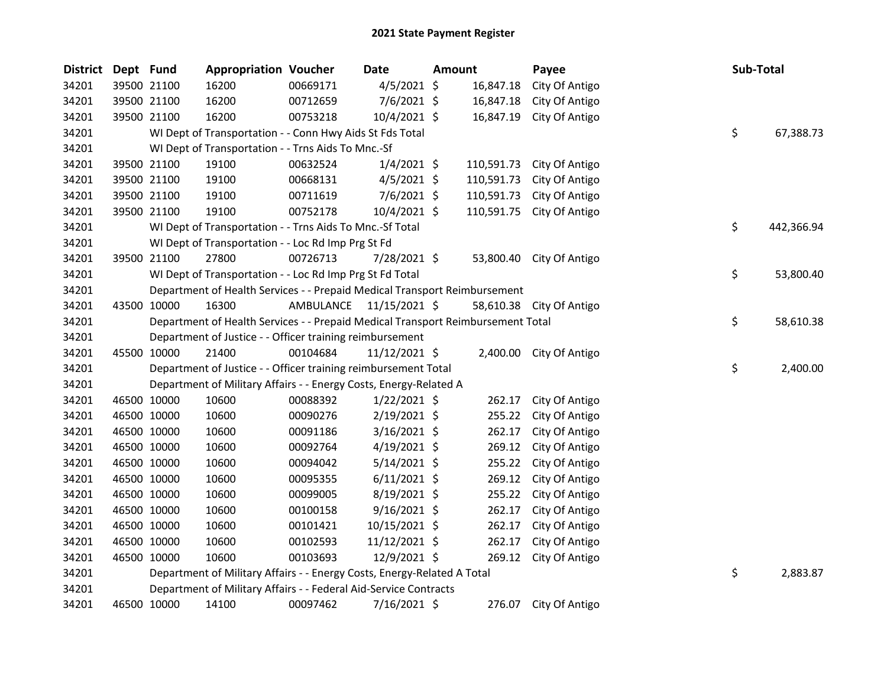# 2021 State Payment Register

| District | Dept | Fund | Appropriation | Voucher | Date | Amount | Payee | Sub-Total |
|---|---|---|---|---|---|---|---|---|
| 34201 | 39500 | 21100 | 16200 | 00669171 | 4/5/2021 | $ 16,847.18 | City Of Antigo | |
| 34201 | 39500 | 21100 | 16200 | 00712659 | 7/6/2021 | $ 16,847.18 | City Of Antigo | |
| 34201 | 39500 | 21100 | 16200 | 00753218 | 10/4/2021 | $ 16,847.19 | City Of Antigo | |
| 34201 | | WI Dept of Transportation - - Conn Hwy Aids St Fds Total | | | | | | $ 67,388.73 |
| 34201 | | WI Dept of Transportation - - Trns Aids To Mnc.-Sf | | | | | | |
| 34201 | 39500 | 21100 | 19100 | 00632524 | 1/4/2021 | $ 110,591.73 | City Of Antigo | |
| 34201 | 39500 | 21100 | 19100 | 00668131 | 4/5/2021 | $ 110,591.73 | City Of Antigo | |
| 34201 | 39500 | 21100 | 19100 | 00711619 | 7/6/2021 | $ 110,591.73 | City Of Antigo | |
| 34201 | 39500 | 21100 | 19100 | 00752178 | 10/4/2021 | $ 110,591.75 | City Of Antigo | |
| 34201 | | WI Dept of Transportation - - Trns Aids To Mnc.-Sf Total | | | | | | $ 442,366.94 |
| 34201 | | WI Dept of Transportation - - Loc Rd Imp Prg St Fd | | | | | | |
| 34201 | 39500 | 21100 | 27800 | 00726713 | 7/28/2021 | $ 53,800.40 | City Of Antigo | |
| 34201 | | WI Dept of Transportation - - Loc Rd Imp Prg St Fd Total | | | | | | $ 53,800.40 |
| 34201 | | Department of Health Services - - Prepaid Medical Transport Reimbursement | | | | | | |
| 34201 | 43500 | 10000 | 16300 | AMBULANCE | 11/15/2021 | $ 58,610.38 | City Of Antigo | |
| 34201 | | Department of Health Services - - Prepaid Medical Transport Reimbursement Total | | | | | | $ 58,610.38 |
| 34201 | | Department of Justice - - Officer training reimbursement | | | | | | |
| 34201 | 45500 | 10000 | 21400 | 00104684 | 11/12/2021 | $ 2,400.00 | City Of Antigo | |
| 34201 | | Department of Justice - - Officer training reimbursement Total | | | | | | $ 2,400.00 |
| 34201 | | Department of Military Affairs - - Energy Costs, Energy-Related A | | | | | | |
| 34201 | 46500 | 10000 | 10600 | 00088392 | 1/22/2021 | $ 262.17 | City Of Antigo | |
| 34201 | 46500 | 10000 | 10600 | 00090276 | 2/19/2021 | $ 255.22 | City Of Antigo | |
| 34201 | 46500 | 10000 | 10600 | 00091186 | 3/16/2021 | $ 262.17 | City Of Antigo | |
| 34201 | 46500 | 10000 | 10600 | 00092764 | 4/19/2021 | $ 269.12 | City Of Antigo | |
| 34201 | 46500 | 10000 | 10600 | 00094042 | 5/14/2021 | $ 255.22 | City Of Antigo | |
| 34201 | 46500 | 10000 | 10600 | 00095355 | 6/11/2021 | $ 269.12 | City Of Antigo | |
| 34201 | 46500 | 10000 | 10600 | 00099005 | 8/19/2021 | $ 255.22 | City Of Antigo | |
| 34201 | 46500 | 10000 | 10600 | 00100158 | 9/16/2021 | $ 262.17 | City Of Antigo | |
| 34201 | 46500 | 10000 | 10600 | 00101421 | 10/15/2021 | $ 262.17 | City Of Antigo | |
| 34201 | 46500 | 10000 | 10600 | 00102593 | 11/12/2021 | $ 262.17 | City Of Antigo | |
| 34201 | 46500 | 10000 | 10600 | 00103693 | 12/9/2021 | $ 269.12 | City Of Antigo | |
| 34201 | | Department of Military Affairs - - Energy Costs, Energy-Related A Total | | | | | | $ 2,883.87 |
| 34201 | | Department of Military Affairs - - Federal Aid-Service Contracts | | | | | | |
| 34201 | 46500 | 10000 | 14100 | 00097462 | 7/16/2021 | $ 276.07 | City Of Antigo | |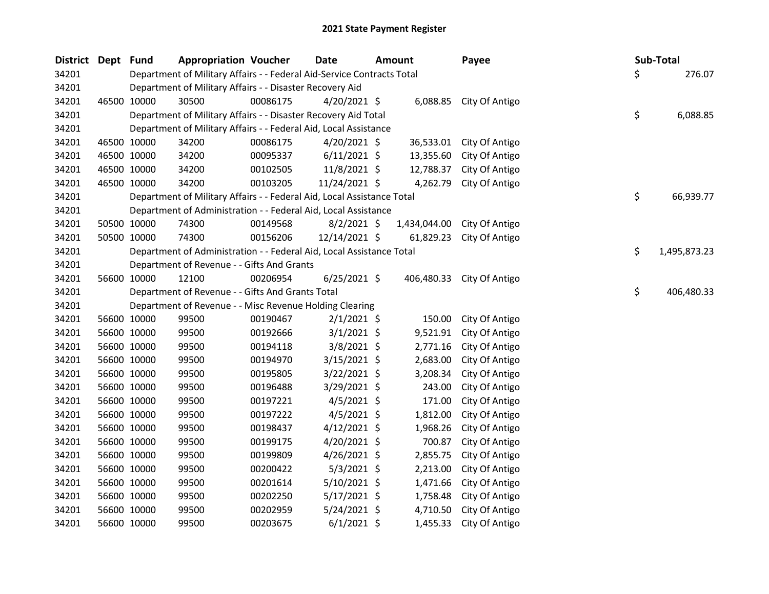# 2021 State Payment Register

| District | Dept | Fund | Appropriation | Voucher | Date | Amount | Payee | Sub-Total |
|---|---|---|---|---|---|---|---|---|
| 34201 | | Department of Military Affairs - - Federal Aid-Service Contracts Total | | | | | | $ 276.07 |
| 34201 | | Department of Military Affairs - - Disaster Recovery Aid | | | | | | |
| 34201 | 46500 | 10000 | 30500 | 00086175 | 4/20/2021 | $ 6,088.85 | City Of Antigo | |
| 34201 | | Department of Military Affairs - - Disaster Recovery Aid Total | | | | | | $ 6,088.85 |
| 34201 | | Department of Military Affairs - - Federal Aid, Local Assistance | | | | | | |
| 34201 | 46500 | 10000 | 34200 | 00086175 | 4/20/2021 | $ 36,533.01 | City Of Antigo | |
| 34201 | 46500 | 10000 | 34200 | 00095337 | 6/11/2021 | $ 13,355.60 | City Of Antigo | |
| 34201 | 46500 | 10000 | 34200 | 00102505 | 11/8/2021 | $ 12,788.37 | City Of Antigo | |
| 34201 | 46500 | 10000 | 34200 | 00103205 | 11/24/2021 | $ 4,262.79 | City Of Antigo | |
| 34201 | | Department of Military Affairs - - Federal Aid, Local Assistance Total | | | | | | $ 66,939.77 |
| 34201 | | Department of Administration - - Federal Aid, Local Assistance | | | | | | |
| 34201 | 50500 | 10000 | 74300 | 00149568 | 8/2/2021 | $ 1,434,044.00 | City Of Antigo | |
| 34201 | 50500 | 10000 | 74300 | 00156206 | 12/14/2021 | $ 61,829.23 | City Of Antigo | |
| 34201 | | Department of Administration - - Federal Aid, Local Assistance Total | | | | | | $ 1,495,873.23 |
| 34201 | | Department of Revenue - - Gifts And Grants | | | | | | |
| 34201 | 56600 | 10000 | 12100 | 00206954 | 6/25/2021 | $ 406,480.33 | City Of Antigo | |
| 34201 | | Department of Revenue - - Gifts And Grants Total | | | | | | $ 406,480.33 |
| 34201 | | Department of Revenue - - Misc Revenue Holding Clearing | | | | | | |
| 34201 | 56600 | 10000 | 99500 | 00190467 | 2/1/2021 | $ 150.00 | City Of Antigo | |
| 34201 | 56600 | 10000 | 99500 | 00192666 | 3/1/2021 | $ 9,521.91 | City Of Antigo | |
| 34201 | 56600 | 10000 | 99500 | 00194118 | 3/8/2021 | $ 2,771.16 | City Of Antigo | |
| 34201 | 56600 | 10000 | 99500 | 00194970 | 3/15/2021 | $ 2,683.00 | City Of Antigo | |
| 34201 | 56600 | 10000 | 99500 | 00195805 | 3/22/2021 | $ 3,208.34 | City Of Antigo | |
| 34201 | 56600 | 10000 | 99500 | 00196488 | 3/29/2021 | $ 243.00 | City Of Antigo | |
| 34201 | 56600 | 10000 | 99500 | 00197221 | 4/5/2021 | $ 171.00 | City Of Antigo | |
| 34201 | 56600 | 10000 | 99500 | 00197222 | 4/5/2021 | $ 1,812.00 | City Of Antigo | |
| 34201 | 56600 | 10000 | 99500 | 00198437 | 4/12/2021 | $ 1,968.26 | City Of Antigo | |
| 34201 | 56600 | 10000 | 99500 | 00199175 | 4/20/2021 | $ 700.87 | City Of Antigo | |
| 34201 | 56600 | 10000 | 99500 | 00199809 | 4/26/2021 | $ 2,855.75 | City Of Antigo | |
| 34201 | 56600 | 10000 | 99500 | 00200422 | 5/3/2021 | $ 2,213.00 | City Of Antigo | |
| 34201 | 56600 | 10000 | 99500 | 00201614 | 5/10/2021 | $ 1,471.66 | City Of Antigo | |
| 34201 | 56600 | 10000 | 99500 | 00202250 | 5/17/2021 | $ 1,758.48 | City Of Antigo | |
| 34201 | 56600 | 10000 | 99500 | 00202959 | 5/24/2021 | $ 4,710.50 | City Of Antigo | |
| 34201 | 56600 | 10000 | 99500 | 00203675 | 6/1/2021 | $ 1,455.33 | City Of Antigo | |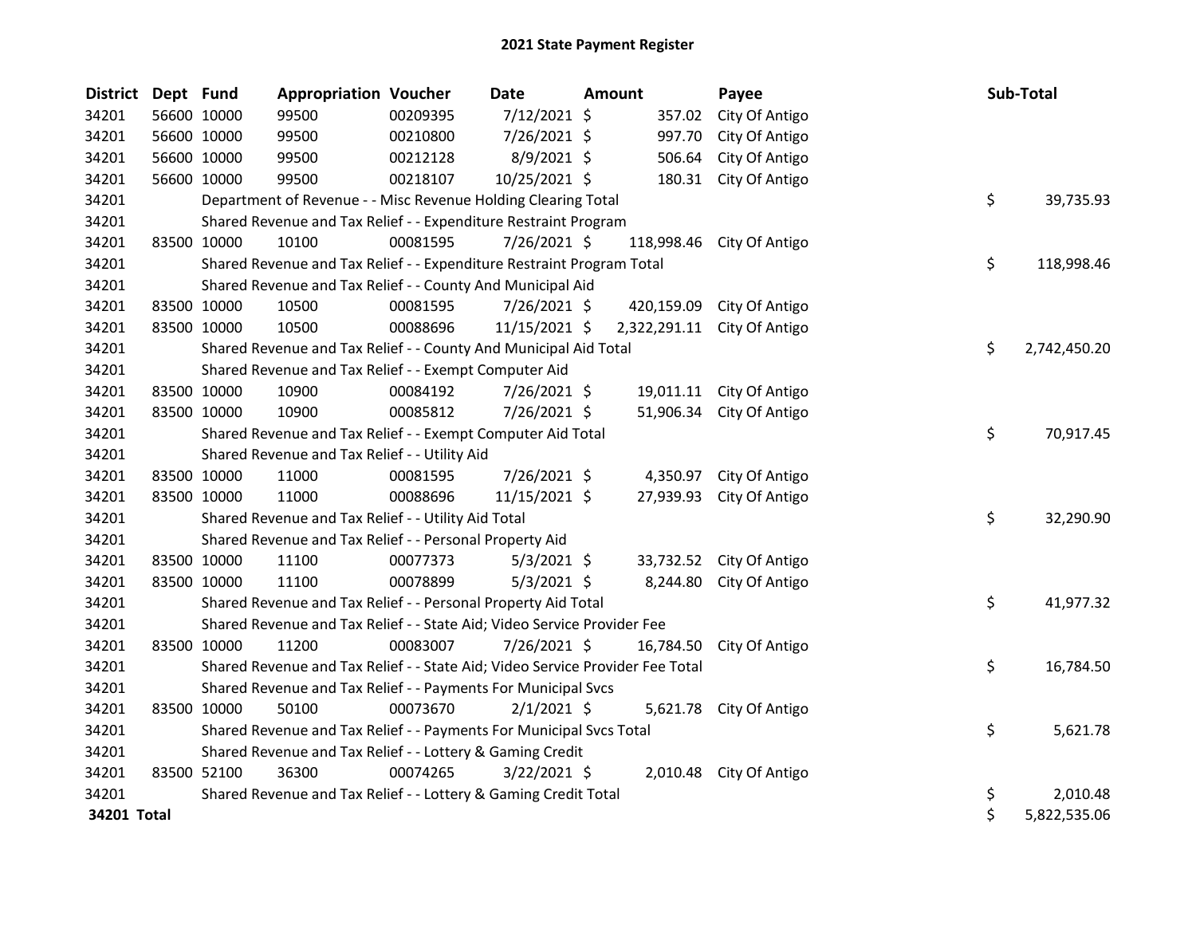# 2021 State Payment Register

| District | Dept | Fund | Appropriation | Voucher | Date | Amount | Payee | Sub-Total |
|---|---|---|---|---|---|---|---|---|
| 34201 | 56600 | 10000 | 99500 | 00209395 | 7/12/2021 | $ 357.02 | City Of Antigo | |
| 34201 | 56600 | 10000 | 99500 | 00210800 | 7/26/2021 | $ 997.70 | City Of Antigo | |
| 34201 | 56600 | 10000 | 99500 | 00212128 | 8/9/2021 | $ 506.64 | City Of Antigo | |
| 34201 | 56600 | 10000 | 99500 | 00218107 | 10/25/2021 | $ 180.31 | City Of Antigo | |
| 34201 | | Department of Revenue - - Misc Revenue Holding Clearing Total | | | | | | $ 39,735.93 |
| 34201 | | Shared Revenue and Tax Relief - - Expenditure Restraint Program | | | | | | |
| 34201 | 83500 | 10000 | 10100 | 00081595 | 7/26/2021 | $ 118,998.46 | City Of Antigo | |
| 34201 | | Shared Revenue and Tax Relief - - Expenditure Restraint Program Total | | | | | | $ 118,998.46 |
| 34201 | | Shared Revenue and Tax Relief - - County And Municipal Aid | | | | | | |
| 34201 | 83500 | 10000 | 10500 | 00081595 | 7/26/2021 | $ 420,159.09 | City Of Antigo | |
| 34201 | 83500 | 10000 | 10500 | 00088696 | 11/15/2021 | $ 2,322,291.11 | City Of Antigo | |
| 34201 | | Shared Revenue and Tax Relief - - County And Municipal Aid Total | | | | | | $ 2,742,450.20 |
| 34201 | | Shared Revenue and Tax Relief - - Exempt Computer Aid | | | | | | |
| 34201 | 83500 | 10000 | 10900 | 00084192 | 7/26/2021 | $ 19,011.11 | City Of Antigo | |
| 34201 | 83500 | 10000 | 10900 | 00085812 | 7/26/2021 | $ 51,906.34 | City Of Antigo | |
| 34201 | | Shared Revenue and Tax Relief - - Exempt Computer Aid Total | | | | | | $ 70,917.45 |
| 34201 | | Shared Revenue and Tax Relief - - Utility Aid | | | | | | |
| 34201 | 83500 | 10000 | 11000 | 00081595 | 7/26/2021 | $ 4,350.97 | City Of Antigo | |
| 34201 | 83500 | 10000 | 11000 | 00088696 | 11/15/2021 | $ 27,939.93 | City Of Antigo | |
| 34201 | | Shared Revenue and Tax Relief - - Utility Aid Total | | | | | | $ 32,290.90 |
| 34201 | | Shared Revenue and Tax Relief - - Personal Property Aid | | | | | | |
| 34201 | 83500 | 10000 | 11100 | 00077373 | 5/3/2021 | $ 33,732.52 | City Of Antigo | |
| 34201 | 83500 | 10000 | 11100 | 00078899 | 5/3/2021 | $ 8,244.80 | City Of Antigo | |
| 34201 | | Shared Revenue and Tax Relief - - Personal Property Aid Total | | | | | | $ 41,977.32 |
| 34201 | | Shared Revenue and Tax Relief - - State Aid; Video Service Provider Fee | | | | | | |
| 34201 | 83500 | 10000 | 11200 | 00083007 | 7/26/2021 | $ 16,784.50 | City Of Antigo | |
| 34201 | | Shared Revenue and Tax Relief - - State Aid; Video Service Provider Fee Total | | | | | | $ 16,784.50 |
| 34201 | | Shared Revenue and Tax Relief - - Payments For Municipal Svcs | | | | | | |
| 34201 | 83500 | 10000 | 50100 | 00073670 | 2/1/2021 | $ 5,621.78 | City Of Antigo | |
| 34201 | | Shared Revenue and Tax Relief - - Payments For Municipal Svcs Total | | | | | | $ 5,621.78 |
| 34201 | | Shared Revenue and Tax Relief - - Lottery & Gaming Credit | | | | | | |
| 34201 | 83500 | 52100 | 36300 | 00074265 | 3/22/2021 | $ 2,010.48 | City Of Antigo | |
| 34201 | | Shared Revenue and Tax Relief - - Lottery & Gaming Credit Total | | | | | | $ 2,010.48 |
| **34201 Total** | | | | | | | | $ 5,822,535.06 |